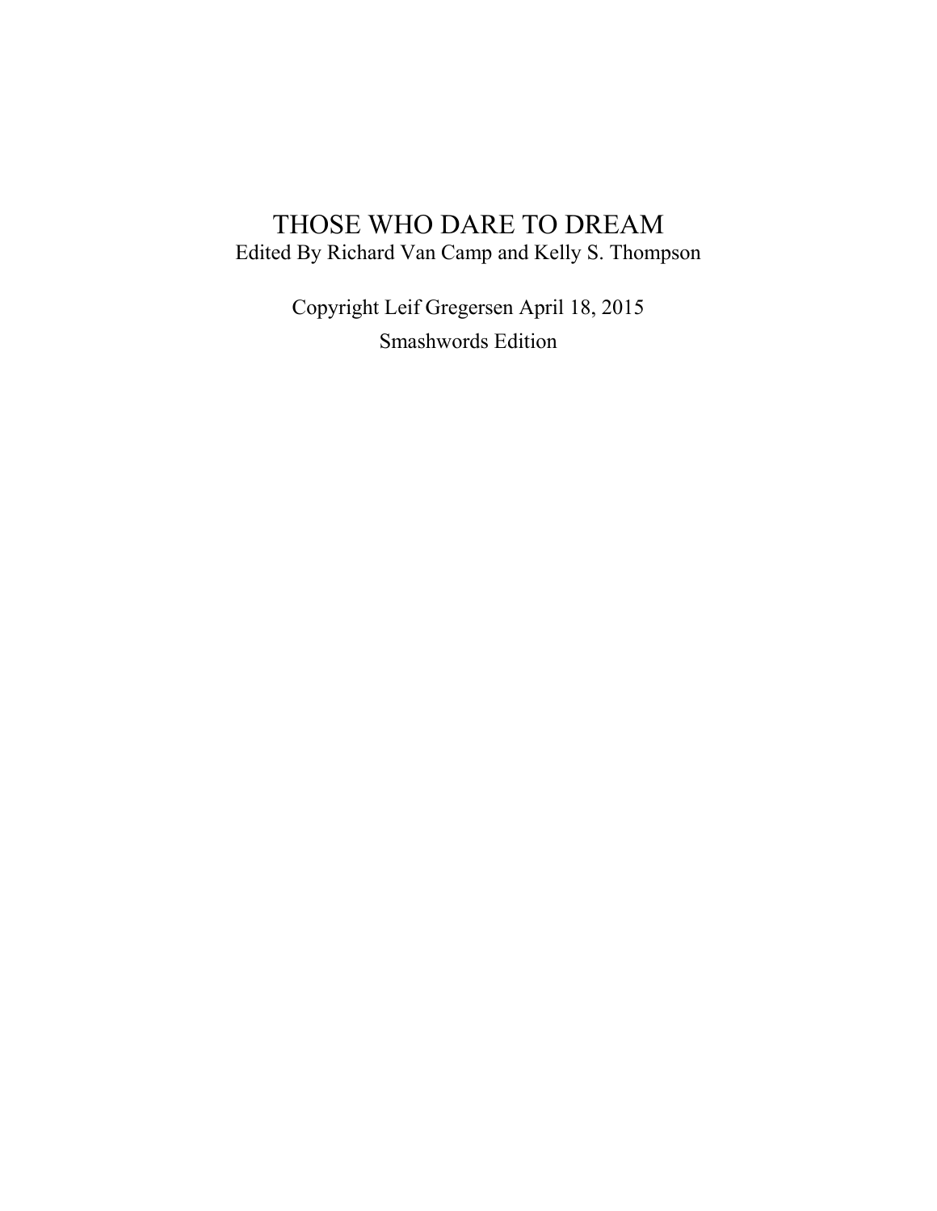# THOSE WHO DARE TO DREAM

Edited By Richard Van Camp and Kelly S. Thompson

Copyright Leif Gregersen April 18, 2015

Smashwords Edition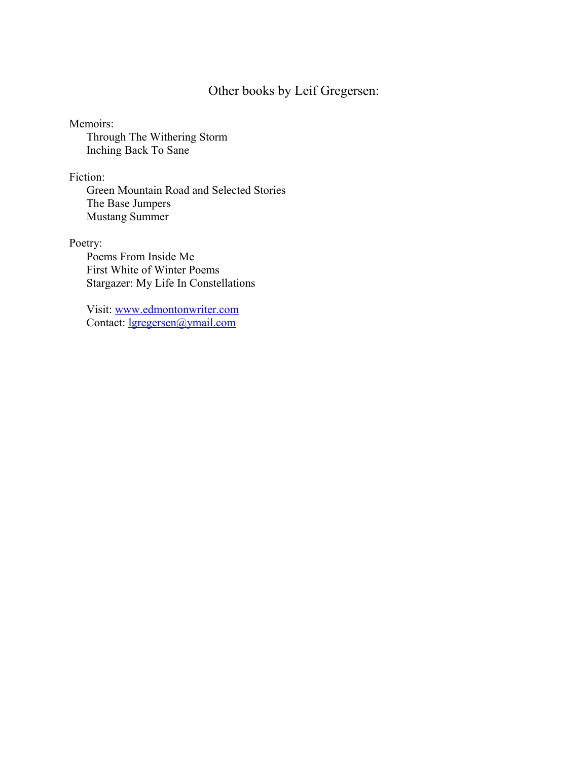# Other books by Leif Gregersen:

Memoirs:

- Through The Withering Storm
- Inching Back To Sane

Fiction:

- Green Mountain Road and Selected Stories
- The Base Jumpers
- Mustang Summer

Poetry:

- Poems From Inside Me
- First White of Winter Poems
- Stargazer: My Life In Constellations

Visit: [www.edmontonwriter.com](http://www.edmontonwriter.com)
Contact: [lgregersen@ymail.com](mailto:lgregersen@ymail.com)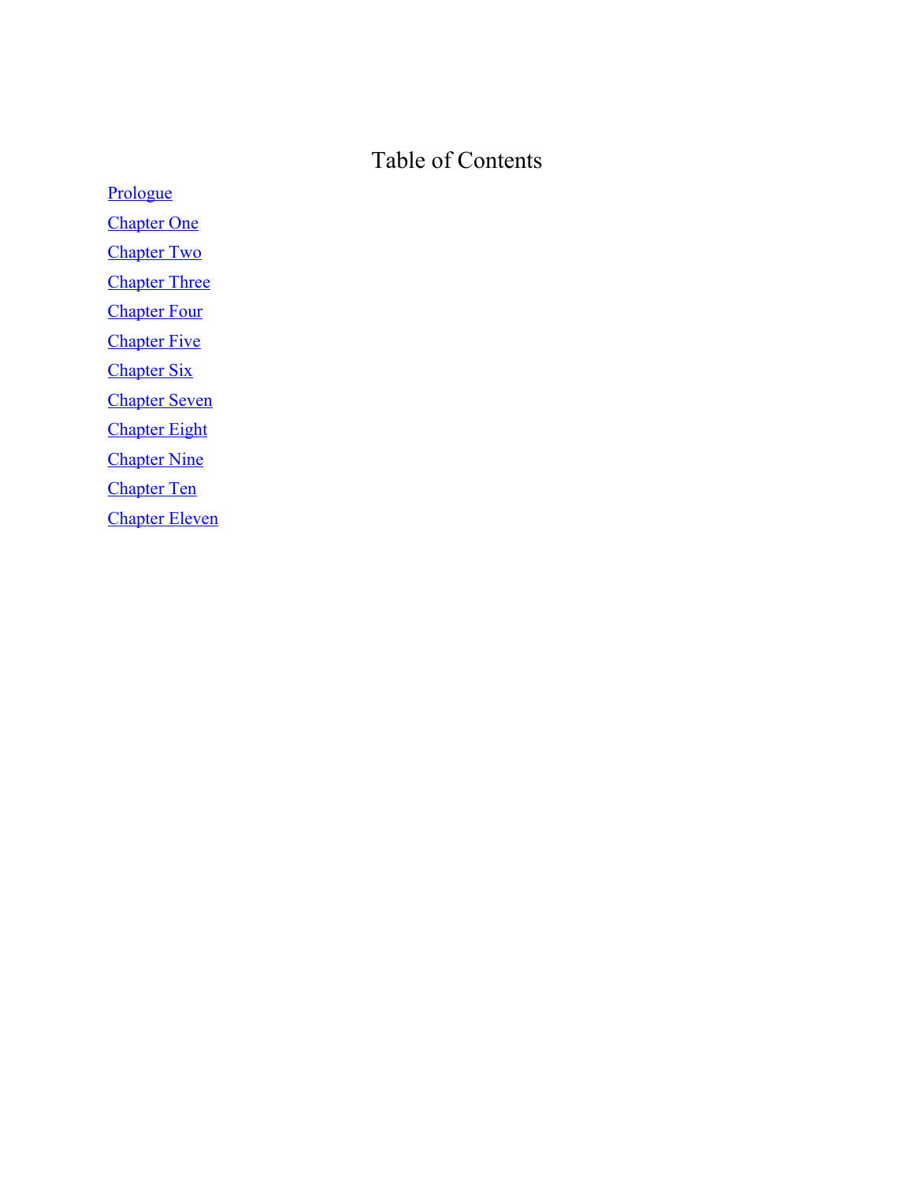# Table of Contents

- Prologue
- Chapter One
- Chapter Two
- Chapter Three
- Chapter Four
- Chapter Five
- Chapter Six
- Chapter Seven
- Chapter Eight
- Chapter Nine
- Chapter Ten
- Chapter Eleven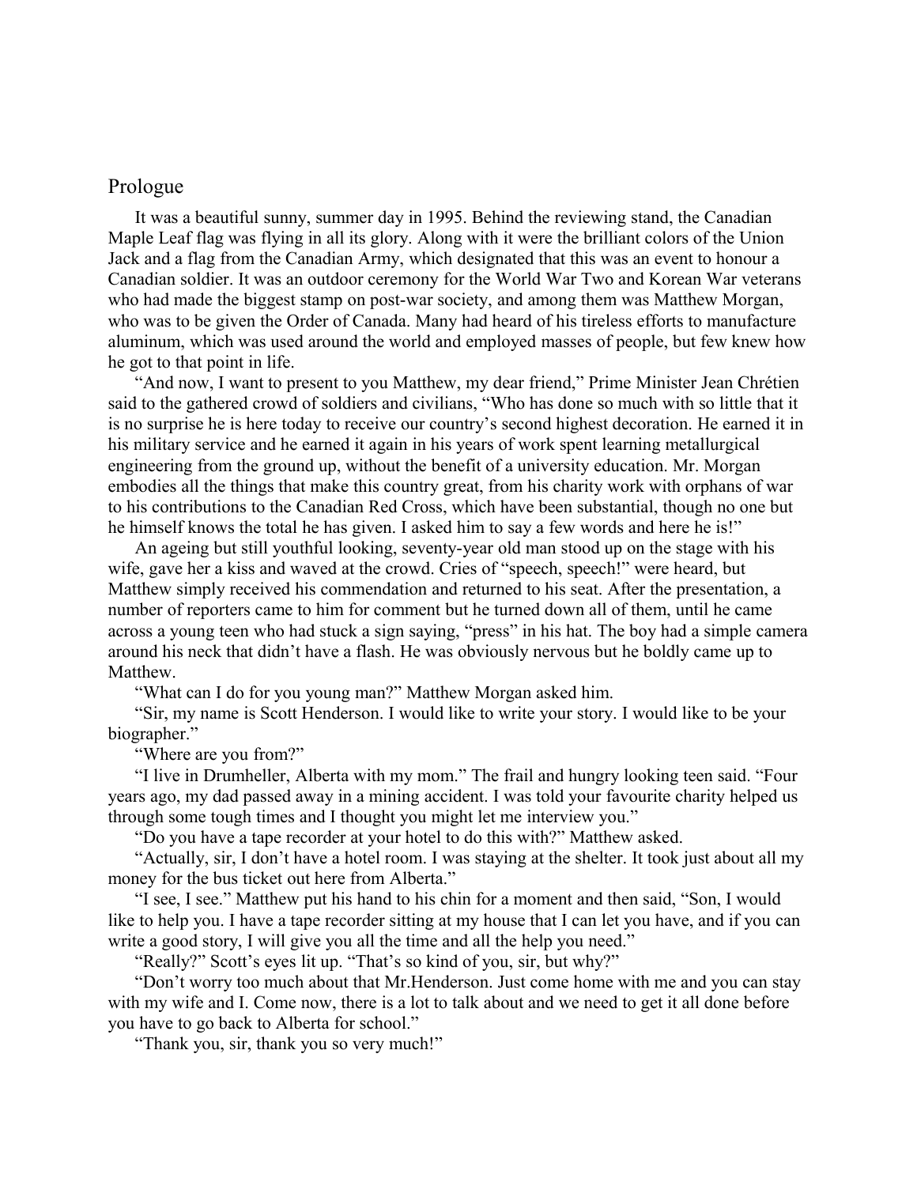## Prologue

It was a beautiful sunny, summer day in 1995. Behind the reviewing stand, the Canadian Maple Leaf flag was flying in all its glory. Along with it were the brilliant colors of the Union Jack and a flag from the Canadian Army, which designated that this was an event to honour a Canadian soldier. It was an outdoor ceremony for the World War Two and Korean War veterans who had made the biggest stamp on post-war society, and among them was Matthew Morgan, who was to be given the Order of Canada. Many had heard of his tireless efforts to manufacture aluminum, which was used around the world and employed masses of people, but few knew how he got to that point in life.

"And now, I want to present to you Matthew, my dear friend," Prime Minister Jean Chrétien said to the gathered crowd of soldiers and civilians, "Who has done so much with so little that it is no surprise he is here today to receive our country's second highest decoration. He earned it in his military service and he earned it again in his years of work spent learning metallurgical engineering from the ground up, without the benefit of a university education. Mr. Morgan embodies all the things that make this country great, from his charity work with orphans of war to his contributions to the Canadian Red Cross, which have been substantial, though no one but he himself knows the total he has given. I asked him to say a few words and here he is!"

An ageing but still youthful looking, seventy-year old man stood up on the stage with his wife, gave her a kiss and waved at the crowd. Cries of "speech, speech!" were heard, but Matthew simply received his commendation and returned to his seat. After the presentation, a number of reporters came to him for comment but he turned down all of them, until he came across a young teen who had stuck a sign saying, "press" in his hat. The boy had a simple camera around his neck that didn't have a flash. He was obviously nervous but he boldly came up to Matthew.

"What can I do for you young man?" Matthew Morgan asked him.

"Sir, my name is Scott Henderson. I would like to write your story. I would like to be your biographer."

"Where are you from?"

"I live in Drumheller, Alberta with my mom." The frail and hungry looking teen said. "Four years ago, my dad passed away in a mining accident. I was told your favourite charity helped us through some tough times and I thought you might let me interview you."

"Do you have a tape recorder at your hotel to do this with?" Matthew asked.

"Actually, sir, I don't have a hotel room. I was staying at the shelter. It took just about all my money for the bus ticket out here from Alberta."

"I see, I see." Matthew put his hand to his chin for a moment and then said, "Son, I would like to help you. I have a tape recorder sitting at my house that I can let you have, and if you can write a good story, I will give you all the time and all the help you need."

"Really?" Scott's eyes lit up. "That's so kind of you, sir, but why?"

"Don't worry too much about that Mr.Henderson. Just come home with me and you can stay with my wife and I. Come now, there is a lot to talk about and we need to get it all done before you have to go back to Alberta for school."

"Thank you, sir, thank you so very much!"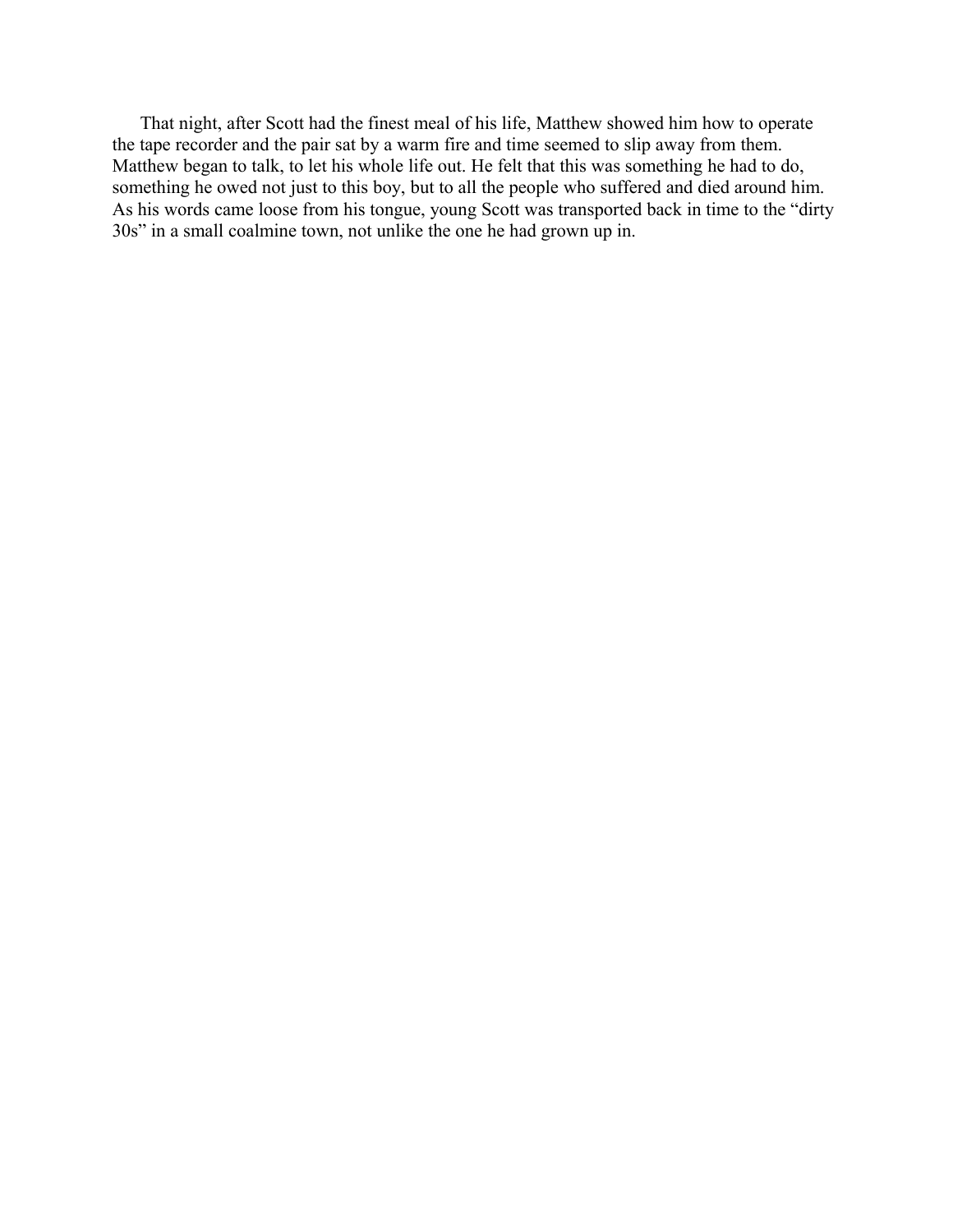That night, after Scott had the finest meal of his life, Matthew showed him how to operate the tape recorder and the pair sat by a warm fire and time seemed to slip away from them. Matthew began to talk, to let his whole life out. He felt that this was something he had to do, something he owed not just to this boy, but to all the people who suffered and died around him. As his words came loose from his tongue, young Scott was transported back in time to the "dirty 30s" in a small coalmine town, not unlike the one he had grown up in.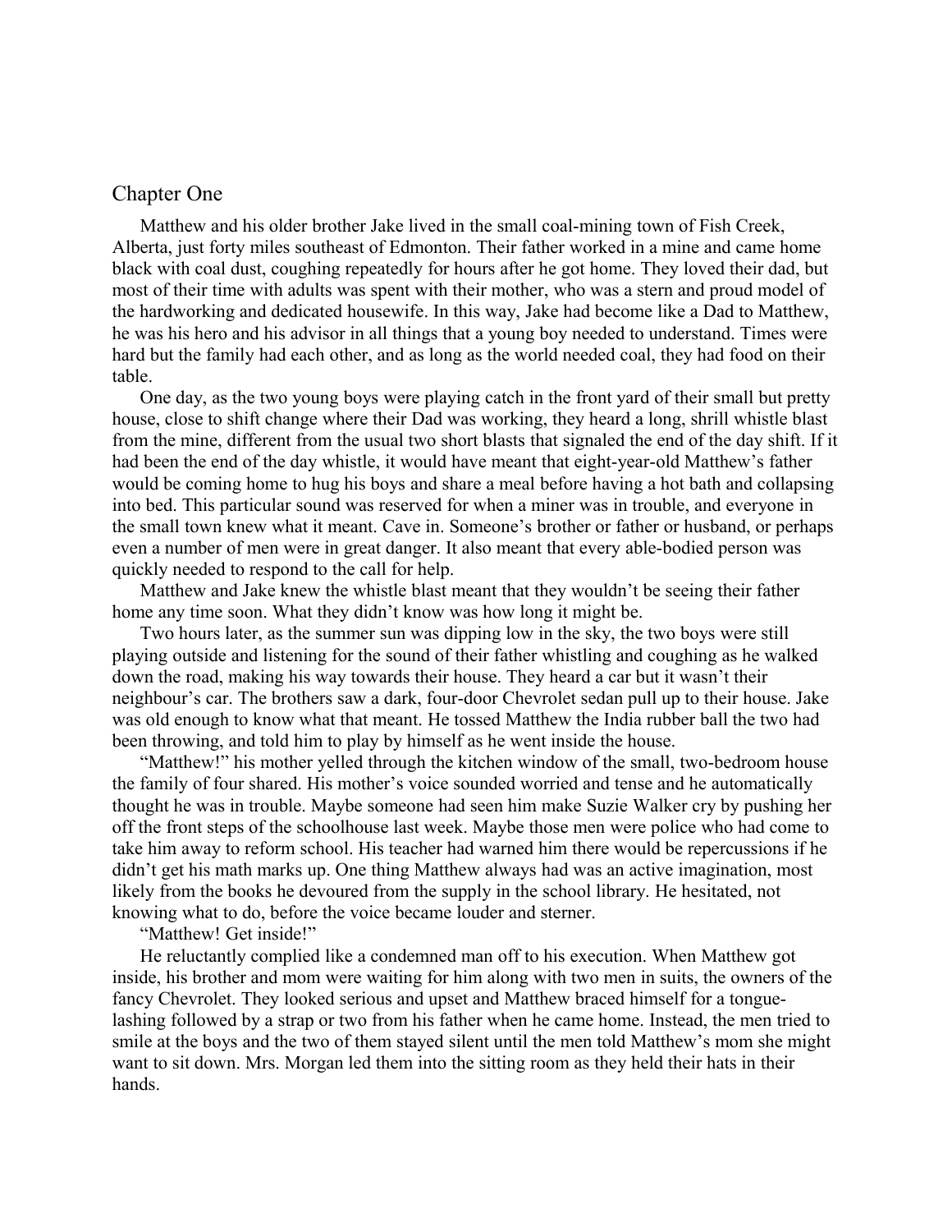## Chapter One

Matthew and his older brother Jake lived in the small coal-mining town of Fish Creek, Alberta, just forty miles southeast of Edmonton. Their father worked in a mine and came home black with coal dust, coughing repeatedly for hours after he got home. They loved their dad, but most of their time with adults was spent with their mother, who was a stern and proud model of the hardworking and dedicated housewife. In this way, Jake had become like a Dad to Matthew, he was his hero and his advisor in all things that a young boy needed to understand. Times were hard but the family had each other, and as long as the world needed coal, they had food on their table.

One day, as the two young boys were playing catch in the front yard of their small but pretty house, close to shift change where their Dad was working, they heard a long, shrill whistle blast from the mine, different from the usual two short blasts that signaled the end of the day shift. If it had been the end of the day whistle, it would have meant that eight-year-old Matthew's father would be coming home to hug his boys and share a meal before having a hot bath and collapsing into bed. This particular sound was reserved for when a miner was in trouble, and everyone in the small town knew what it meant. Cave in. Someone's brother or father or husband, or perhaps even a number of men were in great danger. It also meant that every able-bodied person was quickly needed to respond to the call for help.

Matthew and Jake knew the whistle blast meant that they wouldn't be seeing their father home any time soon. What they didn't know was how long it might be.

Two hours later, as the summer sun was dipping low in the sky, the two boys were still playing outside and listening for the sound of their father whistling and coughing as he walked down the road, making his way towards their house. They heard a car but it wasn't their neighbour's car. The brothers saw a dark, four-door Chevrolet sedan pull up to their house. Jake was old enough to know what that meant. He tossed Matthew the India rubber ball the two had been throwing, and told him to play by himself as he went inside the house.

"Matthew!" his mother yelled through the kitchen window of the small, two-bedroom house the family of four shared. His mother's voice sounded worried and tense and he automatically thought he was in trouble. Maybe someone had seen him make Suzie Walker cry by pushing her off the front steps of the schoolhouse last week. Maybe those men were police who had come to take him away to reform school. His teacher had warned him there would be repercussions if he didn't get his math marks up. One thing Matthew always had was an active imagination, most likely from the books he devoured from the supply in the school library. He hesitated, not knowing what to do, before the voice became louder and sterner.

"Matthew! Get inside!"

He reluctantly complied like a condemned man off to his execution. When Matthew got inside, his brother and mom were waiting for him along with two men in suits, the owners of the fancy Chevrolet. They looked serious and upset and Matthew braced himself for a tongue-lashing followed by a strap or two from his father when he came home. Instead, the men tried to smile at the boys and the two of them stayed silent until the men told Matthew's mom she might want to sit down. Mrs. Morgan led them into the sitting room as they held their hats in their hands.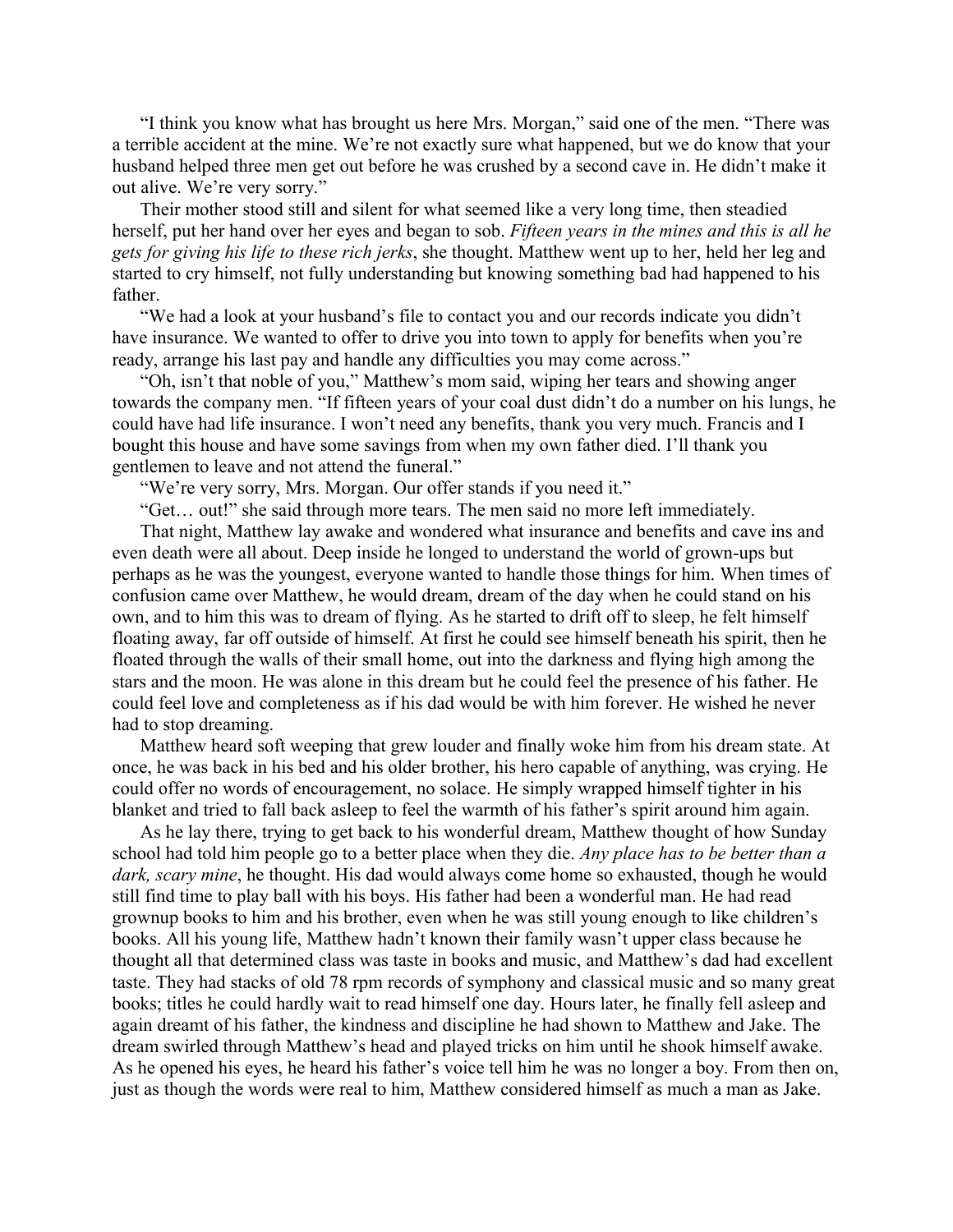"I think you know what has brought us here Mrs. Morgan," said one of the men. "There was a terrible accident at the mine. We're not exactly sure what happened, but we do know that your husband helped three men get out before he was crushed by a second cave in. He didn't make it out alive. We're very sorry."

Their mother stood still and silent for what seemed like a very long time, then steadied herself, put her hand over her eyes and began to sob. *Fifteen years in the mines and this is all he gets for giving his life to these rich jerks*, she thought. Matthew went up to her, held her leg and started to cry himself, not fully understanding but knowing something bad had happened to his father.

"We had a look at your husband's file to contact you and our records indicate you didn't have insurance. We wanted to offer to drive you into town to apply for benefits when you're ready, arrange his last pay and handle any difficulties you may come across."

"Oh, isn't that noble of you," Matthew's mom said, wiping her tears and showing anger towards the company men. "If fifteen years of your coal dust didn't do a number on his lungs, he could have had life insurance. I won't need any benefits, thank you very much. Francis and I bought this house and have some savings from when my own father died. I'll thank you gentlemen to leave and not attend the funeral."

"We're very sorry, Mrs. Morgan. Our offer stands if you need it."

"Get… out!" she said through more tears. The men said no more left immediately.

That night, Matthew lay awake and wondered what insurance and benefits and cave ins and even death were all about. Deep inside he longed to understand the world of grown-ups but perhaps as he was the youngest, everyone wanted to handle those things for him. When times of confusion came over Matthew, he would dream, dream of the day when he could stand on his own, and to him this was to dream of flying. As he started to drift off to sleep, he felt himself floating away, far off outside of himself. At first he could see himself beneath his spirit, then he floated through the walls of their small home, out into the darkness and flying high among the stars and the moon. He was alone in this dream but he could feel the presence of his father. He could feel love and completeness as if his dad would be with him forever. He wished he never had to stop dreaming.

Matthew heard soft weeping that grew louder and finally woke him from his dream state. At once, he was back in his bed and his older brother, his hero capable of anything, was crying. He could offer no words of encouragement, no solace. He simply wrapped himself tighter in his blanket and tried to fall back asleep to feel the warmth of his father's spirit around him again.

As he lay there, trying to get back to his wonderful dream, Matthew thought of how Sunday school had told him people go to a better place when they die. *Any place has to be better than a dark, scary mine*, he thought. His dad would always come home so exhausted, though he would still find time to play ball with his boys. His father had been a wonderful man. He had read grownup books to him and his brother, even when he was still young enough to like children's books. All his young life, Matthew hadn't known their family wasn't upper class because he thought all that determined class was taste in books and music, and Matthew's dad had excellent taste. They had stacks of old 78 rpm records of symphony and classical music and so many great books; titles he could hardly wait to read himself one day. Hours later, he finally fell asleep and again dreamt of his father, the kindness and discipline he had shown to Matthew and Jake. The dream swirled through Matthew's head and played tricks on him until he shook himself awake. As he opened his eyes, he heard his father's voice tell him he was no longer a boy. From then on, just as though the words were real to him, Matthew considered himself as much a man as Jake.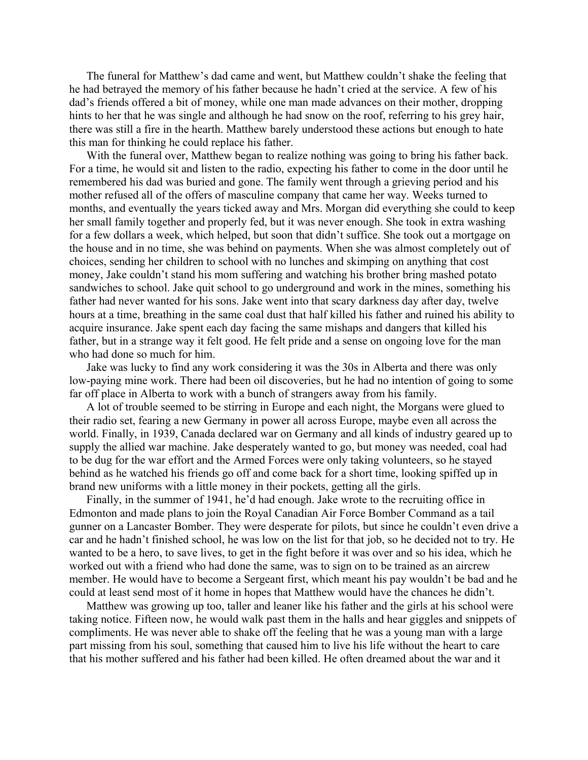The funeral for Matthew's dad came and went, but Matthew couldn't shake the feeling that he had betrayed the memory of his father because he hadn't cried at the service. A few of his dad's friends offered a bit of money, while one man made advances on their mother, dropping hints to her that he was single and although he had snow on the roof, referring to his grey hair, there was still a fire in the hearth. Matthew barely understood these actions but enough to hate this man for thinking he could replace his father.

With the funeral over, Matthew began to realize nothing was going to bring his father back. For a time, he would sit and listen to the radio, expecting his father to come in the door until he remembered his dad was buried and gone. The family went through a grieving period and his mother refused all of the offers of masculine company that came her way. Weeks turned to months, and eventually the years ticked away and Mrs. Morgan did everything she could to keep her small family together and properly fed, but it was never enough. She took in extra washing for a few dollars a week, which helped, but soon that didn't suffice. She took out a mortgage on the house and in no time, she was behind on payments. When she was almost completely out of choices, sending her children to school with no lunches and skimping on anything that cost money, Jake couldn't stand his mom suffering and watching his brother bring mashed potato sandwiches to school. Jake quit school to go underground and work in the mines, something his father had never wanted for his sons. Jake went into that scary darkness day after day, twelve hours at a time, breathing in the same coal dust that half killed his father and ruined his ability to acquire insurance. Jake spent each day facing the same mishaps and dangers that killed his father, but in a strange way it felt good. He felt pride and a sense on ongoing love for the man who had done so much for him.

Jake was lucky to find any work considering it was the 30s in Alberta and there was only low-paying mine work. There had been oil discoveries, but he had no intention of going to some far off place in Alberta to work with a bunch of strangers away from his family.

A lot of trouble seemed to be stirring in Europe and each night, the Morgans were glued to their radio set, fearing a new Germany in power all across Europe, maybe even all across the world. Finally, in 1939, Canada declared war on Germany and all kinds of industry geared up to supply the allied war machine. Jake desperately wanted to go, but money was needed, coal had to be dug for the war effort and the Armed Forces were only taking volunteers, so he stayed behind as he watched his friends go off and come back for a short time, looking spiffed up in brand new uniforms with a little money in their pockets, getting all the girls.

Finally, in the summer of 1941, he'd had enough. Jake wrote to the recruiting office in Edmonton and made plans to join the Royal Canadian Air Force Bomber Command as a tail gunner on a Lancaster Bomber. They were desperate for pilots, but since he couldn't even drive a car and he hadn't finished school, he was low on the list for that job, so he decided not to try. He wanted to be a hero, to save lives, to get in the fight before it was over and so his idea, which he worked out with a friend who had done the same, was to sign on to be trained as an aircrew member. He would have to become a Sergeant first, which meant his pay wouldn't be bad and he could at least send most of it home in hopes that Matthew would have the chances he didn't.

Matthew was growing up too, taller and leaner like his father and the girls at his school were taking notice. Fifteen now, he would walk past them in the halls and hear giggles and snippets of compliments. He was never able to shake off the feeling that he was a young man with a large part missing from his soul, something that caused him to live his life without the heart to care that his mother suffered and his father had been killed. He often dreamed about the war and it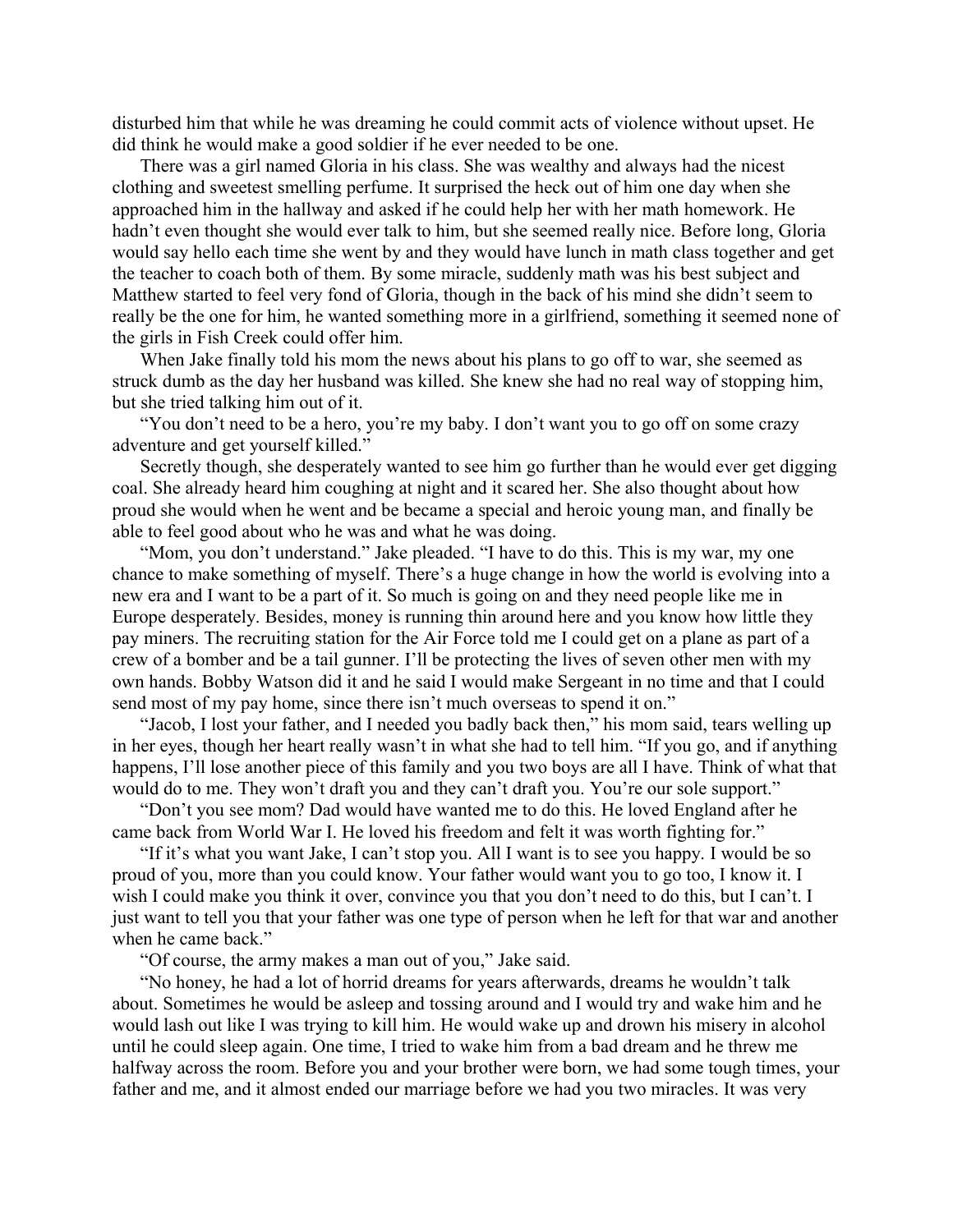disturbed him that while he was dreaming he could commit acts of violence without upset. He did think he would make a good soldier if he ever needed to be one.

There was a girl named Gloria in his class. She was wealthy and always had the nicest clothing and sweetest smelling perfume. It surprised the heck out of him one day when she approached him in the hallway and asked if he could help her with her math homework. He hadn't even thought she would ever talk to him, but she seemed really nice. Before long, Gloria would say hello each time she went by and they would have lunch in math class together and get the teacher to coach both of them. By some miracle, suddenly math was his best subject and Matthew started to feel very fond of Gloria, though in the back of his mind she didn't seem to really be the one for him, he wanted something more in a girlfriend, something it seemed none of the girls in Fish Creek could offer him.

When Jake finally told his mom the news about his plans to go off to war, she seemed as struck dumb as the day her husband was killed. She knew she had no real way of stopping him, but she tried talking him out of it.

"You don't need to be a hero, you're my baby. I don't want you to go off on some crazy adventure and get yourself killed."

Secretly though, she desperately wanted to see him go further than he would ever get digging coal. She already heard him coughing at night and it scared her. She also thought about how proud she would when he went and be became a special and heroic young man, and finally be able to feel good about who he was and what he was doing.

"Mom, you don't understand." Jake pleaded. "I have to do this. This is my war, my one chance to make something of myself. There's a huge change in how the world is evolving into a new era and I want to be a part of it. So much is going on and they need people like me in Europe desperately. Besides, money is running thin around here and you know how little they pay miners. The recruiting station for the Air Force told me I could get on a plane as part of a crew of a bomber and be a tail gunner. I'll be protecting the lives of seven other men with my own hands. Bobby Watson did it and he said I would make Sergeant in no time and that I could send most of my pay home, since there isn't much overseas to spend it on."

"Jacob, I lost your father, and I needed you badly back then," his mom said, tears welling up in her eyes, though her heart really wasn't in what she had to tell him. "If you go, and if anything happens, I'll lose another piece of this family and you two boys are all I have. Think of what that would do to me. They won't draft you and they can't draft you. You're our sole support."

"Don't you see mom? Dad would have wanted me to do this. He loved England after he came back from World War I. He loved his freedom and felt it was worth fighting for."

"If it's what you want Jake, I can't stop you. All I want is to see you happy. I would be so proud of you, more than you could know. Your father would want you to go too, I know it. I wish I could make you think it over, convince you that you don't need to do this, but I can't. I just want to tell you that your father was one type of person when he left for that war and another when he came back."

"Of course, the army makes a man out of you," Jake said.

"No honey, he had a lot of horrid dreams for years afterwards, dreams he wouldn't talk about. Sometimes he would be asleep and tossing around and I would try and wake him and he would lash out like I was trying to kill him. He would wake up and drown his misery in alcohol until he could sleep again. One time, I tried to wake him from a bad dream and he threw me halfway across the room. Before you and your brother were born, we had some tough times, your father and me, and it almost ended our marriage before we had you two miracles. It was very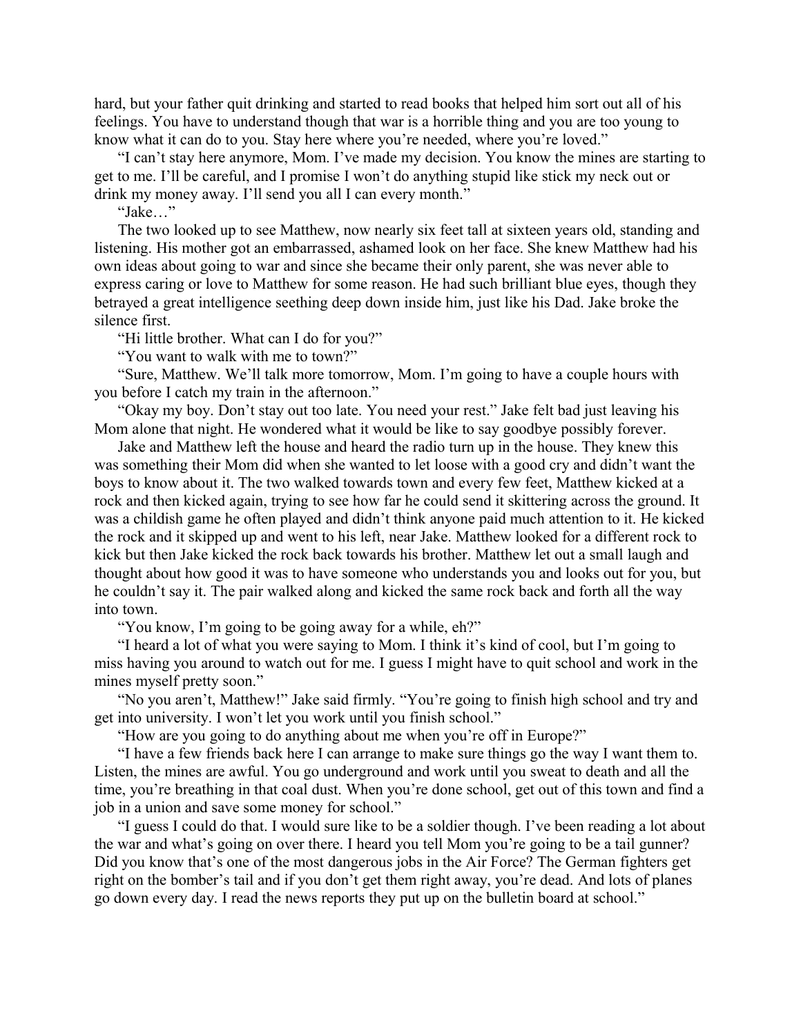hard, but your father quit drinking and started to read books that helped him sort out all of his feelings. You have to understand though that war is a horrible thing and you are too young to know what it can do to you. Stay here where you're needed, where you're loved."

"I can't stay here anymore, Mom. I've made my decision. You know the mines are starting to get to me. I'll be careful, and I promise I won't do anything stupid like stick my neck out or drink my money away. I'll send you all I can every month."

"Jake…"

The two looked up to see Matthew, now nearly six feet tall at sixteen years old, standing and listening. His mother got an embarrassed, ashamed look on her face. She knew Matthew had his own ideas about going to war and since she became their only parent, she was never able to express caring or love to Matthew for some reason. He had such brilliant blue eyes, though they betrayed a great intelligence seething deep down inside him, just like his Dad. Jake broke the silence first.

"Hi little brother. What can I do for you?"

"You want to walk with me to town?"

"Sure, Matthew. We'll talk more tomorrow, Mom. I'm going to have a couple hours with you before I catch my train in the afternoon."

"Okay my boy. Don't stay out too late. You need your rest." Jake felt bad just leaving his Mom alone that night. He wondered what it would be like to say goodbye possibly forever.

Jake and Matthew left the house and heard the radio turn up in the house. They knew this was something their Mom did when she wanted to let loose with a good cry and didn't want the boys to know about it. The two walked towards town and every few feet, Matthew kicked at a rock and then kicked again, trying to see how far he could send it skittering across the ground. It was a childish game he often played and didn't think anyone paid much attention to it. He kicked the rock and it skipped up and went to his left, near Jake. Matthew looked for a different rock to kick but then Jake kicked the rock back towards his brother. Matthew let out a small laugh and thought about how good it was to have someone who understands you and looks out for you, but he couldn't say it. The pair walked along and kicked the same rock back and forth all the way into town.

"You know, I'm going to be going away for a while, eh?"

"I heard a lot of what you were saying to Mom. I think it's kind of cool, but I'm going to miss having you around to watch out for me. I guess I might have to quit school and work in the mines myself pretty soon."

"No you aren't, Matthew!" Jake said firmly. "You're going to finish high school and try and get into university. I won't let you work until you finish school."

"How are you going to do anything about me when you're off in Europe?"

"I have a few friends back here I can arrange to make sure things go the way I want them to. Listen, the mines are awful. You go underground and work until you sweat to death and all the time, you're breathing in that coal dust. When you're done school, get out of this town and find a job in a union and save some money for school."

"I guess I could do that. I would sure like to be a soldier though. I've been reading a lot about the war and what's going on over there. I heard you tell Mom you're going to be a tail gunner? Did you know that's one of the most dangerous jobs in the Air Force? The German fighters get right on the bomber's tail and if you don't get them right away, you're dead. And lots of planes go down every day. I read the news reports they put up on the bulletin board at school."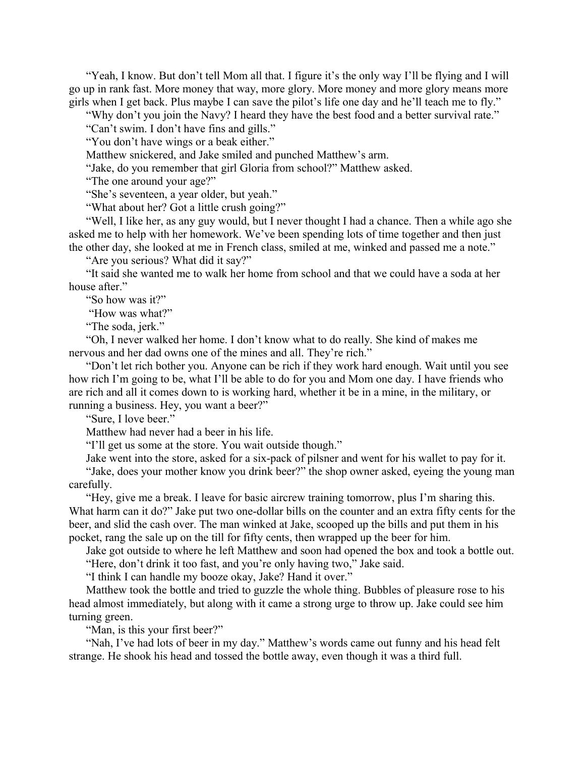"Yeah, I know. But don't tell Mom all that. I figure it's the only way I'll be flying and I will go up in rank fast. More money that way, more glory. More money and more glory means more girls when I get back. Plus maybe I can save the pilot's life one day and he'll teach me to fly."

"Why don't you join the Navy? I heard they have the best food and a better survival rate."

"Can't swim. I don't have fins and gills."

"You don't have wings or a beak either."

Matthew snickered, and Jake smiled and punched Matthew's arm.

"Jake, do you remember that girl Gloria from school?" Matthew asked.

"The one around your age?"

"She's seventeen, a year older, but yeah."

"What about her? Got a little crush going?"

"Well, I like her, as any guy would, but I never thought I had a chance. Then a while ago she asked me to help with her homework. We've been spending lots of time together and then just the other day, she looked at me in French class, smiled at me, winked and passed me a note."

"Are you serious? What did it say?"

"It said she wanted me to walk her home from school and that we could have a soda at her house after."

"So how was it?"

"How was what?"

"The soda, jerk."

"Oh, I never walked her home. I don't know what to do really. She kind of makes me nervous and her dad owns one of the mines and all. They're rich."

"Don't let rich bother you. Anyone can be rich if they work hard enough. Wait until you see how rich I'm going to be, what I'll be able to do for you and Mom one day. I have friends who are rich and all it comes down to is working hard, whether it be in a mine, in the military, or running a business. Hey, you want a beer?"

"Sure, I love beer."

Matthew had never had a beer in his life.

"I'll get us some at the store. You wait outside though."

Jake went into the store, asked for a six-pack of pilsner and went for his wallet to pay for it.

"Jake, does your mother know you drink beer?" the shop owner asked, eyeing the young man carefully.

"Hey, give me a break. I leave for basic aircrew training tomorrow, plus I'm sharing this. What harm can it do?" Jake put two one-dollar bills on the counter and an extra fifty cents for the beer, and slid the cash over. The man winked at Jake, scooped up the bills and put them in his pocket, rang the sale up on the till for fifty cents, then wrapped up the beer for him.

Jake got outside to where he left Matthew and soon had opened the box and took a bottle out.

"Here, don't drink it too fast, and you're only having two," Jake said.

"I think I can handle my booze okay, Jake? Hand it over."

Matthew took the bottle and tried to guzzle the whole thing. Bubbles of pleasure rose to his head almost immediately, but along with it came a strong urge to throw up. Jake could see him turning green.

"Man, is this your first beer?"

"Nah, I've had lots of beer in my day." Matthew's words came out funny and his head felt strange. He shook his head and tossed the bottle away, even though it was a third full.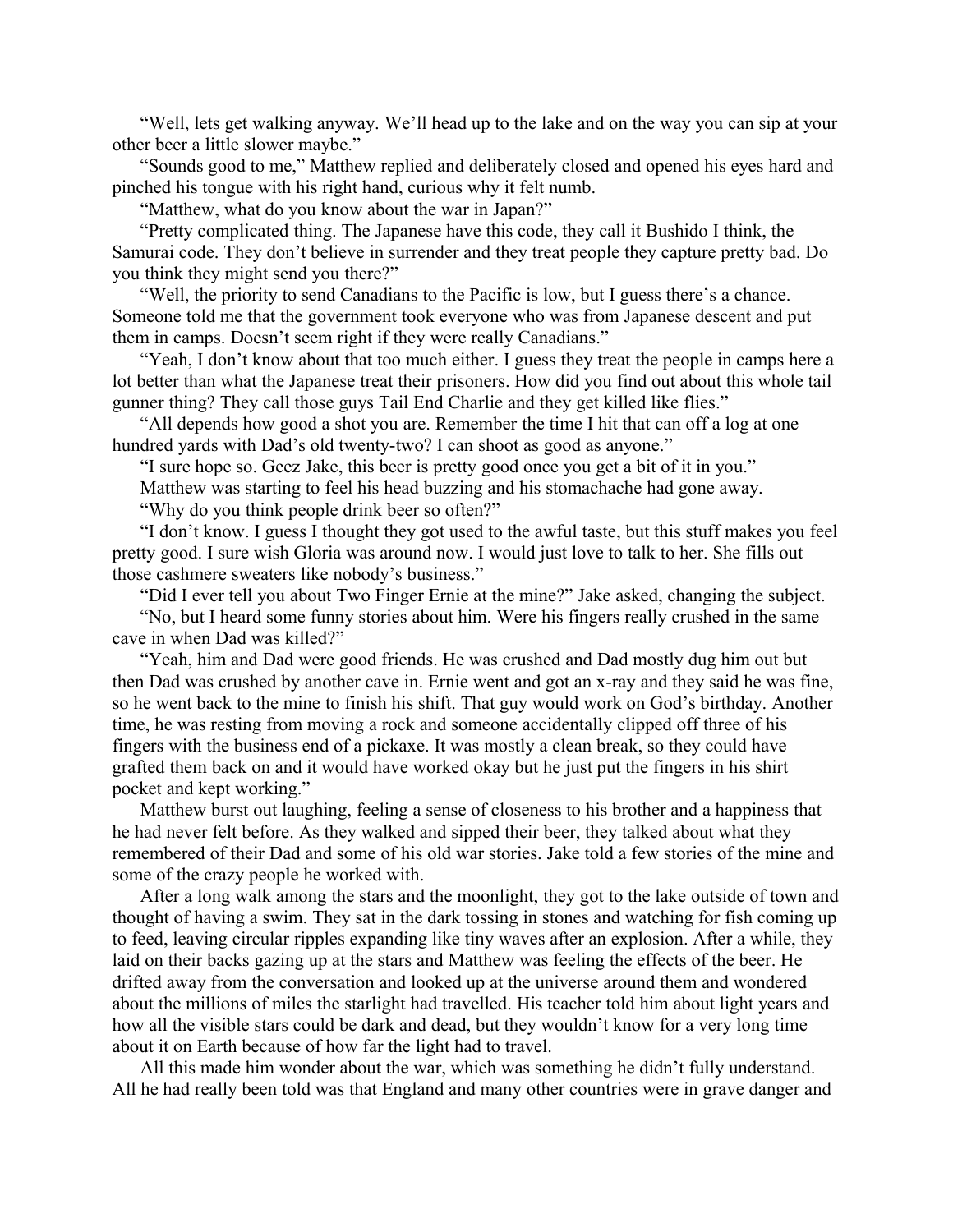"Well, lets get walking anyway. We'll head up to the lake and on the way you can sip at your other beer a little slower maybe."

"Sounds good to me," Matthew replied and deliberately closed and opened his eyes hard and pinched his tongue with his right hand, curious why it felt numb.

"Matthew, what do you know about the war in Japan?"

"Pretty complicated thing. The Japanese have this code, they call it Bushido I think, the Samurai code. They don't believe in surrender and they treat people they capture pretty bad. Do you think they might send you there?"

"Well, the priority to send Canadians to the Pacific is low, but I guess there's a chance. Someone told me that the government took everyone who was from Japanese descent and put them in camps. Doesn't seem right if they were really Canadians."

"Yeah, I don't know about that too much either. I guess they treat the people in camps here a lot better than what the Japanese treat their prisoners. How did you find out about this whole tail gunner thing? They call those guys Tail End Charlie and they get killed like flies."

"All depends how good a shot you are. Remember the time I hit that can off a log at one hundred yards with Dad's old twenty-two? I can shoot as good as anyone."

"I sure hope so. Geez Jake, this beer is pretty good once you get a bit of it in you."

Matthew was starting to feel his head buzzing and his stomachache had gone away.

"Why do you think people drink beer so often?"

"I don't know. I guess I thought they got used to the awful taste, but this stuff makes you feel pretty good. I sure wish Gloria was around now. I would just love to talk to her. She fills out those cashmere sweaters like nobody's business."

"Did I ever tell you about Two Finger Ernie at the mine?" Jake asked, changing the subject.

"No, but I heard some funny stories about him. Were his fingers really crushed in the same cave in when Dad was killed?"

"Yeah, him and Dad were good friends. He was crushed and Dad mostly dug him out but then Dad was crushed by another cave in. Ernie went and got an x-ray and they said he was fine, so he went back to the mine to finish his shift. That guy would work on God's birthday. Another time, he was resting from moving a rock and someone accidentally clipped off three of his fingers with the business end of a pickaxe. It was mostly a clean break, so they could have grafted them back on and it would have worked okay but he just put the fingers in his shirt pocket and kept working."

Matthew burst out laughing, feeling a sense of closeness to his brother and a happiness that he had never felt before. As they walked and sipped their beer, they talked about what they remembered of their Dad and some of his old war stories. Jake told a few stories of the mine and some of the crazy people he worked with.

After a long walk among the stars and the moonlight, they got to the lake outside of town and thought of having a swim. They sat in the dark tossing in stones and watching for fish coming up to feed, leaving circular ripples expanding like tiny waves after an explosion. After a while, they laid on their backs gazing up at the stars and Matthew was feeling the effects of the beer. He drifted away from the conversation and looked up at the universe around them and wondered about the millions of miles the starlight had travelled. His teacher told him about light years and how all the visible stars could be dark and dead, but they wouldn't know for a very long time about it on Earth because of how far the light had to travel.

All this made him wonder about the war, which was something he didn't fully understand. All he had really been told was that England and many other countries were in grave danger and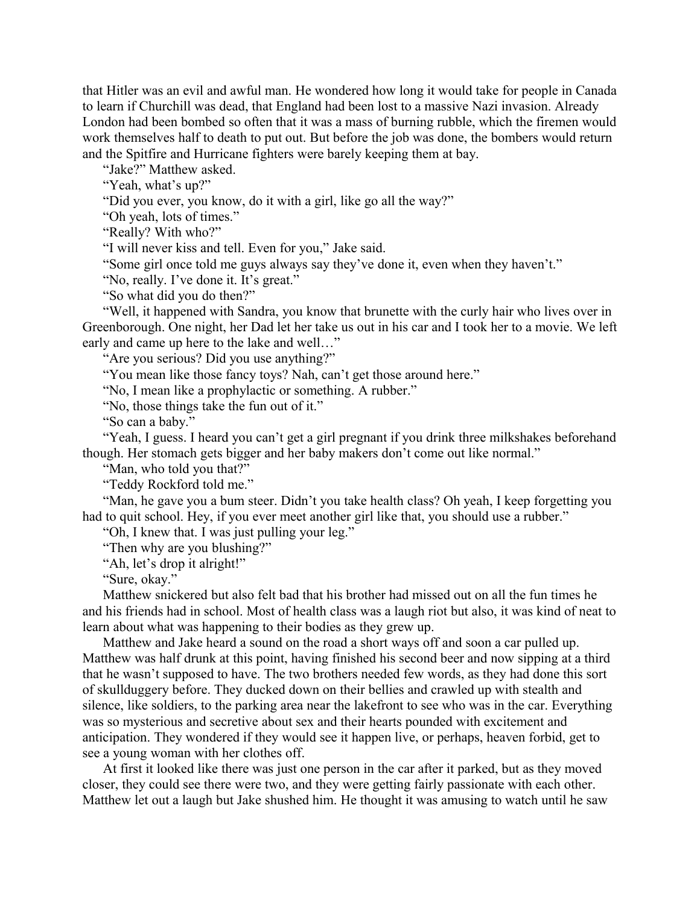that Hitler was an evil and awful man. He wondered how long it would take for people in Canada to learn if Churchill was dead, that England had been lost to a massive Nazi invasion. Already London had been bombed so often that it was a mass of burning rubble, which the firemen would work themselves half to death to put out. But before the job was done, the bombers would return and the Spitfire and Hurricane fighters were barely keeping them at bay.

"Jake?" Matthew asked.

"Yeah, what's up?"

"Did you ever, you know, do it with a girl, like go all the way?"

"Oh yeah, lots of times."

"Really? With who?"

"I will never kiss and tell. Even for you," Jake said.

"Some girl once told me guys always say they've done it, even when they haven't."

"No, really. I've done it. It's great."

"So what did you do then?"

"Well, it happened with Sandra, you know that brunette with the curly hair who lives over in Greenborough. One night, her Dad let her take us out in his car and I took her to a movie. We left early and came up here to the lake and well…"

"Are you serious? Did you use anything?"

"You mean like those fancy toys? Nah, can't get those around here."

"No, I mean like a prophylactic or something. A rubber."

"No, those things take the fun out of it."

"So can a baby."

"Yeah, I guess. I heard you can't get a girl pregnant if you drink three milkshakes beforehand though. Her stomach gets bigger and her baby makers don't come out like normal."

"Man, who told you that?"

"Teddy Rockford told me."

"Man, he gave you a bum steer. Didn't you take health class? Oh yeah, I keep forgetting you had to quit school. Hey, if you ever meet another girl like that, you should use a rubber."

"Oh, I knew that. I was just pulling your leg."

"Then why are you blushing?"

"Ah, let's drop it alright!"

"Sure, okay."

Matthew snickered but also felt bad that his brother had missed out on all the fun times he and his friends had in school. Most of health class was a laugh riot but also, it was kind of neat to learn about what was happening to their bodies as they grew up.

Matthew and Jake heard a sound on the road a short ways off and soon a car pulled up. Matthew was half drunk at this point, having finished his second beer and now sipping at a third that he wasn't supposed to have. The two brothers needed few words, as they had done this sort of skullduggery before. They ducked down on their bellies and crawled up with stealth and silence, like soldiers, to the parking area near the lakefront to see who was in the car. Everything was so mysterious and secretive about sex and their hearts pounded with excitement and anticipation. They wondered if they would see it happen live, or perhaps, heaven forbid, get to see a young woman with her clothes off.

At first it looked like there was just one person in the car after it parked, but as they moved closer, they could see there were two, and they were getting fairly passionate with each other. Matthew let out a laugh but Jake shushed him. He thought it was amusing to watch until he saw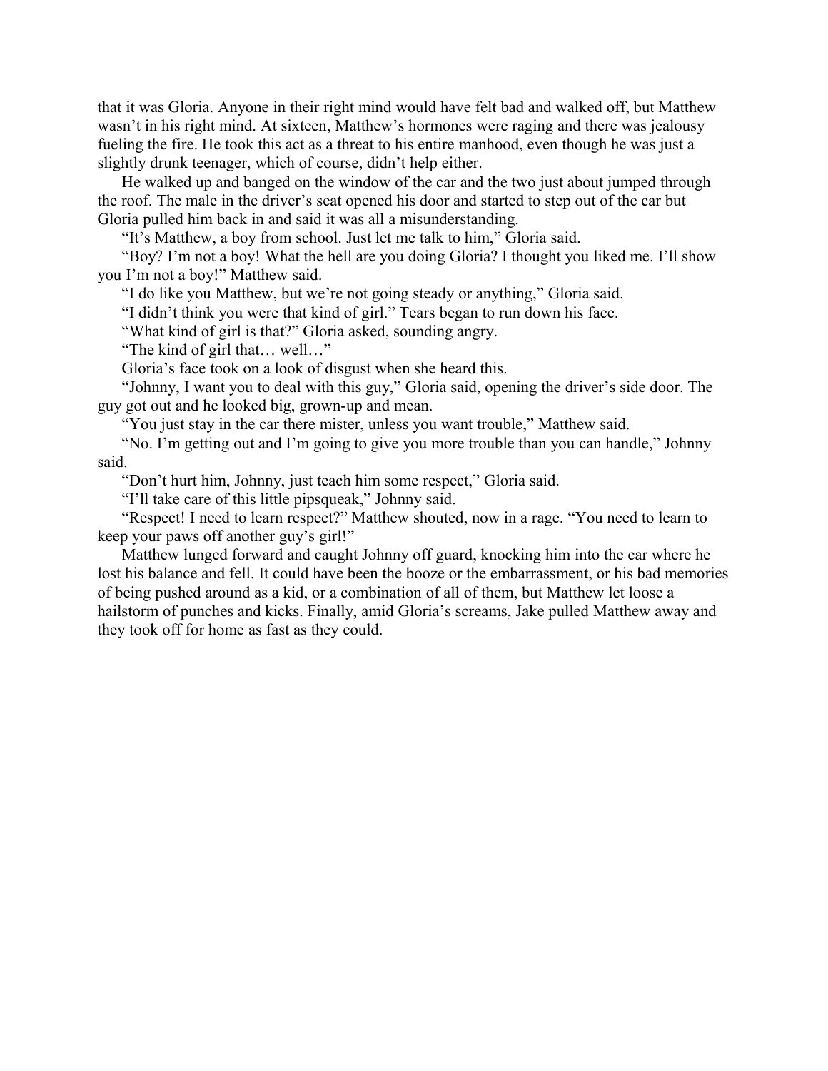that it was Gloria. Anyone in their right mind would have felt bad and walked off, but Matthew wasn't in his right mind. At sixteen, Matthew's hormones were raging and there was jealousy fueling the fire. He took this act as a threat to his entire manhood, even though he was just a slightly drunk teenager, which of course, didn't help either.

He walked up and banged on the window of the car and the two just about jumped through the roof. The male in the driver's seat opened his door and started to step out of the car but Gloria pulled him back in and said it was all a misunderstanding.

"It's Matthew, a boy from school. Just let me talk to him," Gloria said.

"Boy? I'm not a boy! What the hell are you doing Gloria? I thought you liked me. I'll show you I'm not a boy!" Matthew said.

"I do like you Matthew, but we're not going steady or anything," Gloria said.

"I didn't think you were that kind of girl." Tears began to run down his face.

"What kind of girl is that?" Gloria asked, sounding angry.

"The kind of girl that… well…"

Gloria's face took on a look of disgust when she heard this.

"Johnny, I want you to deal with this guy," Gloria said, opening the driver's side door. The guy got out and he looked big, grown-up and mean.

"You just stay in the car there mister, unless you want trouble," Matthew said.

"No. I'm getting out and I'm going to give you more trouble than you can handle," Johnny said.

"Don't hurt him, Johnny, just teach him some respect," Gloria said.

"I'll take care of this little pipsqueak," Johnny said.

"Respect! I need to learn respect?" Matthew shouted, now in a rage. "You need to learn to keep your paws off another guy's girl!"

Matthew lunged forward and caught Johnny off guard, knocking him into the car where he lost his balance and fell. It could have been the booze or the embarrassment, or his bad memories of being pushed around as a kid, or a combination of all of them, but Matthew let loose a hailstorm of punches and kicks. Finally, amid Gloria's screams, Jake pulled Matthew away and they took off for home as fast as they could.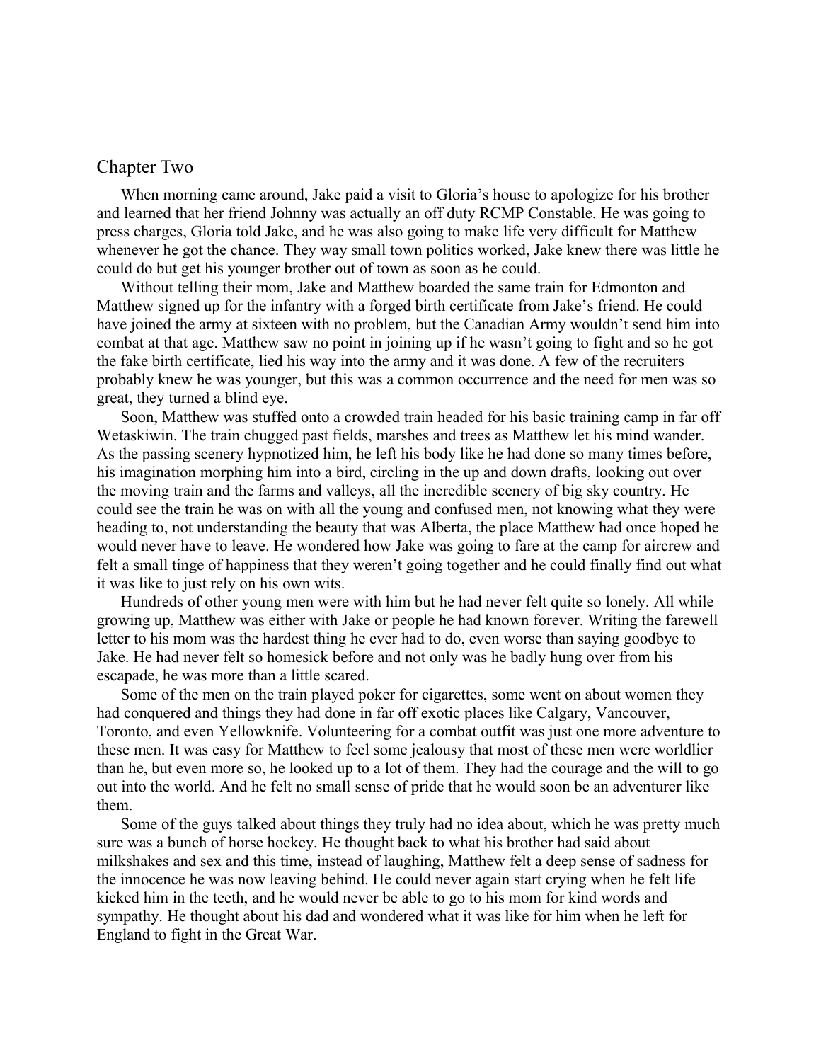## Chapter Two

When morning came around, Jake paid a visit to Gloria's house to apologize for his brother and learned that her friend Johnny was actually an off duty RCMP Constable. He was going to press charges, Gloria told Jake, and he was also going to make life very difficult for Matthew whenever he got the chance. They way small town politics worked, Jake knew there was little he could do but get his younger brother out of town as soon as he could.

Without telling their mom, Jake and Matthew boarded the same train for Edmonton and Matthew signed up for the infantry with a forged birth certificate from Jake's friend. He could have joined the army at sixteen with no problem, but the Canadian Army wouldn't send him into combat at that age. Matthew saw no point in joining up if he wasn't going to fight and so he got the fake birth certificate, lied his way into the army and it was done. A few of the recruiters probably knew he was younger, but this was a common occurrence and the need for men was so great, they turned a blind eye.

Soon, Matthew was stuffed onto a crowded train headed for his basic training camp in far off Wetaskiwin. The train chugged past fields, marshes and trees as Matthew let his mind wander. As the passing scenery hypnotized him, he left his body like he had done so many times before, his imagination morphing him into a bird, circling in the up and down drafts, looking out over the moving train and the farms and valleys, all the incredible scenery of big sky country. He could see the train he was on with all the young and confused men, not knowing what they were heading to, not understanding the beauty that was Alberta, the place Matthew had once hoped he would never have to leave. He wondered how Jake was going to fare at the camp for aircrew and felt a small tinge of happiness that they weren't going together and he could finally find out what it was like to just rely on his own wits.

Hundreds of other young men were with him but he had never felt quite so lonely. All while growing up, Matthew was either with Jake or people he had known forever. Writing the farewell letter to his mom was the hardest thing he ever had to do, even worse than saying goodbye to Jake. He had never felt so homesick before and not only was he badly hung over from his escapade, he was more than a little scared.

Some of the men on the train played poker for cigarettes, some went on about women they had conquered and things they had done in far off exotic places like Calgary, Vancouver, Toronto, and even Yellowknife. Volunteering for a combat outfit was just one more adventure to these men. It was easy for Matthew to feel some jealousy that most of these men were worldlier than he, but even more so, he looked up to a lot of them. They had the courage and the will to go out into the world. And he felt no small sense of pride that he would soon be an adventurer like them.

Some of the guys talked about things they truly had no idea about, which he was pretty much sure was a bunch of horse hockey. He thought back to what his brother had said about milkshakes and sex and this time, instead of laughing, Matthew felt a deep sense of sadness for the innocence he was now leaving behind. He could never again start crying when he felt life kicked him in the teeth, and he would never be able to go to his mom for kind words and sympathy. He thought about his dad and wondered what it was like for him when he left for England to fight in the Great War.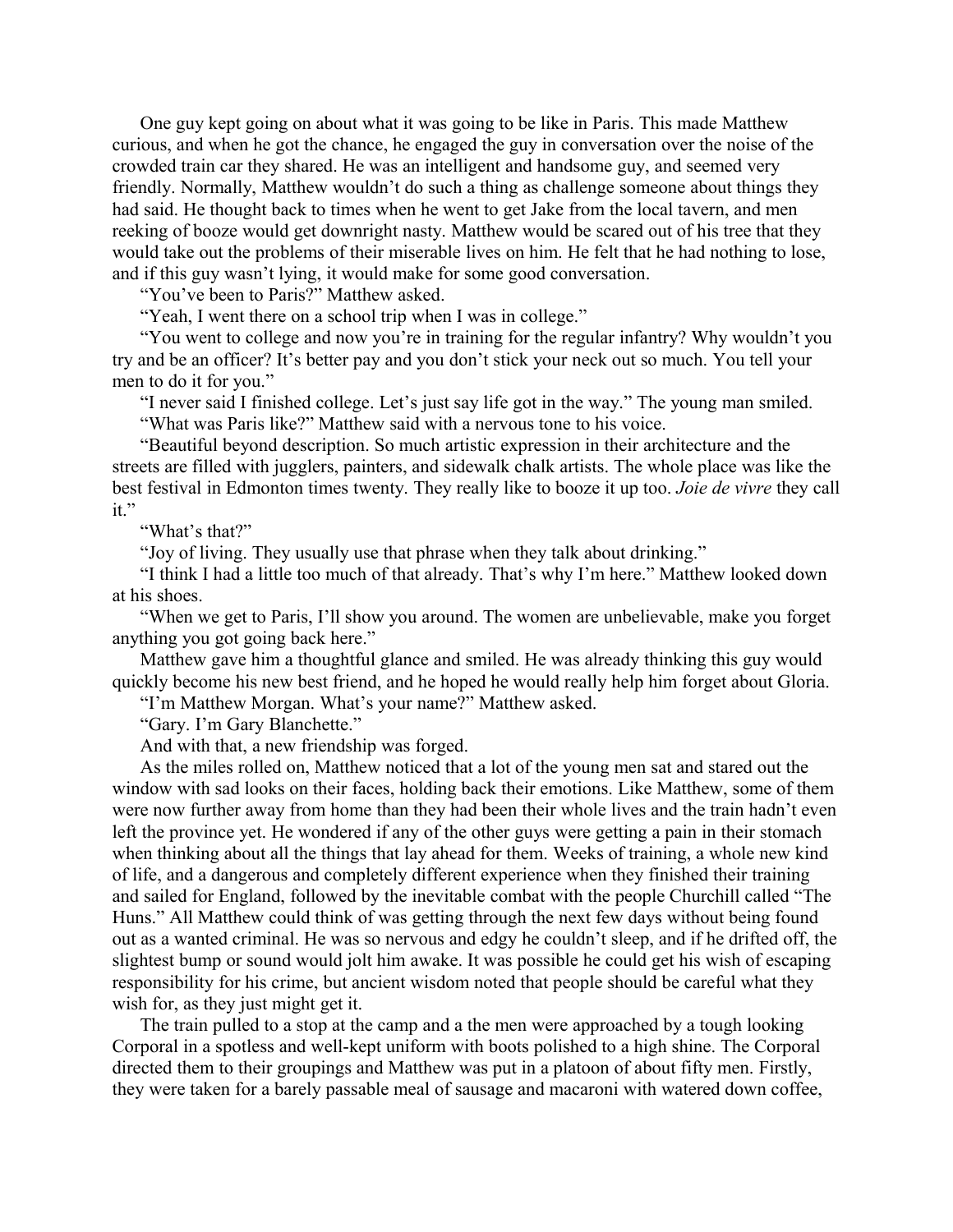One guy kept going on about what it was going to be like in Paris. This made Matthew curious, and when he got the chance, he engaged the guy in conversation over the noise of the crowded train car they shared. He was an intelligent and handsome guy, and seemed very friendly. Normally, Matthew wouldn't do such a thing as challenge someone about things they had said. He thought back to times when he went to get Jake from the local tavern, and men reeking of booze would get downright nasty. Matthew would be scared out of his tree that they would take out the problems of their miserable lives on him. He felt that he had nothing to lose, and if this guy wasn't lying, it would make for some good conversation.

"You've been to Paris?" Matthew asked.

"Yeah, I went there on a school trip when I was in college."

"You went to college and now you're in training for the regular infantry? Why wouldn't you try and be an officer? It's better pay and you don't stick your neck out so much. You tell your men to do it for you."

"I never said I finished college. Let's just say life got in the way." The young man smiled.

"What was Paris like?" Matthew said with a nervous tone to his voice.

"Beautiful beyond description. So much artistic expression in their architecture and the streets are filled with jugglers, painters, and sidewalk chalk artists. The whole place was like the best festival in Edmonton times twenty. They really like to booze it up too. *Joie de vivre* they call it."

"What's that?"

"Joy of living. They usually use that phrase when they talk about drinking."

"I think I had a little too much of that already. That's why I'm here." Matthew looked down at his shoes.

"When we get to Paris, I'll show you around. The women are unbelievable, make you forget anything you got going back here."

Matthew gave him a thoughtful glance and smiled. He was already thinking this guy would quickly become his new best friend, and he hoped he would really help him forget about Gloria.

"I'm Matthew Morgan. What's your name?" Matthew asked.

"Gary. I'm Gary Blanchette."

And with that, a new friendship was forged.

As the miles rolled on, Matthew noticed that a lot of the young men sat and stared out the window with sad looks on their faces, holding back their emotions. Like Matthew, some of them were now further away from home than they had been their whole lives and the train hadn't even left the province yet. He wondered if any of the other guys were getting a pain in their stomach when thinking about all the things that lay ahead for them. Weeks of training, a whole new kind of life, and a dangerous and completely different experience when they finished their training and sailed for England, followed by the inevitable combat with the people Churchill called "The Huns." All Matthew could think of was getting through the next few days without being found out as a wanted criminal. He was so nervous and edgy he couldn't sleep, and if he drifted off, the slightest bump or sound would jolt him awake. It was possible he could get his wish of escaping responsibility for his crime, but ancient wisdom noted that people should be careful what they wish for, as they just might get it.

The train pulled to a stop at the camp and a the men were approached by a tough looking Corporal in a spotless and well-kept uniform with boots polished to a high shine. The Corporal directed them to their groupings and Matthew was put in a platoon of about fifty men. Firstly, they were taken for a barely passable meal of sausage and macaroni with watered down coffee,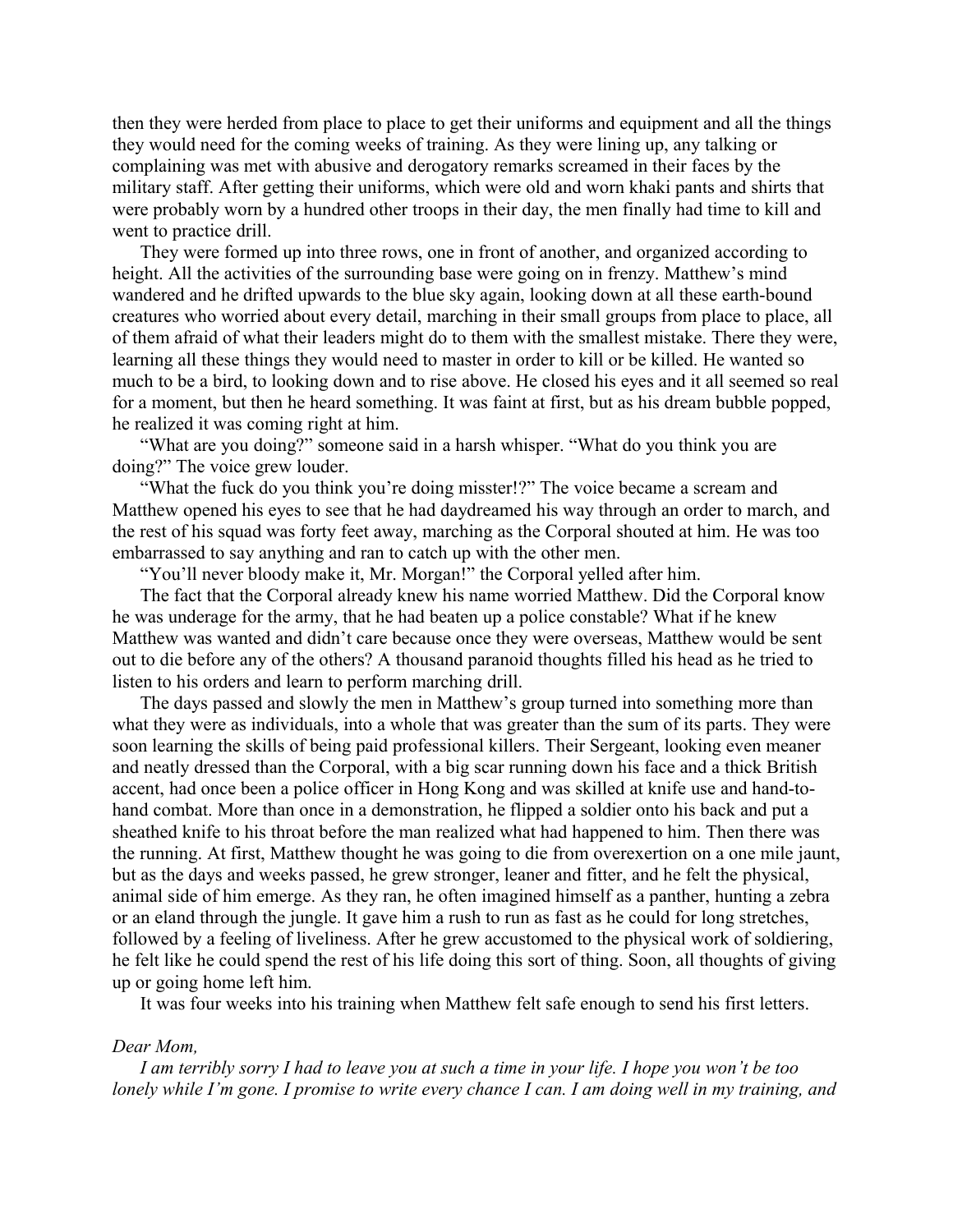then they were herded from place to place to get their uniforms and equipment and all the things they would need for the coming weeks of training. As they were lining up, any talking or complaining was met with abusive and derogatory remarks screamed in their faces by the military staff. After getting their uniforms, which were old and worn khaki pants and shirts that were probably worn by a hundred other troops in their day, the men finally had time to kill and went to practice drill.

They were formed up into three rows, one in front of another, and organized according to height. All the activities of the surrounding base were going on in frenzy. Matthew's mind wandered and he drifted upwards to the blue sky again, looking down at all these earth-bound creatures who worried about every detail, marching in their small groups from place to place, all of them afraid of what their leaders might do to them with the smallest mistake. There they were, learning all these things they would need to master in order to kill or be killed. He wanted so much to be a bird, to looking down and to rise above. He closed his eyes and it all seemed so real for a moment, but then he heard something. It was faint at first, but as his dream bubble popped, he realized it was coming right at him.

"What are you doing?" someone said in a harsh whisper. "What do you think you are doing?" The voice grew louder.

"What the fuck do you think you're doing missster!?" The voice became a scream and Matthew opened his eyes to see that he had daydreamed his way through an order to march, and the rest of his squad was forty feet away, marching as the Corporal shouted at him. He was too embarrassed to say anything and ran to catch up with the other men.

"You'll never bloody make it, Mr. Morgan!" the Corporal yelled after him.

The fact that the Corporal already knew his name worried Matthew. Did the Corporal know he was underage for the army, that he had beaten up a police constable? What if he knew Matthew was wanted and didn't care because once they were overseas, Matthew would be sent out to die before any of the others? A thousand paranoid thoughts filled his head as he tried to listen to his orders and learn to perform marching drill.

The days passed and slowly the men in Matthew's group turned into something more than what they were as individuals, into a whole that was greater than the sum of its parts. They were soon learning the skills of being paid professional killers. Their Sergeant, looking even meaner and neatly dressed than the Corporal, with a big scar running down his face and a thick British accent, had once been a police officer in Hong Kong and was skilled at knife use and hand-to-hand combat. More than once in a demonstration, he flipped a soldier onto his back and put a sheathed knife to his throat before the man realized what had happened to him. Then there was the running. At first, Matthew thought he was going to die from overexertion on a one mile jaunt, but as the days and weeks passed, he grew stronger, leaner and fitter, and he felt the physical, animal side of him emerge. As they ran, he often imagined himself as a panther, hunting a zebra or an eland through the jungle. It gave him a rush to run as fast as he could for long stretches, followed by a feeling of liveliness. After he grew accustomed to the physical work of soldiering, he felt like he could spend the rest of his life doing this sort of thing. Soon, all thoughts of giving up or going home left him.

It was four weeks into his training when Matthew felt safe enough to send his first letters.

*Dear Mom,*

*I am terribly sorry I had to leave you at such a time in your life. I hope you won't be too lonely while I'm gone. I promise to write every chance I can. I am doing well in my training, and*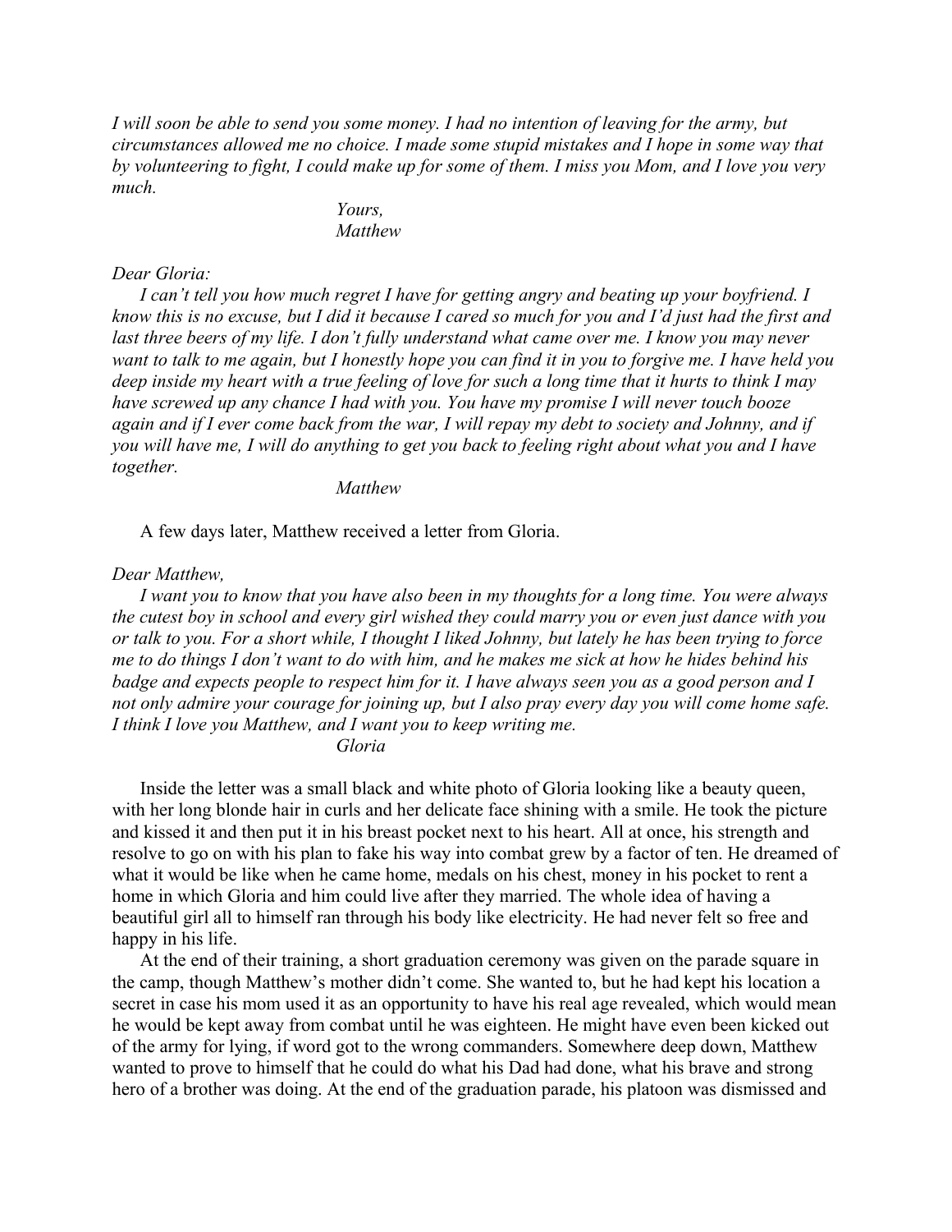*I will soon be able to send you some money. I had no intention of leaving for the army, but circumstances allowed me no choice. I made some stupid mistakes and I hope in some way that by volunteering to fight, I could make up for some of them. I miss you Mom, and I love you very much.*

*Yours,*
*Matthew*

*Dear Gloria:*

*I can't tell you how much regret I have for getting angry and beating up your boyfriend. I know this is no excuse, but I did it because I cared so much for you and I'd just had the first and last three beers of my life. I don't fully understand what came over me. I know you may never want to talk to me again, but I honestly hope you can find it in you to forgive me. I have held you deep inside my heart with a true feeling of love for such a long time that it hurts to think I may have screwed up any chance I had with you. You have my promise I will never touch booze again and if I ever come back from the war, I will repay my debt to society and Johnny, and if you will have me, I will do anything to get you back to feeling right about what you and I have together.*

*Matthew*

A few days later, Matthew received a letter from Gloria.

*Dear Matthew,*

*I want you to know that you have also been in my thoughts for a long time. You were always the cutest boy in school and every girl wished they could marry you or even just dance with you or talk to you. For a short while, I thought I liked Johnny, but lately he has been trying to force me to do things I don't want to do with him, and he makes me sick at how he hides behind his badge and expects people to respect him for it. I have always seen you as a good person and I not only admire your courage for joining up, but I also pray every day you will come home safe. I think I love you Matthew, and I want you to keep writing me.*

*Gloria*

Inside the letter was a small black and white photo of Gloria looking like a beauty queen, with her long blonde hair in curls and her delicate face shining with a smile. He took the picture and kissed it and then put it in his breast pocket next to his heart. All at once, his strength and resolve to go on with his plan to fake his way into combat grew by a factor of ten. He dreamed of what it would be like when he came home, medals on his chest, money in his pocket to rent a home in which Gloria and him could live after they married. The whole idea of having a beautiful girl all to himself ran through his body like electricity. He had never felt so free and happy in his life.

At the end of their training, a short graduation ceremony was given on the parade square in the camp, though Matthew's mother didn't come. She wanted to, but he had kept his location a secret in case his mom used it as an opportunity to have his real age revealed, which would mean he would be kept away from combat until he was eighteen. He might have even been kicked out of the army for lying, if word got to the wrong commanders. Somewhere deep down, Matthew wanted to prove to himself that he could do what his Dad had done, what his brave and strong hero of a brother was doing. At the end of the graduation parade, his platoon was dismissed and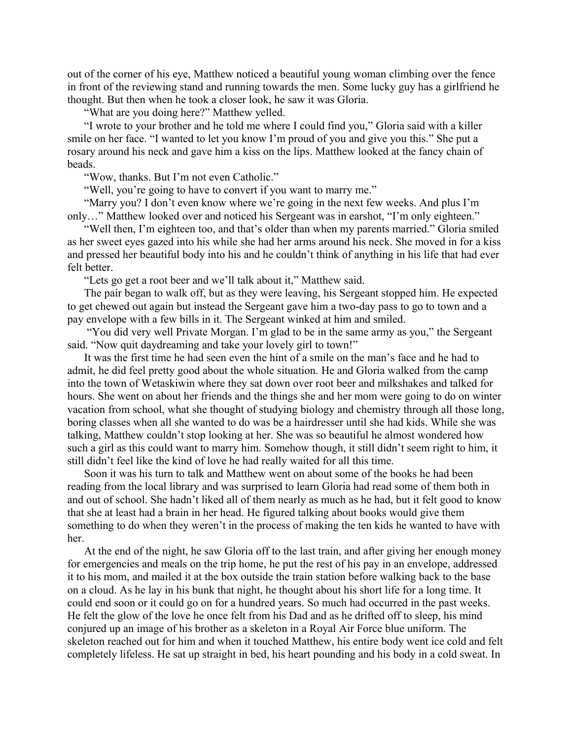out of the corner of his eye, Matthew noticed a beautiful young woman climbing over the fence in front of the reviewing stand and running towards the men. Some lucky guy has a girlfriend he thought. But then when he took a closer look, he saw it was Gloria.

"What are you doing here?" Matthew yelled.

"I wrote to your brother and he told me where I could find you," Gloria said with a killer smile on her face. "I wanted to let you know I'm proud of you and give you this." She put a rosary around his neck and gave him a kiss on the lips. Matthew looked at the fancy chain of beads.

"Wow, thanks. But I'm not even Catholic."

"Well, you're going to have to convert if you want to marry me."

"Marry you? I don't even know where we're going in the next few weeks. And plus I'm only…" Matthew looked over and noticed his Sergeant was in earshot, "I'm only eighteen."

"Well then, I'm eighteen too, and that's older than when my parents married." Gloria smiled as her sweet eyes gazed into his while she had her arms around his neck. She moved in for a kiss and pressed her beautiful body into his and he couldn't think of anything in his life that had ever felt better.

"Lets go get a root beer and we'll talk about it," Matthew said.

The pair began to walk off, but as they were leaving, his Sergeant stopped him. He expected to get chewed out again but instead the Sergeant gave him a two-day pass to go to town and a pay envelope with a few bills in it. The Sergeant winked at him and smiled.

"You did very well Private Morgan. I'm glad to be in the same army as you," the Sergeant said. "Now quit daydreaming and take your lovely girl to town!"

It was the first time he had seen even the hint of a smile on the man's face and he had to admit, he did feel pretty good about the whole situation. He and Gloria walked from the camp into the town of Wetaskiwin where they sat down over root beer and milkshakes and talked for hours. She went on about her friends and the things she and her mom were going to do on winter vacation from school, what she thought of studying biology and chemistry through all those long, boring classes when all she wanted to do was be a hairdresser until she had kids. While she was talking, Matthew couldn't stop looking at her. She was so beautiful he almost wondered how such a girl as this could want to marry him. Somehow though, it still didn't seem right to him, it still didn't feel like the kind of love he had really waited for all this time.

Soon it was his turn to talk and Matthew went on about some of the books he had been reading from the local library and was surprised to learn Gloria had read some of them both in and out of school. She hadn't liked all of them nearly as much as he had, but it felt good to know that she at least had a brain in her head. He figured talking about books would give them something to do when they weren't in the process of making the ten kids he wanted to have with her.

At the end of the night, he saw Gloria off to the last train, and after giving her enough money for emergencies and meals on the trip home, he put the rest of his pay in an envelope, addressed it to his mom, and mailed it at the box outside the train station before walking back to the base on a cloud. As he lay in his bunk that night, he thought about his short life for a long time. It could end soon or it could go on for a hundred years. So much had occurred in the past weeks. He felt the glow of the love he once felt from his Dad and as he drifted off to sleep, his mind conjured up an image of his brother as a skeleton in a Royal Air Force blue uniform. The skeleton reached out for him and when it touched Matthew, his entire body went ice cold and felt completely lifeless. He sat up straight in bed, his heart pounding and his body in a cold sweat. In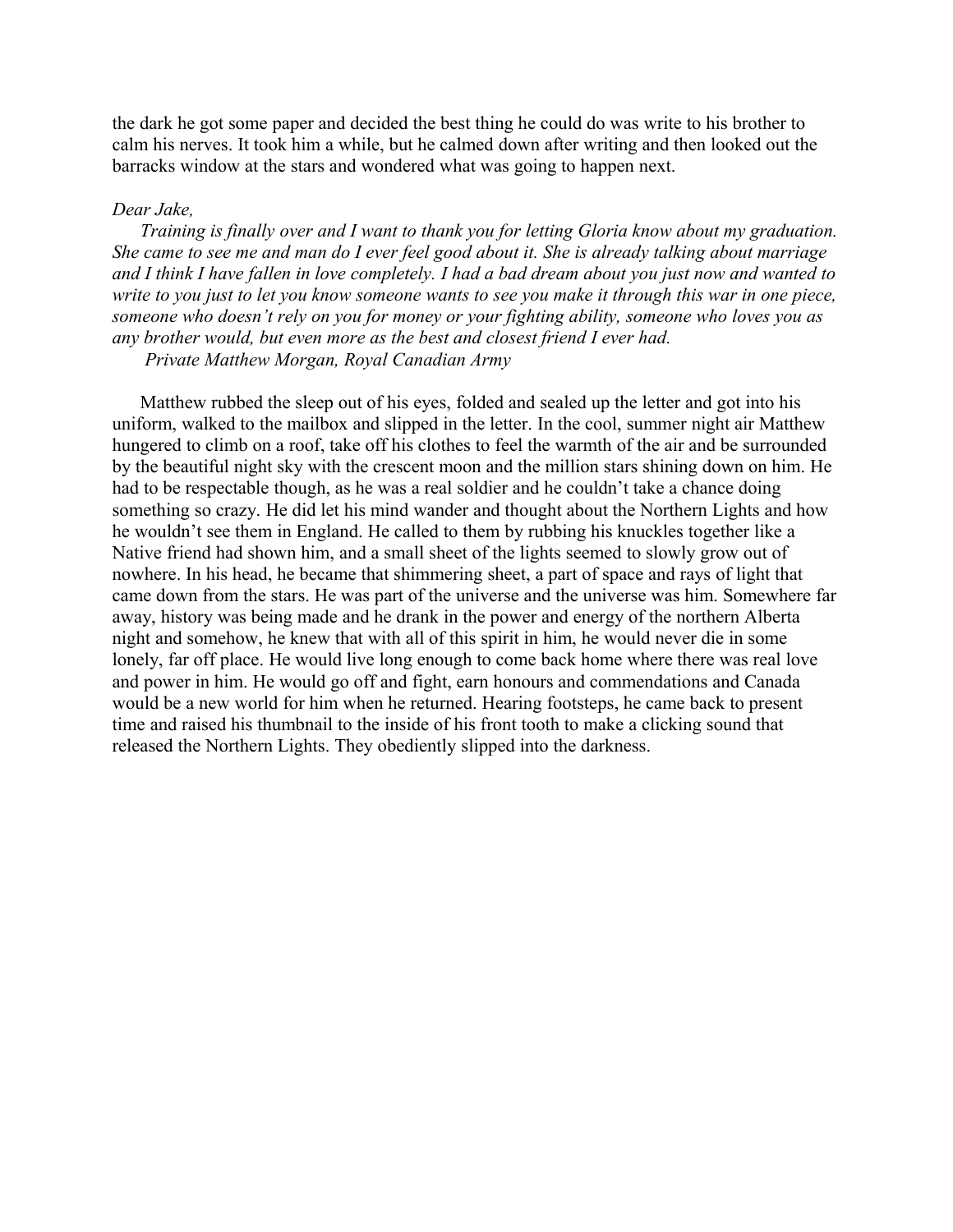the dark he got some paper and decided the best thing he could do was write to his brother to calm his nerves. It took him a while, but he calmed down after writing and then looked out the barracks window at the stars and wondered what was going to happen next.

*Dear Jake,*

*Training is finally over and I want to thank you for letting Gloria know about my graduation. She came to see me and man do I ever feel good about it. She is already talking about marriage and I think I have fallen in love completely. I had a bad dream about you just now and wanted to write to you just to let you know someone wants to see you make it through this war in one piece, someone who doesn't rely on you for money or your fighting ability, someone who loves you as any brother would, but even more as the best and closest friend I ever had.*

*Private Matthew Morgan, Royal Canadian Army*

Matthew rubbed the sleep out of his eyes, folded and sealed up the letter and got into his uniform, walked to the mailbox and slipped in the letter. In the cool, summer night air Matthew hungered to climb on a roof, take off his clothes to feel the warmth of the air and be surrounded by the beautiful night sky with the crescent moon and the million stars shining down on him. He had to be respectable though, as he was a real soldier and he couldn't take a chance doing something so crazy. He did let his mind wander and thought about the Northern Lights and how he wouldn't see them in England. He called to them by rubbing his knuckles together like a Native friend had shown him, and a small sheet of the lights seemed to slowly grow out of nowhere. In his head, he became that shimmering sheet, a part of space and rays of light that came down from the stars. He was part of the universe and the universe was him. Somewhere far away, history was being made and he drank in the power and energy of the northern Alberta night and somehow, he knew that with all of this spirit in him, he would never die in some lonely, far off place. He would live long enough to come back home where there was real love and power in him. He would go off and fight, earn honours and commendations and Canada would be a new world for him when he returned. Hearing footsteps, he came back to present time and raised his thumbnail to the inside of his front tooth to make a clicking sound that released the Northern Lights. They obediently slipped into the darkness.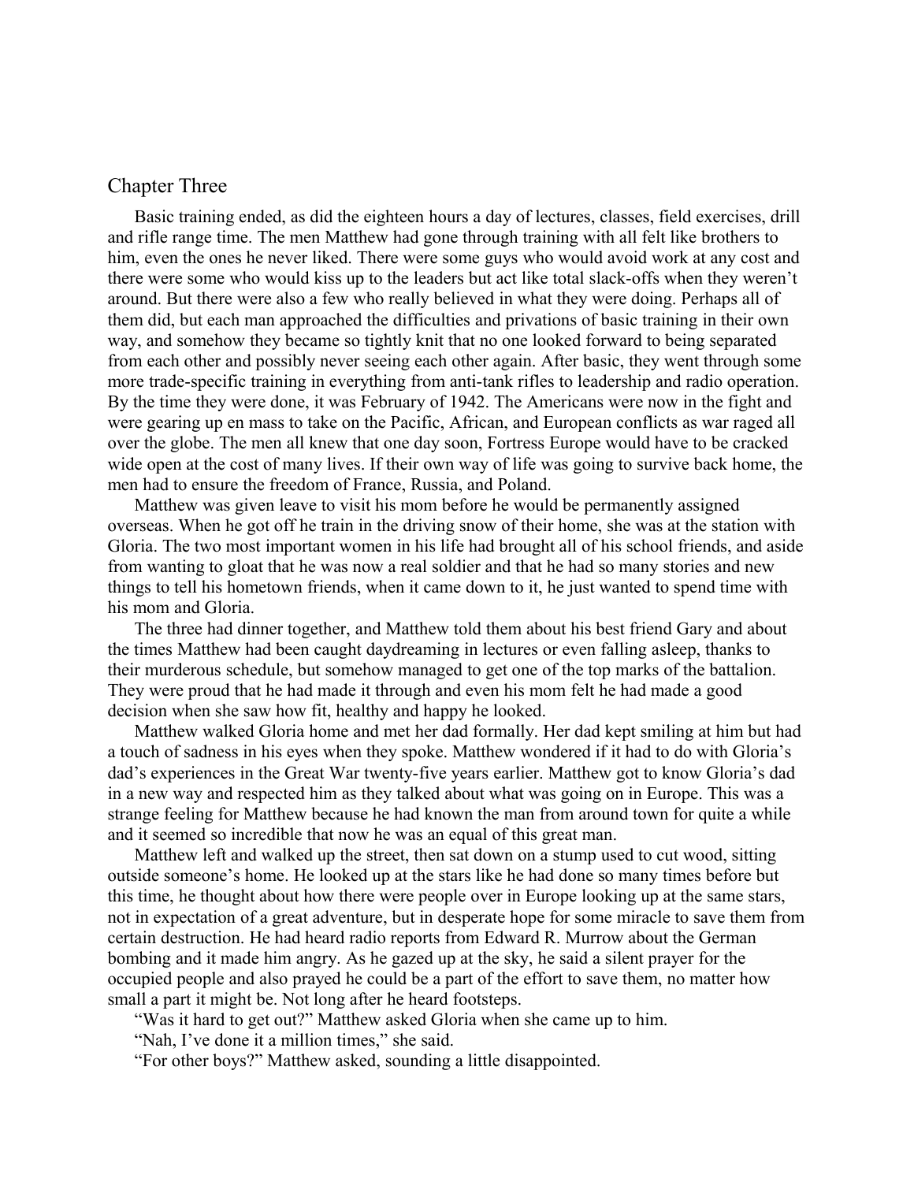## Chapter Three

Basic training ended, as did the eighteen hours a day of lectures, classes, field exercises, drill and rifle range time. The men Matthew had gone through training with all felt like brothers to him, even the ones he never liked. There were some guys who would avoid work at any cost and there were some who would kiss up to the leaders but act like total slack-offs when they weren't around. But there were also a few who really believed in what they were doing. Perhaps all of them did, but each man approached the difficulties and privations of basic training in their own way, and somehow they became so tightly knit that no one looked forward to being separated from each other and possibly never seeing each other again. After basic, they went through some more trade-specific training in everything from anti-tank rifles to leadership and radio operation. By the time they were done, it was February of 1942. The Americans were now in the fight and were gearing up en mass to take on the Pacific, African, and European conflicts as war raged all over the globe. The men all knew that one day soon, Fortress Europe would have to be cracked wide open at the cost of many lives. If their own way of life was going to survive back home, the men had to ensure the freedom of France, Russia, and Poland.

Matthew was given leave to visit his mom before he would be permanently assigned overseas. When he got off he train in the driving snow of their home, she was at the station with Gloria. The two most important women in his life had brought all of his school friends, and aside from wanting to gloat that he was now a real soldier and that he had so many stories and new things to tell his hometown friends, when it came down to it, he just wanted to spend time with his mom and Gloria.

The three had dinner together, and Matthew told them about his best friend Gary and about the times Matthew had been caught daydreaming in lectures or even falling asleep, thanks to their murderous schedule, but somehow managed to get one of the top marks of the battalion. They were proud that he had made it through and even his mom felt he had made a good decision when she saw how fit, healthy and happy he looked.

Matthew walked Gloria home and met her dad formally. Her dad kept smiling at him but had a touch of sadness in his eyes when they spoke. Matthew wondered if it had to do with Gloria's dad's experiences in the Great War twenty-five years earlier. Matthew got to know Gloria's dad in a new way and respected him as they talked about what was going on in Europe. This was a strange feeling for Matthew because he had known the man from around town for quite a while and it seemed so incredible that now he was an equal of this great man.

Matthew left and walked up the street, then sat down on a stump used to cut wood, sitting outside someone's home. He looked up at the stars like he had done so many times before but this time, he thought about how there were people over in Europe looking up at the same stars, not in expectation of a great adventure, but in desperate hope for some miracle to save them from certain destruction. He had heard radio reports from Edward R. Murrow about the German bombing and it made him angry. As he gazed up at the sky, he said a silent prayer for the occupied people and also prayed he could be a part of the effort to save them, no matter how small a part it might be. Not long after he heard footsteps.

"Was it hard to get out?" Matthew asked Gloria when she came up to him.

"Nah, I've done it a million times," she said.

"For other boys?" Matthew asked, sounding a little disappointed.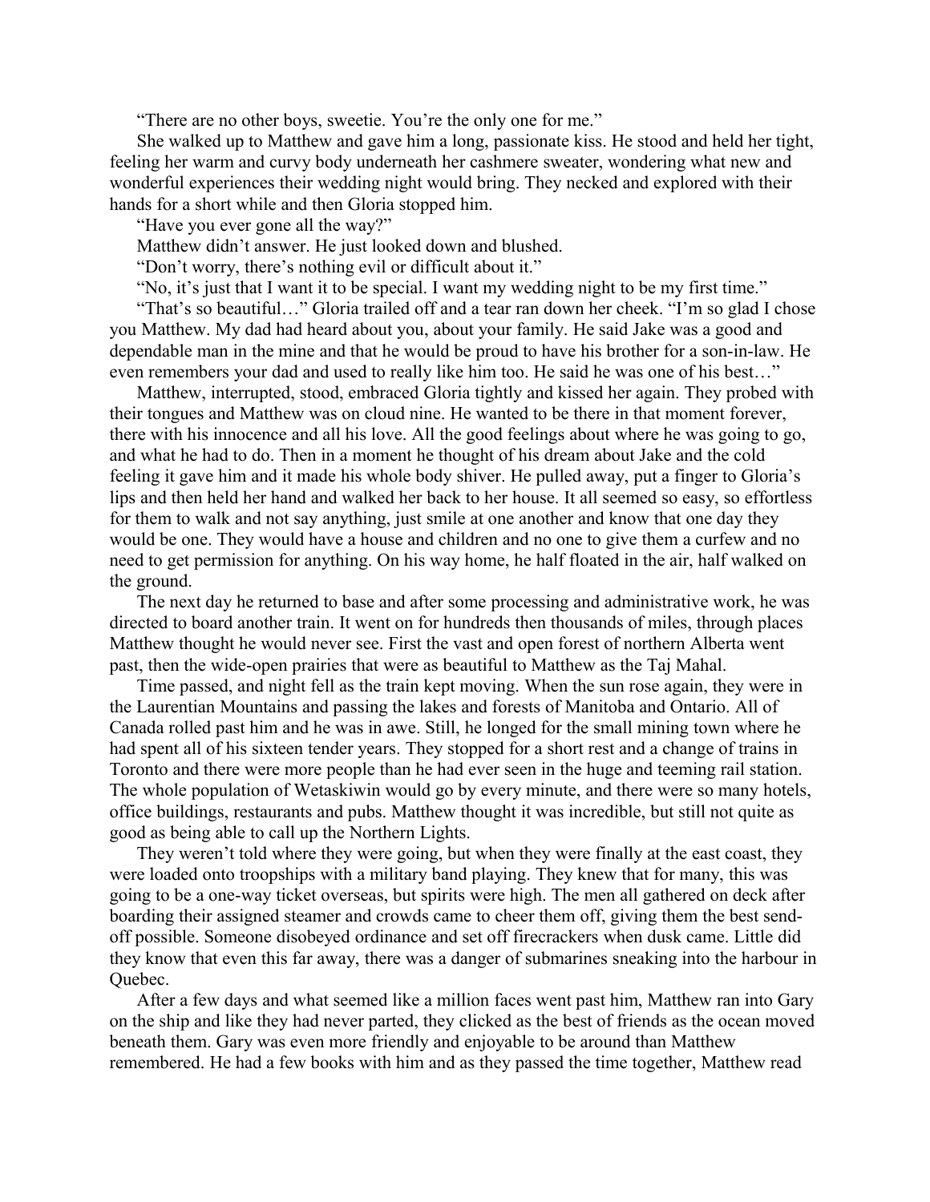"There are no other boys, sweetie. You're the only one for me."

She walked up to Matthew and gave him a long, passionate kiss. He stood and held her tight, feeling her warm and curvy body underneath her cashmere sweater, wondering what new and wonderful experiences their wedding night would bring. They necked and explored with their hands for a short while and then Gloria stopped him.

"Have you ever gone all the way?"

Matthew didn't answer. He just looked down and blushed.

"Don't worry, there's nothing evil or difficult about it."

"No, it's just that I want it to be special. I want my wedding night to be my first time."

"That's so beautiful…" Gloria trailed off and a tear ran down her cheek. "I'm so glad I chose you Matthew. My dad had heard about you, about your family. He said Jake was a good and dependable man in the mine and that he would be proud to have his brother for a son-in-law. He even remembers your dad and used to really like him too. He said he was one of his best…"

Matthew, interrupted, stood, embraced Gloria tightly and kissed her again. They probed with their tongues and Matthew was on cloud nine. He wanted to be there in that moment forever, there with his innocence and all his love. All the good feelings about where he was going to go, and what he had to do. Then in a moment he thought of his dream about Jake and the cold feeling it gave him and it made his whole body shiver. He pulled away, put a finger to Gloria's lips and then held her hand and walked her back to her house. It all seemed so easy, so effortless for them to walk and not say anything, just smile at one another and know that one day they would be one. They would have a house and children and no one to give them a curfew and no need to get permission for anything. On his way home, he half floated in the air, half walked on the ground.

The next day he returned to base and after some processing and administrative work, he was directed to board another train. It went on for hundreds then thousands of miles, through places Matthew thought he would never see. First the vast and open forest of northern Alberta went past, then the wide-open prairies that were as beautiful to Matthew as the Taj Mahal.

Time passed, and night fell as the train kept moving. When the sun rose again, they were in the Laurentian Mountains and passing the lakes and forests of Manitoba and Ontario. All of Canada rolled past him and he was in awe. Still, he longed for the small mining town where he had spent all of his sixteen tender years. They stopped for a short rest and a change of trains in Toronto and there were more people than he had ever seen in the huge and teeming rail station. The whole population of Wetaskiwin would go by every minute, and there were so many hotels, office buildings, restaurants and pubs. Matthew thought it was incredible, but still not quite as good as being able to call up the Northern Lights.

They weren't told where they were going, but when they were finally at the east coast, they were loaded onto troopships with a military band playing. They knew that for many, this was going to be a one-way ticket overseas, but spirits were high. The men all gathered on deck after boarding their assigned steamer and crowds came to cheer them off, giving them the best send-off possible. Someone disobeyed ordinance and set off firecrackers when dusk came. Little did they know that even this far away, there was a danger of submarines sneaking into the harbour in Quebec.

After a few days and what seemed like a million faces went past him, Matthew ran into Gary on the ship and like they had never parted, they clicked as the best of friends as the ocean moved beneath them. Gary was even more friendly and enjoyable to be around than Matthew remembered. He had a few books with him and as they passed the time together, Matthew read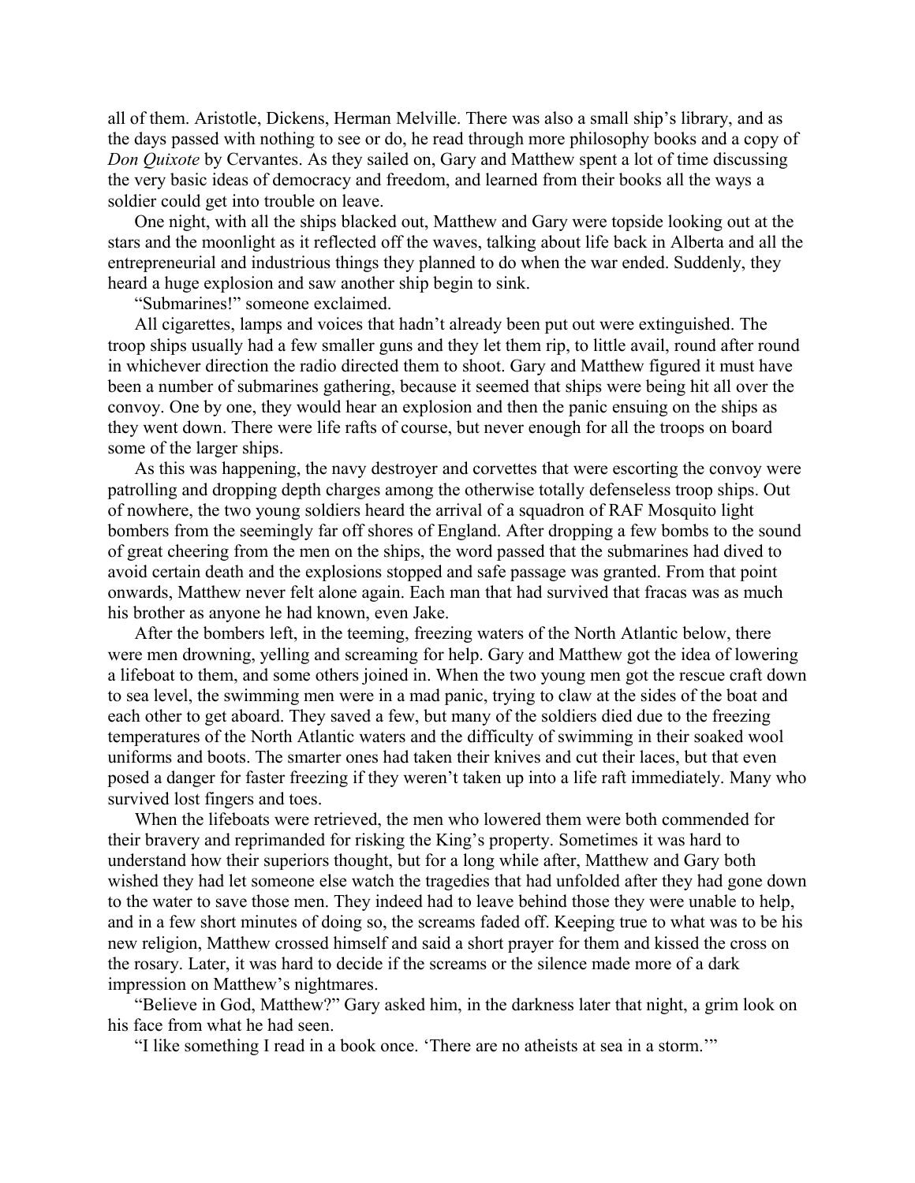all of them. Aristotle, Dickens, Herman Melville. There was also a small ship's library, and as the days passed with nothing to see or do, he read through more philosophy books and a copy of *Don Quixote* by Cervantes. As they sailed on, Gary and Matthew spent a lot of time discussing the very basic ideas of democracy and freedom, and learned from their books all the ways a soldier could get into trouble on leave.

One night, with all the ships blacked out, Matthew and Gary were topside looking out at the stars and the moonlight as it reflected off the waves, talking about life back in Alberta and all the entrepreneurial and industrious things they planned to do when the war ended. Suddenly, they heard a huge explosion and saw another ship begin to sink.

"Submarines!" someone exclaimed.

All cigarettes, lamps and voices that hadn't already been put out were extinguished. The troop ships usually had a few smaller guns and they let them rip, to little avail, round after round in whichever direction the radio directed them to shoot. Gary and Matthew figured it must have been a number of submarines gathering, because it seemed that ships were being hit all over the convoy. One by one, they would hear an explosion and then the panic ensuing on the ships as they went down. There were life rafts of course, but never enough for all the troops on board some of the larger ships.

As this was happening, the navy destroyer and corvettes that were escorting the convoy were patrolling and dropping depth charges among the otherwise totally defenseless troop ships. Out of nowhere, the two young soldiers heard the arrival of a squadron of RAF Mosquito light bombers from the seemingly far off shores of England. After dropping a few bombs to the sound of great cheering from the men on the ships, the word passed that the submarines had dived to avoid certain death and the explosions stopped and safe passage was granted. From that point onwards, Matthew never felt alone again. Each man that had survived that fracas was as much his brother as anyone he had known, even Jake.

After the bombers left, in the teeming, freezing waters of the North Atlantic below, there were men drowning, yelling and screaming for help. Gary and Matthew got the idea of lowering a lifeboat to them, and some others joined in. When the two young men got the rescue craft down to sea level, the swimming men were in a mad panic, trying to claw at the sides of the boat and each other to get aboard. They saved a few, but many of the soldiers died due to the freezing temperatures of the North Atlantic waters and the difficulty of swimming in their soaked wool uniforms and boots. The smarter ones had taken their knives and cut their laces, but that even posed a danger for faster freezing if they weren't taken up into a life raft immediately. Many who survived lost fingers and toes.

When the lifeboats were retrieved, the men who lowered them were both commended for their bravery and reprimanded for risking the King's property. Sometimes it was hard to understand how their superiors thought, but for a long while after, Matthew and Gary both wished they had let someone else watch the tragedies that had unfolded after they had gone down to the water to save those men. They indeed had to leave behind those they were unable to help, and in a few short minutes of doing so, the screams faded off. Keeping true to what was to be his new religion, Matthew crossed himself and said a short prayer for them and kissed the cross on the rosary. Later, it was hard to decide if the screams or the silence made more of a dark impression on Matthew's nightmares.

"Believe in God, Matthew?" Gary asked him, in the darkness later that night, a grim look on his face from what he had seen.

"I like something I read in a book once. 'There are no atheists at sea in a storm.'"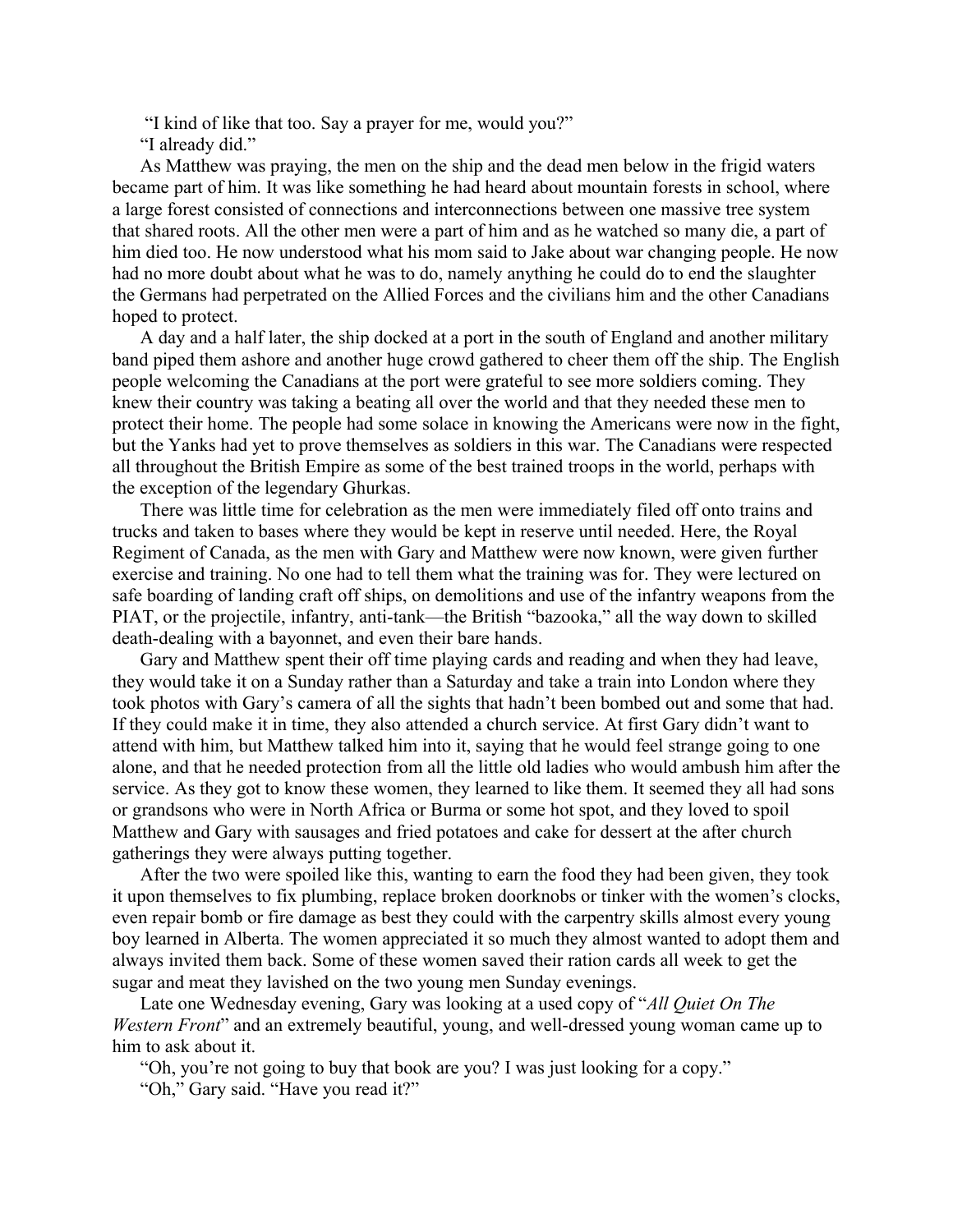"I kind of like that too. Say a prayer for me, would you?"

"I already did."

As Matthew was praying, the men on the ship and the dead men below in the frigid waters became part of him. It was like something he had heard about mountain forests in school, where a large forest consisted of connections and interconnections between one massive tree system that shared roots. All the other men were a part of him and as he watched so many die, a part of him died too. He now understood what his mom said to Jake about war changing people. He now had no more doubt about what he was to do, namely anything he could do to end the slaughter the Germans had perpetrated on the Allied Forces and the civilians him and the other Canadians hoped to protect.

A day and a half later, the ship docked at a port in the south of England and another military band piped them ashore and another huge crowd gathered to cheer them off the ship. The English people welcoming the Canadians at the port were grateful to see more soldiers coming. They knew their country was taking a beating all over the world and that they needed these men to protect their home. The people had some solace in knowing the Americans were now in the fight, but the Yanks had yet to prove themselves as soldiers in this war. The Canadians were respected all throughout the British Empire as some of the best trained troops in the world, perhaps with the exception of the legendary Ghurkas.

There was little time for celebration as the men were immediately filed off onto trains and trucks and taken to bases where they would be kept in reserve until needed. Here, the Royal Regiment of Canada, as the men with Gary and Matthew were now known, were given further exercise and training. No one had to tell them what the training was for. They were lectured on safe boarding of landing craft off ships, on demolitions and use of the infantry weapons from the PIAT, or the projectile, infantry, anti-tank—the British "bazooka," all the way down to skilled death-dealing with a bayonet, and even their bare hands.

Gary and Matthew spent their off time playing cards and reading and when they had leave, they would take it on a Sunday rather than a Saturday and take a train into London where they took photos with Gary's camera of all the sights that hadn't been bombed out and some that had. If they could make it in time, they also attended a church service. At first Gary didn't want to attend with him, but Matthew talked him into it, saying that he would feel strange going to one alone, and that he needed protection from all the little old ladies who would ambush him after the service. As they got to know these women, they learned to like them. It seemed they all had sons or grandsons who were in North Africa or Burma or some hot spot, and they loved to spoil Matthew and Gary with sausages and fried potatoes and cake for dessert at the after church gatherings they were always putting together.

After the two were spoiled like this, wanting to earn the food they had been given, they took it upon themselves to fix plumbing, replace broken doorknobs or tinker with the women's clocks, even repair bomb or fire damage as best they could with the carpentry skills almost every young boy learned in Alberta. The women appreciated it so much they almost wanted to adopt them and always invited them back. Some of these women saved their ration cards all week to get the sugar and meat they lavished on the two young men Sunday evenings.

Late one Wednesday evening, Gary was looking at a used copy of "*All Quiet On The Western Front*" and an extremely beautiful, young, and well-dressed young woman came up to him to ask about it.

"Oh, you're not going to buy that book are you? I was just looking for a copy."

"Oh," Gary said. "Have you read it?"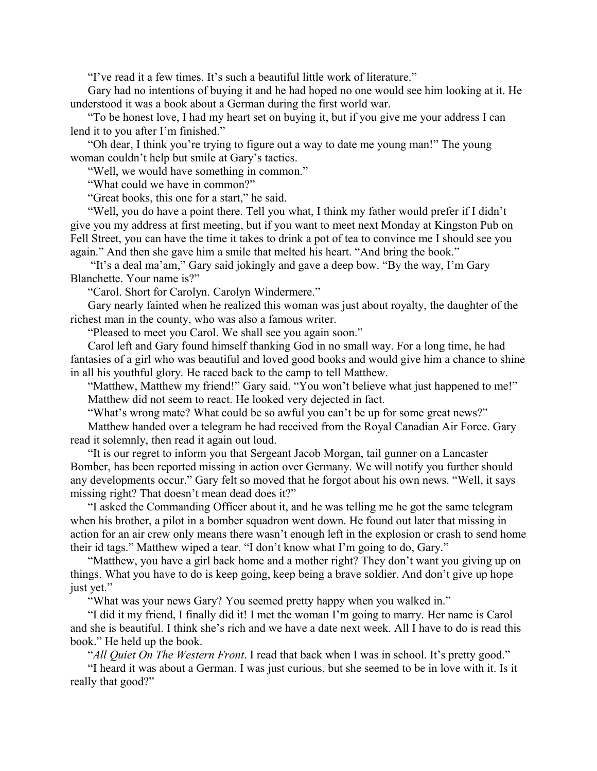"I've read it a few times. It's such a beautiful little work of literature."

Gary had no intentions of buying it and he had hoped no one would see him looking at it. He understood it was a book about a German during the first world war.

"To be honest love, I had my heart set on buying it, but if you give me your address I can lend it to you after I'm finished."

"Oh dear, I think you're trying to figure out a way to date me young man!" The young woman couldn't help but smile at Gary's tactics.

"Well, we would have something in common."

"What could we have in common?"

"Great books, this one for a start," he said.

"Well, you do have a point there. Tell you what, I think my father would prefer if I didn't give you my address at first meeting, but if you want to meet next Monday at Kingston Pub on Fell Street, you can have the time it takes to drink a pot of tea to convince me I should see you again." And then she gave him a smile that melted his heart. "And bring the book."

"It's a deal ma'am," Gary said jokingly and gave a deep bow. "By the way, I'm Gary Blanchette. Your name is?"

"Carol. Short for Carolyn. Carolyn Windermere."

Gary nearly fainted when he realized this woman was just about royalty, the daughter of the richest man in the county, who was also a famous writer.

"Pleased to meet you Carol. We shall see you again soon."

Carol left and Gary found himself thanking God in no small way. For a long time, he had fantasies of a girl who was beautiful and loved good books and would give him a chance to shine in all his youthful glory. He raced back to the camp to tell Matthew.

"Matthew, Matthew my friend!" Gary said. "You won't believe what just happened to me!"

Matthew did not seem to react. He looked very dejected in fact.

"What's wrong mate? What could be so awful you can't be up for some great news?"

Matthew handed over a telegram he had received from the Royal Canadian Air Force. Gary read it solemnly, then read it again out loud.

"It is our regret to inform you that Sergeant Jacob Morgan, tail gunner on a Lancaster Bomber, has been reported missing in action over Germany. We will notify you further should any developments occur." Gary felt so moved that he forgot about his own news. "Well, it says missing right? That doesn't mean dead does it?"

"I asked the Commanding Officer about it, and he was telling me he got the same telegram when his brother, a pilot in a bomber squadron went down. He found out later that missing in action for an air crew only means there wasn't enough left in the explosion or crash to send home their id tags." Matthew wiped a tear. "I don't know what I'm going to do, Gary."

"Matthew, you have a girl back home and a mother right? They don't want you giving up on things. What you have to do is keep going, keep being a brave soldier. And don't give up hope just yet."

"What was your news Gary? You seemed pretty happy when you walked in."

"I did it my friend, I finally did it! I met the woman I'm going to marry. Her name is Carol and she is beautiful. I think she's rich and we have a date next week. All I have to do is read this book." He held up the book.

"*All Quiet On The Western Front*. I read that back when I was in school. It's pretty good."

"I heard it was about a German. I was just curious, but she seemed to be in love with it. Is it really that good?"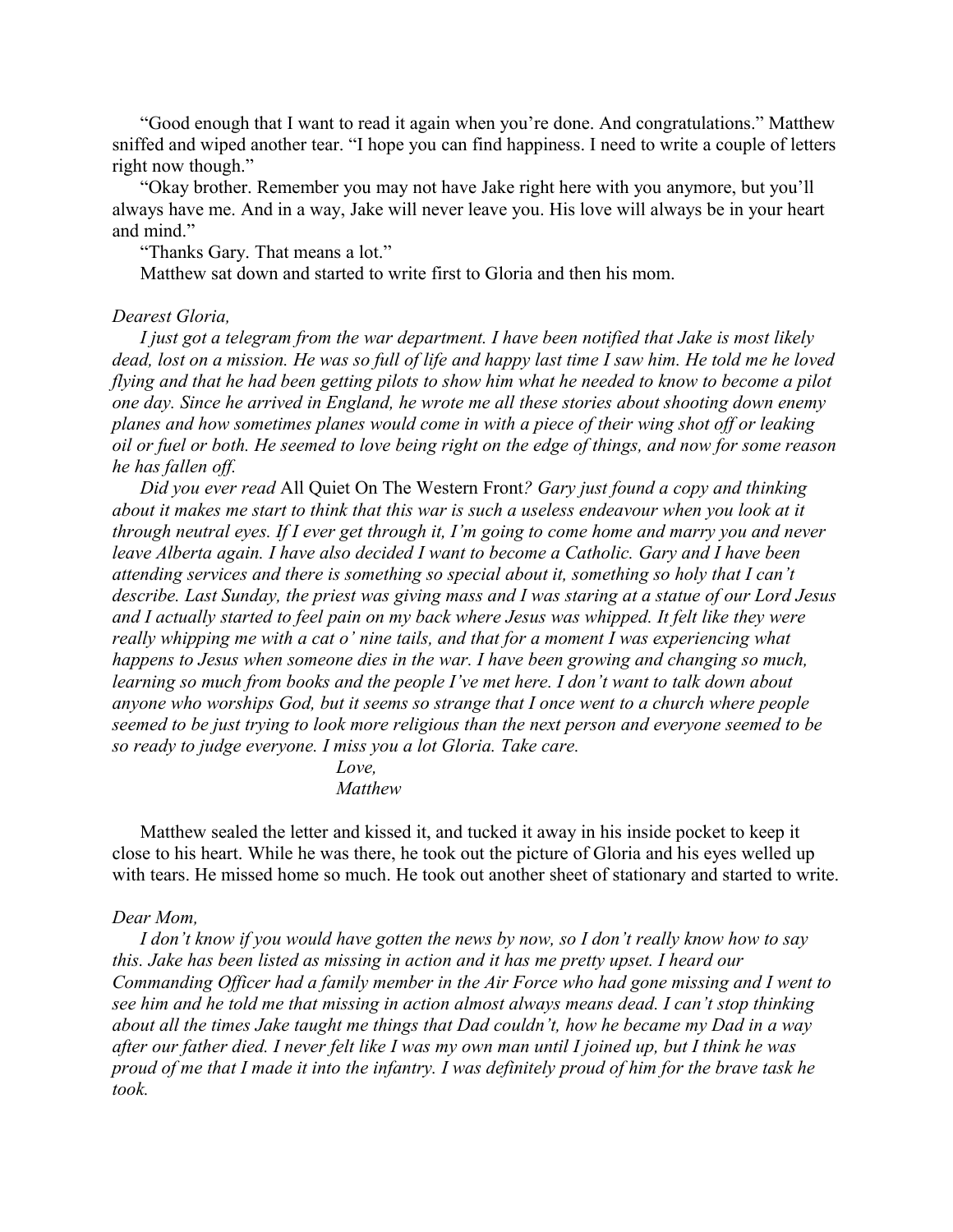"Good enough that I want to read it again when you're done. And congratulations." Matthew sniffed and wiped another tear. "I hope you can find happiness. I need to write a couple of letters right now though."

"Okay brother. Remember you may not have Jake right here with you anymore, but you'll always have me. And in a way, Jake will never leave you. His love will always be in your heart and mind."

"Thanks Gary. That means a lot."

Matthew sat down and started to write first to Gloria and then his mom.

*Dearest Gloria,*

*I just got a telegram from the war department. I have been notified that Jake is most likely dead, lost on a mission. He was so full of life and happy last time I saw him. He told me he loved flying and that he had been getting pilots to show him what he needed to know to become a pilot one day. Since he arrived in England, he wrote me all these stories about shooting down enemy planes and how sometimes planes would come in with a piece of their wing shot off or leaking oil or fuel or both. He seemed to love being right on the edge of things, and now for some reason he has fallen off.*

*Did you ever read* All Quiet On The Western Front*? Gary just found a copy and thinking about it makes me start to think that this war is such a useless endeavour when you look at it through neutral eyes. If I ever get through it, I'm going to come home and marry you and never leave Alberta again. I have also decided I want to become a Catholic. Gary and I have been attending services and there is something so special about it, something so holy that I can't describe. Last Sunday, the priest was giving mass and I was staring at a statue of our Lord Jesus and I actually started to feel pain on my back where Jesus was whipped. It felt like they were really whipping me with a cat o' nine tails, and that for a moment I was experiencing what happens to Jesus when someone dies in the war. I have been growing and changing so much, learning so much from books and the people I've met here. I don't want to talk down about anyone who worships God, but it seems so strange that I once went to a church where people seemed to be just trying to look more religious than the next person and everyone seemed to be so ready to judge everyone. I miss you a lot Gloria. Take care.*

*Love,*
*Matthew*

Matthew sealed the letter and kissed it, and tucked it away in his inside pocket to keep it close to his heart. While he was there, he took out the picture of Gloria and his eyes welled up with tears. He missed home so much. He took out another sheet of stationary and started to write.

*Dear Mom,*

*I don't know if you would have gotten the news by now, so I don't really know how to say this. Jake has been listed as missing in action and it has me pretty upset. I heard our Commanding Officer had a family member in the Air Force who had gone missing and I went to see him and he told me that missing in action almost always means dead. I can't stop thinking about all the times Jake taught me things that Dad couldn't, how he became my Dad in a way after our father died. I never felt like I was my own man until I joined up, but I think he was proud of me that I made it into the infantry. I was definitely proud of him for the brave task he took.*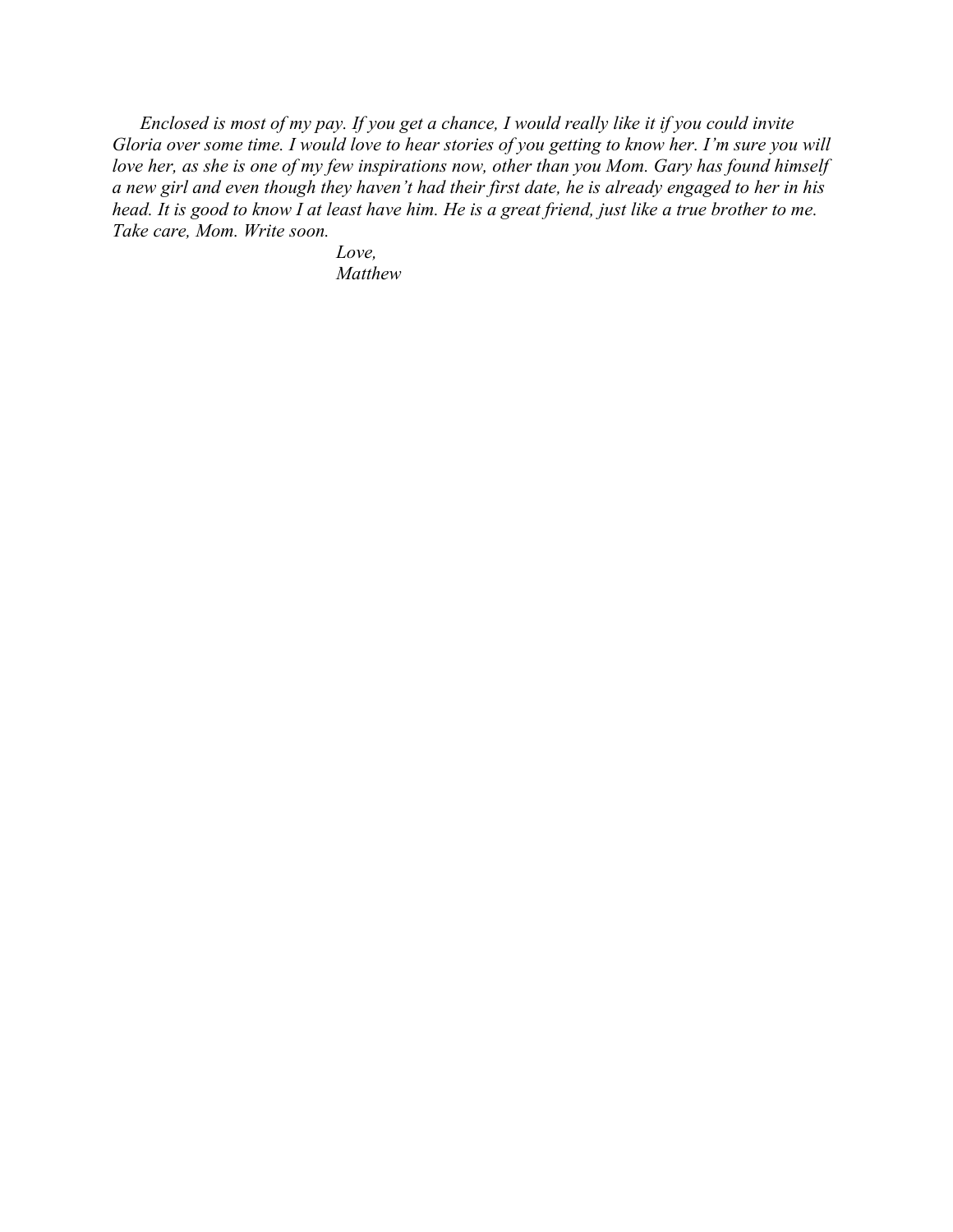*Enclosed is most of my pay. If you get a chance, I would really like it if you could invite Gloria over some time. I would love to hear stories of you getting to know her. I'm sure you will love her, as she is one of my few inspirations now, other than you Mom. Gary has found himself a new girl and even though they haven't had their first date, he is already engaged to her in his head. It is good to know I at least have him. He is a great friend, just like a true brother to me. Take care, Mom. Write soon.*

*Love,*
*Matthew*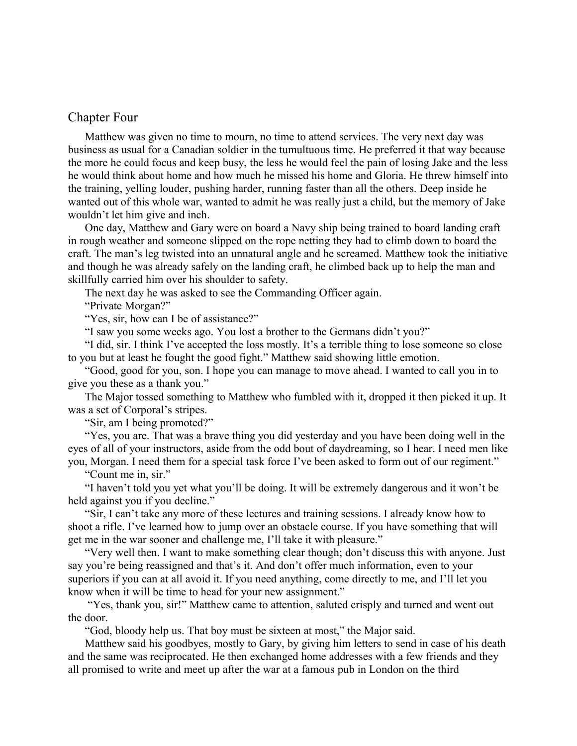## Chapter Four

Matthew was given no time to mourn, no time to attend services. The very next day was business as usual for a Canadian soldier in the tumultuous time. He preferred it that way because the more he could focus and keep busy, the less he would feel the pain of losing Jake and the less he would think about home and how much he missed his home and Gloria. He threw himself into the training, yelling louder, pushing harder, running faster than all the others. Deep inside he wanted out of this whole war, wanted to admit he was really just a child, but the memory of Jake wouldn't let him give and inch.

One day, Matthew and Gary were on board a Navy ship being trained to board landing craft in rough weather and someone slipped on the rope netting they had to climb down to board the craft. The man's leg twisted into an unnatural angle and he screamed. Matthew took the initiative and though he was already safely on the landing craft, he climbed back up to help the man and skillfully carried him over his shoulder to safety.

The next day he was asked to see the Commanding Officer again.

"Private Morgan?"

"Yes, sir, how can I be of assistance?"

"I saw you some weeks ago. You lost a brother to the Germans didn't you?"

"I did, sir. I think I've accepted the loss mostly. It's a terrible thing to lose someone so close to you but at least he fought the good fight." Matthew said showing little emotion.

"Good, good for you, son. I hope you can manage to move ahead. I wanted to call you in to give you these as a thank you."

The Major tossed something to Matthew who fumbled with it, dropped it then picked it up. It was a set of Corporal's stripes.

"Sir, am I being promoted?"

"Yes, you are. That was a brave thing you did yesterday and you have been doing well in the eyes of all of your instructors, aside from the odd bout of daydreaming, so I hear. I need men like you, Morgan. I need them for a special task force I've been asked to form out of our regiment."

"Count me in, sir."

"I haven't told you yet what you'll be doing. It will be extremely dangerous and it won't be held against you if you decline."

"Sir, I can't take any more of these lectures and training sessions. I already know how to shoot a rifle. I've learned how to jump over an obstacle course. If you have something that will get me in the war sooner and challenge me, I'll take it with pleasure."

"Very well then. I want to make something clear though; don't discuss this with anyone. Just say you're being reassigned and that's it. And don't offer much information, even to your superiors if you can at all avoid it. If you need anything, come directly to me, and I'll let you know when it will be time to head for your new assignment."

"Yes, thank you, sir!" Matthew came to attention, saluted crisply and turned and went out the door.

"God, bloody help us. That boy must be sixteen at most," the Major said.

Matthew said his goodbyes, mostly to Gary, by giving him letters to send in case of his death and the same was reciprocated. He then exchanged home addresses with a few friends and they all promised to write and meet up after the war at a famous pub in London on the third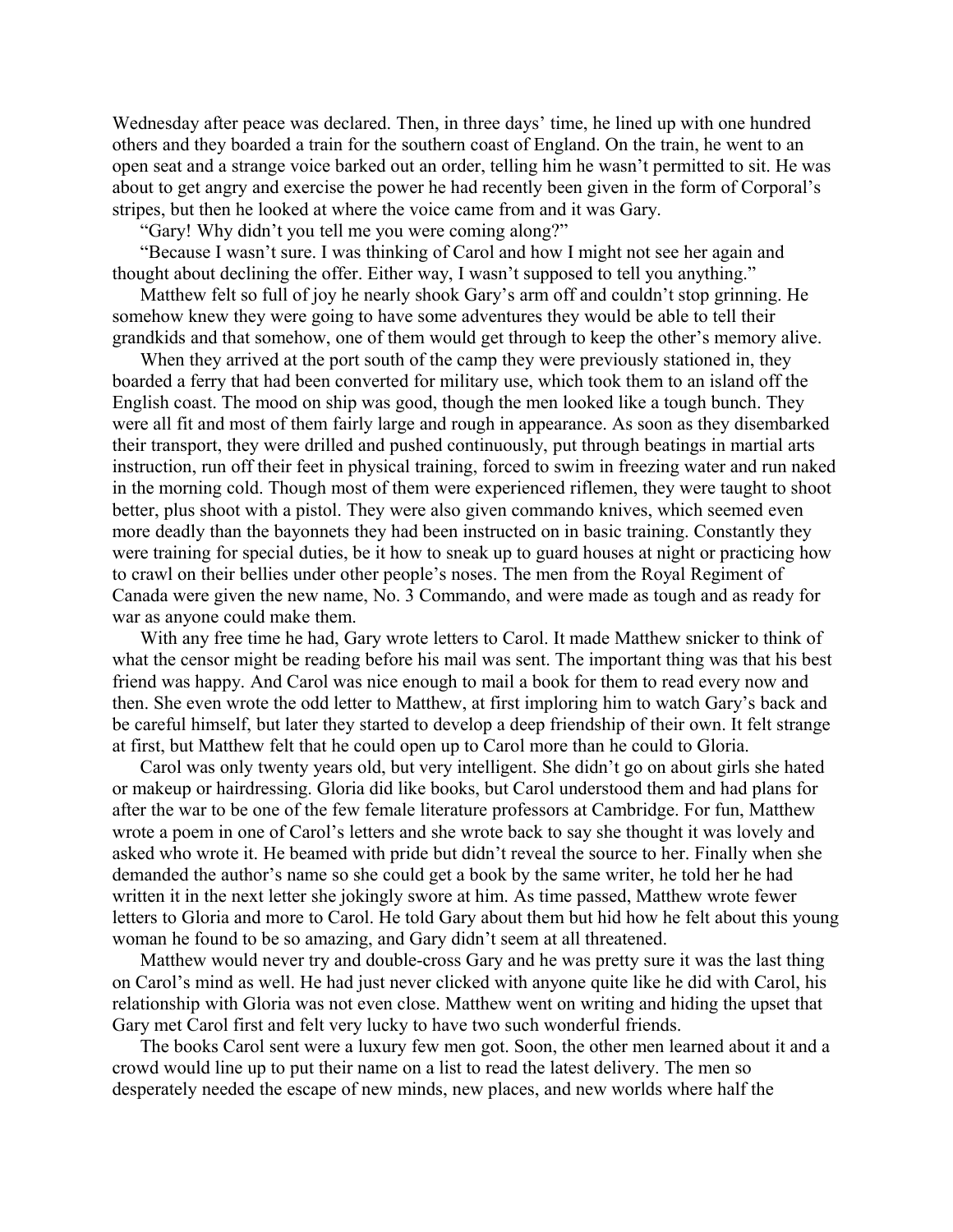Wednesday after peace was declared. Then, in three days' time, he lined up with one hundred others and they boarded a train for the southern coast of England. On the train, he went to an open seat and a strange voice barked out an order, telling him he wasn't permitted to sit. He was about to get angry and exercise the power he had recently been given in the form of Corporal's stripes, but then he looked at where the voice came from and it was Gary.

"Gary! Why didn't you tell me you were coming along?"

"Because I wasn't sure. I was thinking of Carol and how I might not see her again and thought about declining the offer. Either way, I wasn't supposed to tell you anything."

Matthew felt so full of joy he nearly shook Gary's arm off and couldn't stop grinning. He somehow knew they were going to have some adventures they would be able to tell their grandkids and that somehow, one of them would get through to keep the other's memory alive.

When they arrived at the port south of the camp they were previously stationed in, they boarded a ferry that had been converted for military use, which took them to an island off the English coast. The mood on ship was good, though the men looked like a tough bunch. They were all fit and most of them fairly large and rough in appearance. As soon as they disembarked their transport, they were drilled and pushed continuously, put through beatings in martial arts instruction, run off their feet in physical training, forced to swim in freezing water and run naked in the morning cold. Though most of them were experienced riflemen, they were taught to shoot better, plus shoot with a pistol. They were also given commando knives, which seemed even more deadly than the bayonnets they had been instructed on in basic training. Constantly they were training for special duties, be it how to sneak up to guard houses at night or practicing how to crawl on their bellies under other people's noses. The men from the Royal Regiment of Canada were given the new name, No. 3 Commando, and were made as tough and as ready for war as anyone could make them.

With any free time he had, Gary wrote letters to Carol. It made Matthew snicker to think of what the censor might be reading before his mail was sent. The important thing was that his best friend was happy. And Carol was nice enough to mail a book for them to read every now and then. She even wrote the odd letter to Matthew, at first imploring him to watch Gary's back and be careful himself, but later they started to develop a deep friendship of their own. It felt strange at first, but Matthew felt that he could open up to Carol more than he could to Gloria.

Carol was only twenty years old, but very intelligent. She didn't go on about girls she hated or makeup or hairdressing. Gloria did like books, but Carol understood them and had plans for after the war to be one of the few female literature professors at Cambridge. For fun, Matthew wrote a poem in one of Carol's letters and she wrote back to say she thought it was lovely and asked who wrote it. He beamed with pride but didn't reveal the source to her. Finally when she demanded the author's name so she could get a book by the same writer, he told her he had written it in the next letter she jokingly swore at him. As time passed, Matthew wrote fewer letters to Gloria and more to Carol. He told Gary about them but hid how he felt about this young woman he found to be so amazing, and Gary didn't seem at all threatened.

Matthew would never try and double-cross Gary and he was pretty sure it was the last thing on Carol's mind as well. He had just never clicked with anyone quite like he did with Carol, his relationship with Gloria was not even close. Matthew went on writing and hiding the upset that Gary met Carol first and felt very lucky to have two such wonderful friends.

The books Carol sent were a luxury few men got. Soon, the other men learned about it and a crowd would line up to put their name on a list to read the latest delivery. The men so desperately needed the escape of new minds, new places, and new worlds where half the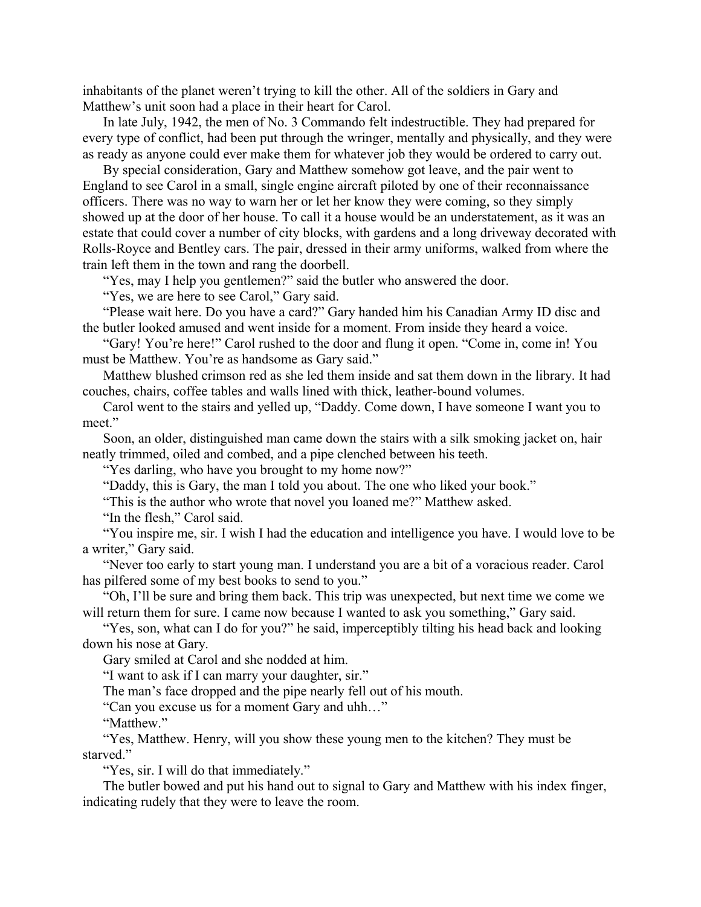inhabitants of the planet weren't trying to kill the other. All of the soldiers in Gary and Matthew's unit soon had a place in their heart for Carol.

In late July, 1942, the men of No. 3 Commando felt indestructible. They had prepared for every type of conflict, had been put through the wringer, mentally and physically, and they were as ready as anyone could ever make them for whatever job they would be ordered to carry out.

By special consideration, Gary and Matthew somehow got leave, and the pair went to England to see Carol in a small, single engine aircraft piloted by one of their reconnaissance officers. There was no way to warn her or let her know they were coming, so they simply showed up at the door of her house. To call it a house would be an understatement, as it was an estate that could cover a number of city blocks, with gardens and a long driveway decorated with Rolls-Royce and Bentley cars. The pair, dressed in their army uniforms, walked from where the train left them in the town and rang the doorbell.

"Yes, may I help you gentlemen?" said the butler who answered the door.

"Yes, we are here to see Carol," Gary said.

"Please wait here. Do you have a card?" Gary handed him his Canadian Army ID disc and the butler looked amused and went inside for a moment. From inside they heard a voice.

"Gary! You're here!" Carol rushed to the door and flung it open. "Come in, come in! You must be Matthew. You're as handsome as Gary said."

Matthew blushed crimson red as she led them inside and sat them down in the library. It had couches, chairs, coffee tables and walls lined with thick, leather-bound volumes.

Carol went to the stairs and yelled up, "Daddy. Come down, I have someone I want you to meet."

Soon, an older, distinguished man came down the stairs with a silk smoking jacket on, hair neatly trimmed, oiled and combed, and a pipe clenched between his teeth.

"Yes darling, who have you brought to my home now?"

"Daddy, this is Gary, the man I told you about. The one who liked your book."

"This is the author who wrote that novel you loaned me?" Matthew asked.

"In the flesh," Carol said.

"You inspire me, sir. I wish I had the education and intelligence you have. I would love to be a writer," Gary said.

"Never too early to start young man. I understand you are a bit of a voracious reader. Carol has pilfered some of my best books to send to you."

"Oh, I'll be sure and bring them back. This trip was unexpected, but next time we come we will return them for sure. I came now because I wanted to ask you something," Gary said.

"Yes, son, what can I do for you?" he said, imperceptibly tilting his head back and looking down his nose at Gary.

Gary smiled at Carol and she nodded at him.

"I want to ask if I can marry your daughter, sir."

The man's face dropped and the pipe nearly fell out of his mouth.

"Can you excuse us for a moment Gary and uhh…"

"Matthew."

"Yes, Matthew. Henry, will you show these young men to the kitchen? They must be starved."

"Yes, sir. I will do that immediately."

The butler bowed and put his hand out to signal to Gary and Matthew with his index finger, indicating rudely that they were to leave the room.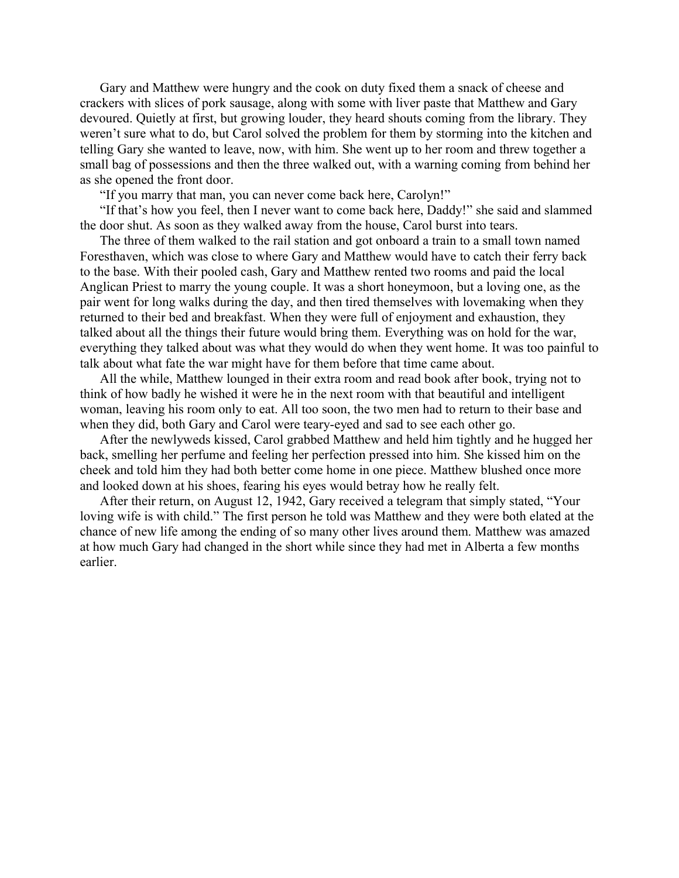Gary and Matthew were hungry and the cook on duty fixed them a snack of cheese and crackers with slices of pork sausage, along with some with liver paste that Matthew and Gary devoured. Quietly at first, but growing louder, they heard shouts coming from the library. They weren't sure what to do, but Carol solved the problem for them by storming into the kitchen and telling Gary she wanted to leave, now, with him. She went up to her room and threw together a small bag of possessions and then the three walked out, with a warning coming from behind her as she opened the front door.

"If you marry that man, you can never come back here, Carolyn!"

"If that's how you feel, then I never want to come back here, Daddy!" she said and slammed the door shut. As soon as they walked away from the house, Carol burst into tears.

The three of them walked to the rail station and got onboard a train to a small town named Foresthaven, which was close to where Gary and Matthew would have to catch their ferry back to the base. With their pooled cash, Gary and Matthew rented two rooms and paid the local Anglican Priest to marry the young couple. It was a short honeymoon, but a loving one, as the pair went for long walks during the day, and then tired themselves with lovemaking when they returned to their bed and breakfast. When they were full of enjoyment and exhaustion, they talked about all the things their future would bring them. Everything was on hold for the war, everything they talked about was what they would do when they went home. It was too painful to talk about what fate the war might have for them before that time came about.

All the while, Matthew lounged in their extra room and read book after book, trying not to think of how badly he wished it were he in the next room with that beautiful and intelligent woman, leaving his room only to eat. All too soon, the two men had to return to their base and when they did, both Gary and Carol were teary-eyed and sad to see each other go.

After the newlyweds kissed, Carol grabbed Matthew and held him tightly and he hugged her back, smelling her perfume and feeling her perfection pressed into him. She kissed him on the cheek and told him they had both better come home in one piece. Matthew blushed once more and looked down at his shoes, fearing his eyes would betray how he really felt.

After their return, on August 12, 1942, Gary received a telegram that simply stated, "Your loving wife is with child." The first person he told was Matthew and they were both elated at the chance of new life among the ending of so many other lives around them. Matthew was amazed at how much Gary had changed in the short while since they had met in Alberta a few months earlier.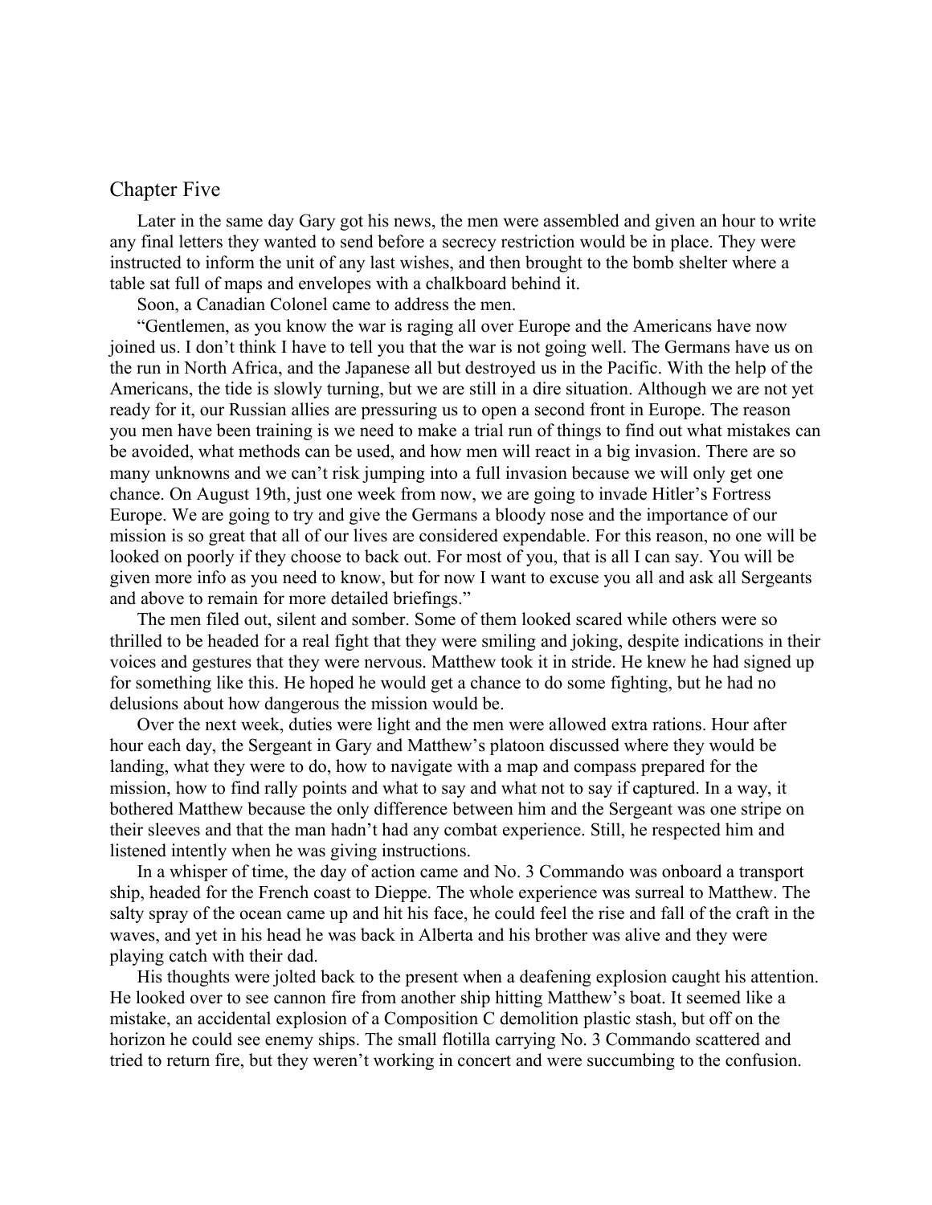## Chapter Five

Later in the same day Gary got his news, the men were assembled and given an hour to write any final letters they wanted to send before a secrecy restriction would be in place. They were instructed to inform the unit of any last wishes, and then brought to the bomb shelter where a table sat full of maps and envelopes with a chalkboard behind it.

Soon, a Canadian Colonel came to address the men.

"Gentlemen, as you know the war is raging all over Europe and the Americans have now joined us. I don't think I have to tell you that the war is not going well. The Germans have us on the run in North Africa, and the Japanese all but destroyed us in the Pacific. With the help of the Americans, the tide is slowly turning, but we are still in a dire situation. Although we are not yet ready for it, our Russian allies are pressuring us to open a second front in Europe. The reason you men have been training is we need to make a trial run of things to find out what mistakes can be avoided, what methods can be used, and how men will react in a big invasion. There are so many unknowns and we can't risk jumping into a full invasion because we will only get one chance. On August 19th, just one week from now, we are going to invade Hitler's Fortress Europe. We are going to try and give the Germans a bloody nose and the importance of our mission is so great that all of our lives are considered expendable. For this reason, no one will be looked on poorly if they choose to back out. For most of you, that is all I can say. You will be given more info as you need to know, but for now I want to excuse you all and ask all Sergeants and above to remain for more detailed briefings."

The men filed out, silent and somber. Some of them looked scared while others were so thrilled to be headed for a real fight that they were smiling and joking, despite indications in their voices and gestures that they were nervous. Matthew took it in stride. He knew he had signed up for something like this. He hoped he would get a chance to do some fighting, but he had no delusions about how dangerous the mission would be.

Over the next week, duties were light and the men were allowed extra rations. Hour after hour each day, the Sergeant in Gary and Matthew's platoon discussed where they would be landing, what they were to do, how to navigate with a map and compass prepared for the mission, how to find rally points and what to say and what not to say if captured. In a way, it bothered Matthew because the only difference between him and the Sergeant was one stripe on their sleeves and that the man hadn't had any combat experience. Still, he respected him and listened intently when he was giving instructions.

In a whisper of time, the day of action came and No. 3 Commando was onboard a transport ship, headed for the French coast to Dieppe. The whole experience was surreal to Matthew. The salty spray of the ocean came up and hit his face, he could feel the rise and fall of the craft in the waves, and yet in his head he was back in Alberta and his brother was alive and they were playing catch with their dad.

His thoughts were jolted back to the present when a deafening explosion caught his attention. He looked over to see cannon fire from another ship hitting Matthew's boat. It seemed like a mistake, an accidental explosion of a Composition C demolition plastic stash, but off on the horizon he could see enemy ships. The small flotilla carrying No. 3 Commando scattered and tried to return fire, but they weren't working in concert and were succumbing to the confusion.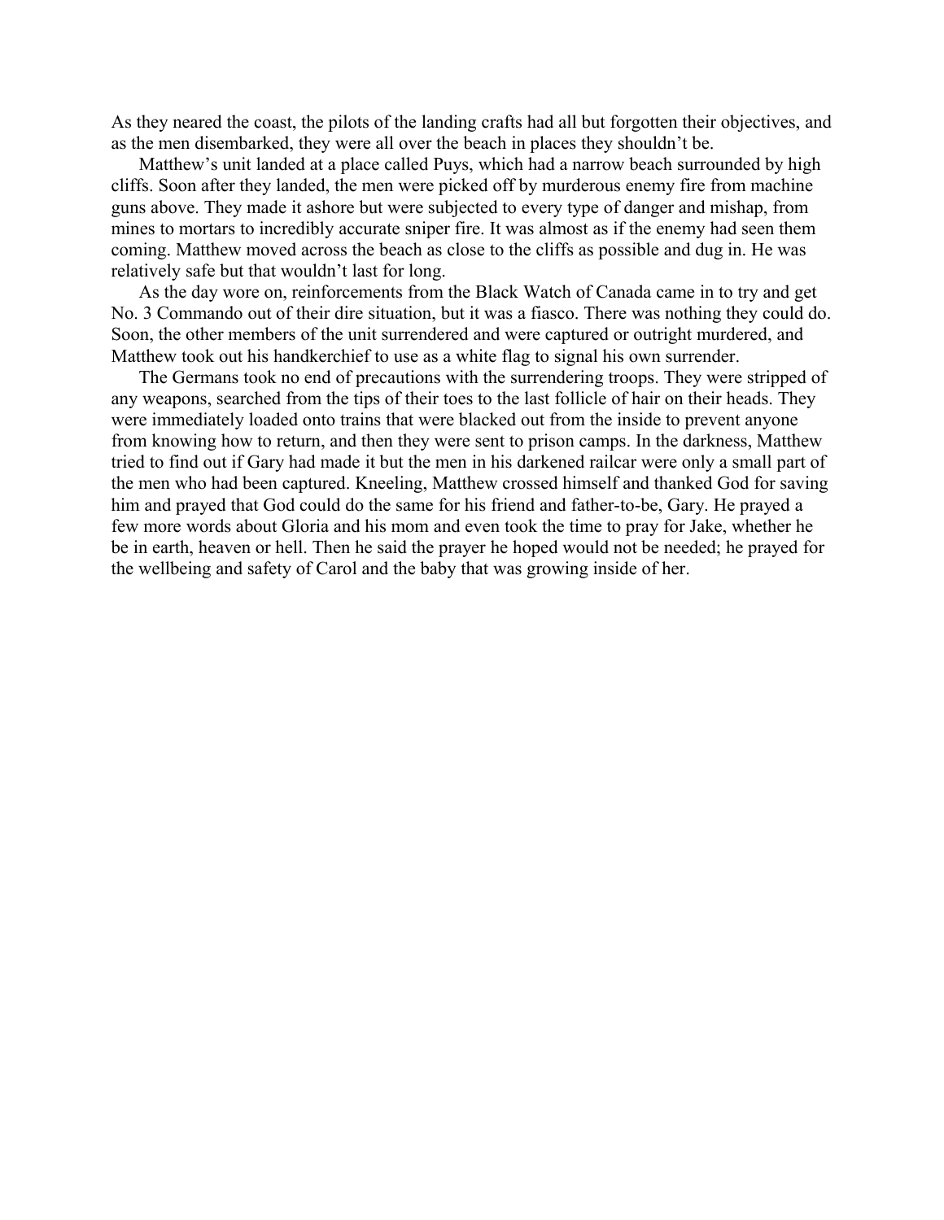As they neared the coast, the pilots of the landing crafts had all but forgotten their objectives, and as the men disembarked, they were all over the beach in places they shouldn't be.

Matthew's unit landed at a place called Puys, which had a narrow beach surrounded by high cliffs. Soon after they landed, the men were picked off by murderous enemy fire from machine guns above. They made it ashore but were subjected to every type of danger and mishap, from mines to mortars to incredibly accurate sniper fire. It was almost as if the enemy had seen them coming. Matthew moved across the beach as close to the cliffs as possible and dug in. He was relatively safe but that wouldn't last for long.

As the day wore on, reinforcements from the Black Watch of Canada came in to try and get No. 3 Commando out of their dire situation, but it was a fiasco. There was nothing they could do. Soon, the other members of the unit surrendered and were captured or outright murdered, and Matthew took out his handkerchief to use as a white flag to signal his own surrender.

The Germans took no end of precautions with the surrendering troops. They were stripped of any weapons, searched from the tips of their toes to the last follicle of hair on their heads. They were immediately loaded onto trains that were blacked out from the inside to prevent anyone from knowing how to return, and then they were sent to prison camps. In the darkness, Matthew tried to find out if Gary had made it but the men in his darkened railcar were only a small part of the men who had been captured. Kneeling, Matthew crossed himself and thanked God for saving him and prayed that God could do the same for his friend and father-to-be, Gary. He prayed a few more words about Gloria and his mom and even took the time to pray for Jake, whether he be in earth, heaven or hell. Then he said the prayer he hoped would not be needed; he prayed for the wellbeing and safety of Carol and the baby that was growing inside of her.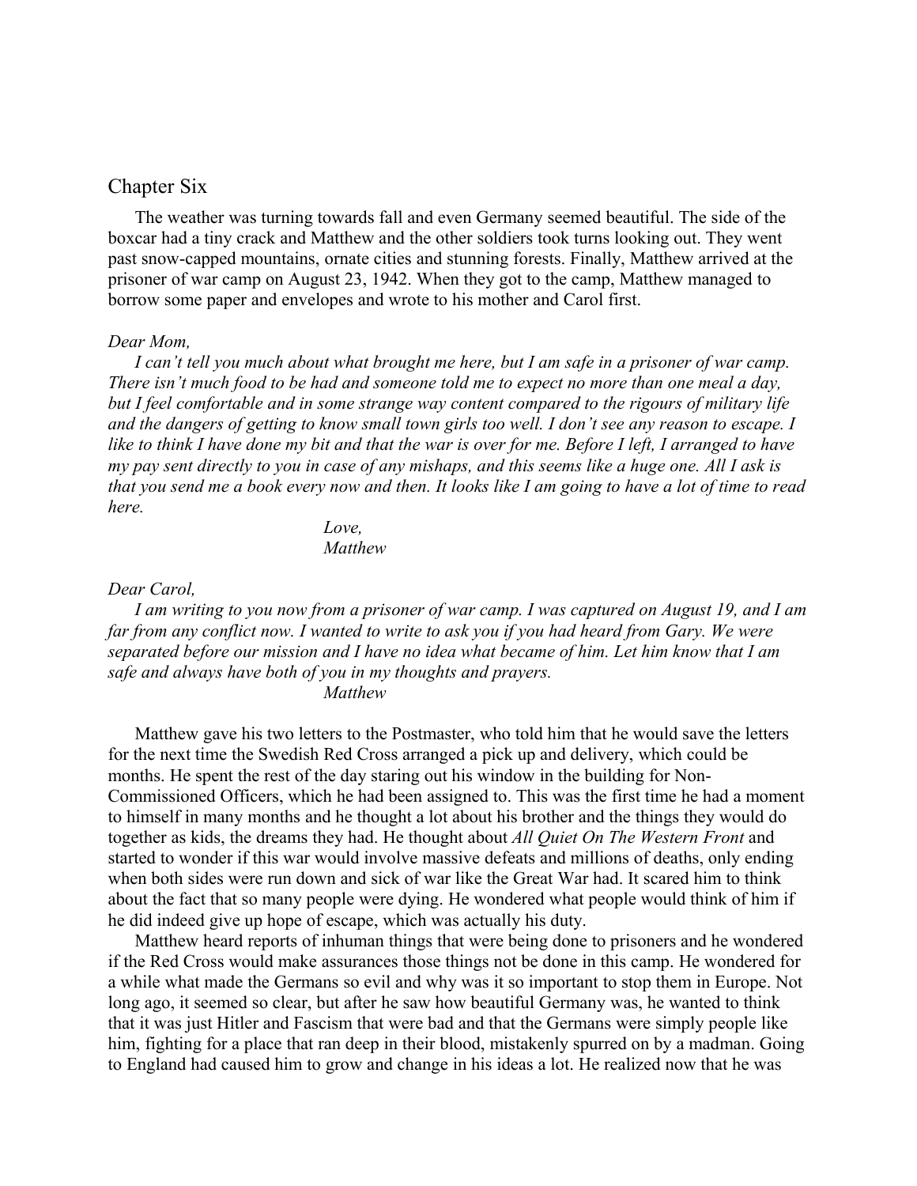## Chapter Six

The weather was turning towards fall and even Germany seemed beautiful. The side of the boxcar had a tiny crack and Matthew and the other soldiers took turns looking out. They went past snow-capped mountains, ornate cities and stunning forests. Finally, Matthew arrived at the prisoner of war camp on August 23, 1942. When they got to the camp, Matthew managed to borrow some paper and envelopes and wrote to his mother and Carol first.

*Dear Mom,*

*I can't tell you much about what brought me here, but I am safe in a prisoner of war camp. There isn't much food to be had and someone told me to expect no more than one meal a day, but I feel comfortable and in some strange way content compared to the rigours of military life and the dangers of getting to know small town girls too well. I don't see any reason to escape. I like to think I have done my bit and that the war is over for me. Before I left, I arranged to have my pay sent directly to you in case of any mishaps, and this seems like a huge one. All I ask is that you send me a book every now and then. It looks like I am going to have a lot of time to read here.*

*Love,*
*Matthew*

*Dear Carol,*

*I am writing to you now from a prisoner of war camp. I was captured on August 19, and I am far from any conflict now. I wanted to write to ask you if you had heard from Gary. We were separated before our mission and I have no idea what became of him. Let him know that I am safe and always have both of you in my thoughts and prayers.*

*Matthew*

Matthew gave his two letters to the Postmaster, who told him that he would save the letters for the next time the Swedish Red Cross arranged a pick up and delivery, which could be months. He spent the rest of the day staring out his window in the building for Non-Commissioned Officers, which he had been assigned to. This was the first time he had a moment to himself in many months and he thought a lot about his brother and the things they would do together as kids, the dreams they had. He thought about *All Quiet On The Western Front* and started to wonder if this war would involve massive defeats and millions of deaths, only ending when both sides were run down and sick of war like the Great War had. It scared him to think about the fact that so many people were dying. He wondered what people would think of him if he did indeed give up hope of escape, which was actually his duty.

Matthew heard reports of inhuman things that were being done to prisoners and he wondered if the Red Cross would make assurances those things not be done in this camp. He wondered for a while what made the Germans so evil and why was it so important to stop them in Europe. Not long ago, it seemed so clear, but after he saw how beautiful Germany was, he wanted to think that it was just Hitler and Fascism that were bad and that the Germans were simply people like him, fighting for a place that ran deep in their blood, mistakenly spurred on by a madman. Going to England had caused him to grow and change in his ideas a lot. He realized now that he was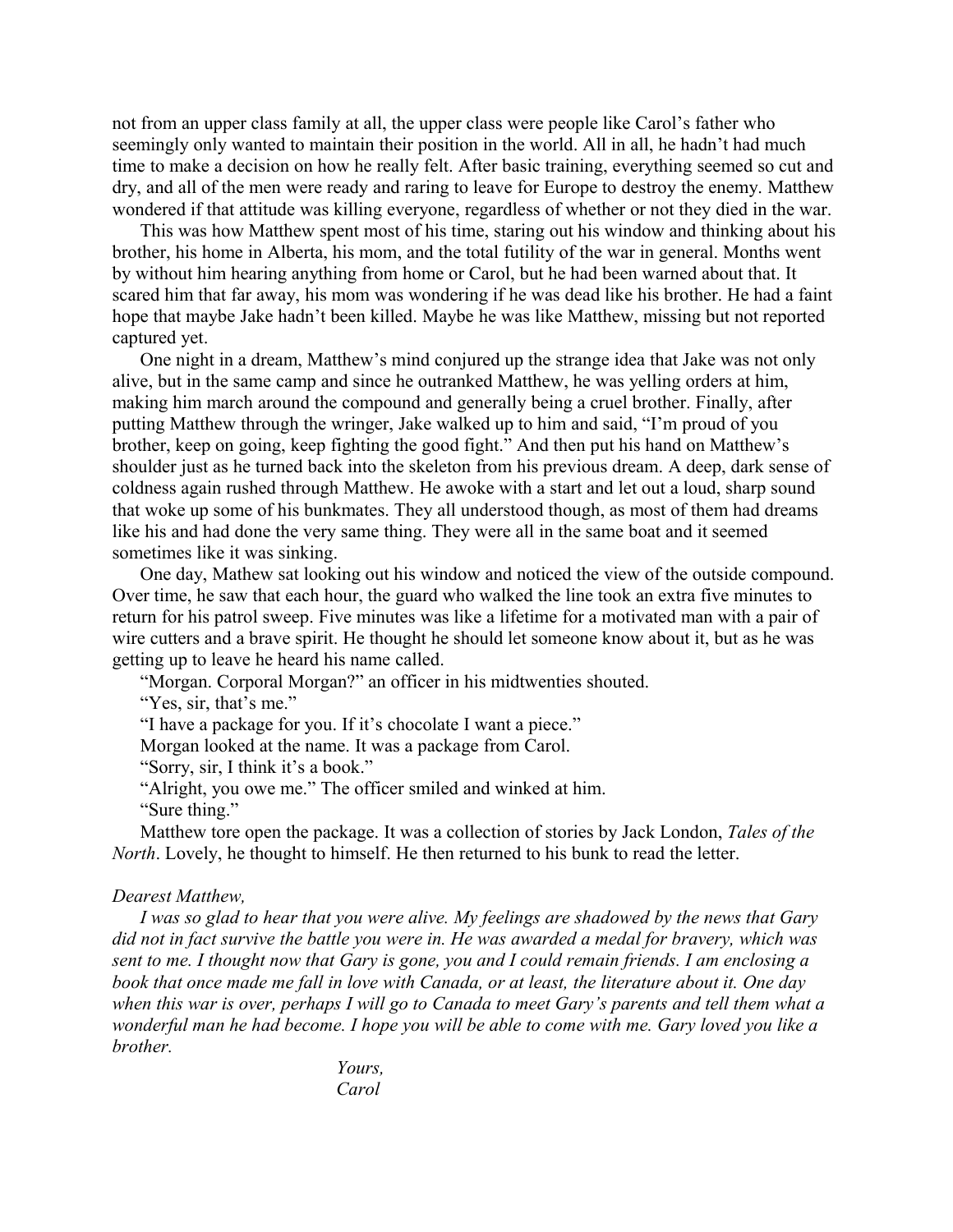not from an upper class family at all, the upper class were people like Carol's father who seemingly only wanted to maintain their position in the world. All in all, he hadn't had much time to make a decision on how he really felt. After basic training, everything seemed so cut and dry, and all of the men were ready and raring to leave for Europe to destroy the enemy. Matthew wondered if that attitude was killing everyone, regardless of whether or not they died in the war.

This was how Matthew spent most of his time, staring out his window and thinking about his brother, his home in Alberta, his mom, and the total futility of the war in general. Months went by without him hearing anything from home or Carol, but he had been warned about that. It scared him that far away, his mom was wondering if he was dead like his brother. He had a faint hope that maybe Jake hadn't been killed. Maybe he was like Matthew, missing but not reported captured yet.

One night in a dream, Matthew's mind conjured up the strange idea that Jake was not only alive, but in the same camp and since he outranked Matthew, he was yelling orders at him, making him march around the compound and generally being a cruel brother. Finally, after putting Matthew through the wringer, Jake walked up to him and said, "I'm proud of you brother, keep on going, keep fighting the good fight." And then put his hand on Matthew's shoulder just as he turned back into the skeleton from his previous dream. A deep, dark sense of coldness again rushed through Matthew. He awoke with a start and let out a loud, sharp sound that woke up some of his bunkmates. They all understood though, as most of them had dreams like his and had done the very same thing. They were all in the same boat and it seemed sometimes like it was sinking.

One day, Mathew sat looking out his window and noticed the view of the outside compound. Over time, he saw that each hour, the guard who walked the line took an extra five minutes to return for his patrol sweep. Five minutes was like a lifetime for a motivated man with a pair of wire cutters and a brave spirit. He thought he should let someone know about it, but as he was getting up to leave he heard his name called.

"Morgan. Corporal Morgan?" an officer in his midtwenties shouted.

"Yes, sir, that's me."

"I have a package for you. If it's chocolate I want a piece."

Morgan looked at the name. It was a package from Carol.

"Sorry, sir, I think it's a book."

"Alright, you owe me." The officer smiled and winked at him.

"Sure thing."

Matthew tore open the package. It was a collection of stories by Jack London, *Tales of the North*. Lovely, he thought to himself. He then returned to his bunk to read the letter.

*Dearest Matthew,*

*I was so glad to hear that you were alive. My feelings are shadowed by the news that Gary did not in fact survive the battle you were in. He was awarded a medal for bravery, which was sent to me. I thought now that Gary is gone, you and I could remain friends. I am enclosing a book that once made me fall in love with Canada, or at least, the literature about it. One day when this war is over, perhaps I will go to Canada to meet Gary's parents and tell them what a wonderful man he had become. I hope you will be able to come with me. Gary loved you like a brother.*

*Yours,*
*Carol*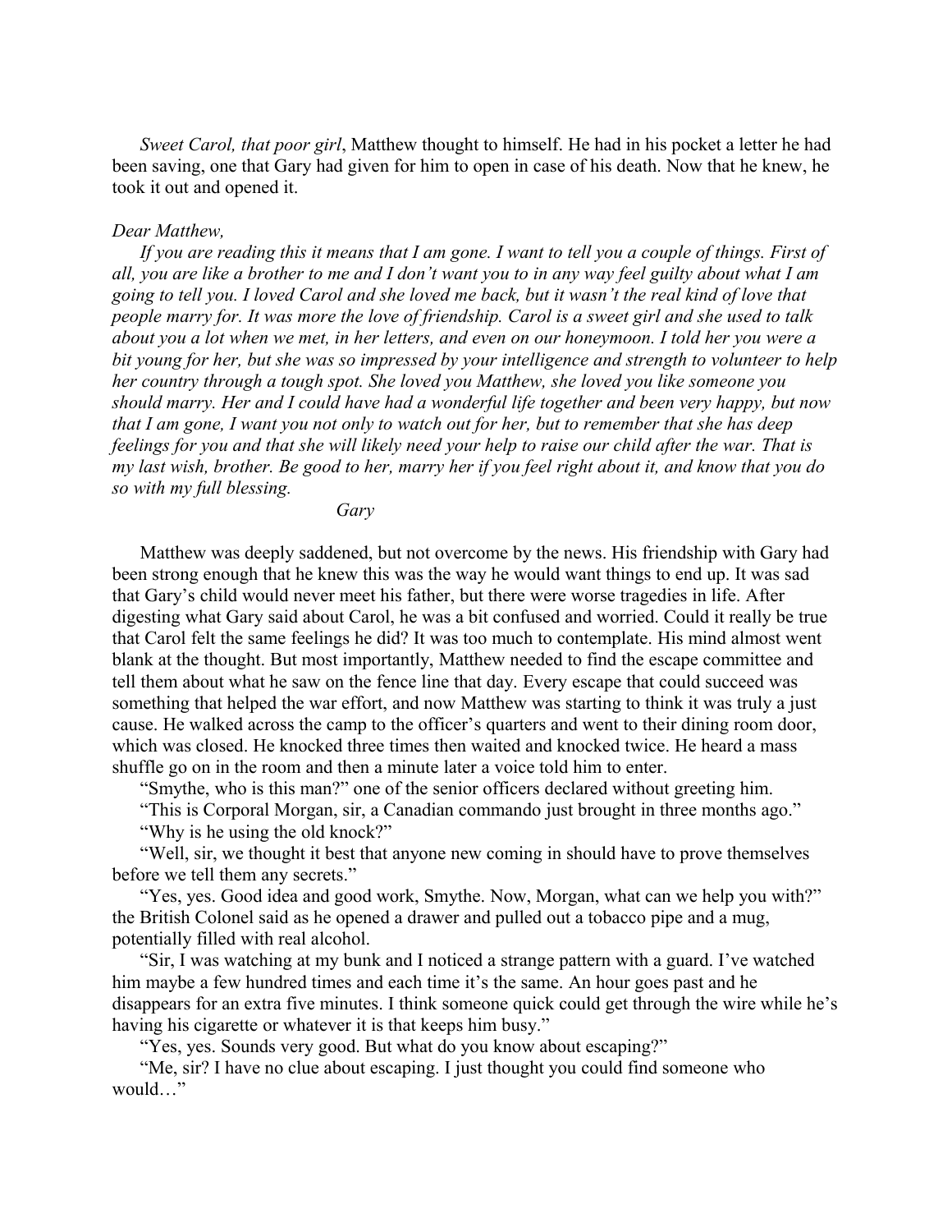*Sweet Carol, that poor girl*, Matthew thought to himself. He had in his pocket a letter he had been saving, one that Gary had given for him to open in case of his death. Now that he knew, he took it out and opened it.

*Dear Matthew,*

*If you are reading this it means that I am gone. I want to tell you a couple of things. First of all, you are like a brother to me and I don't want you to in any way feel guilty about what I am going to tell you. I loved Carol and she loved me back, but it wasn't the real kind of love that people marry for. It was more the love of friendship. Carol is a sweet girl and she used to talk about you a lot when we met, in her letters, and even on our honeymoon. I told her you were a bit young for her, but she was so impressed by your intelligence and strength to volunteer to help her country through a tough spot. She loved you Matthew, she loved you like someone you should marry. Her and I could have had a wonderful life together and been very happy, but now that I am gone, I want you not only to watch out for her, but to remember that she has deep feelings for you and that she will likely need your help to raise our child after the war. That is my last wish, brother. Be good to her, marry her if you feel right about it, and know that you do so with my full blessing.*

*Gary*

Matthew was deeply saddened, but not overcome by the news. His friendship with Gary had been strong enough that he knew this was the way he would want things to end up. It was sad that Gary's child would never meet his father, but there were worse tragedies in life. After digesting what Gary said about Carol, he was a bit confused and worried. Could it really be true that Carol felt the same feelings he did? It was too much to contemplate. His mind almost went blank at the thought. But most importantly, Matthew needed to find the escape committee and tell them about what he saw on the fence line that day. Every escape that could succeed was something that helped the war effort, and now Matthew was starting to think it was truly a just cause. He walked across the camp to the officer's quarters and went to their dining room door, which was closed. He knocked three times then waited and knocked twice. He heard a mass shuffle go on in the room and then a minute later a voice told him to enter.

"Smythe, who is this man?" one of the senior officers declared without greeting him.

"This is Corporal Morgan, sir, a Canadian commando just brought in three months ago."

"Why is he using the old knock?"

"Well, sir, we thought it best that anyone new coming in should have to prove themselves before we tell them any secrets."

"Yes, yes. Good idea and good work, Smythe. Now, Morgan, what can we help you with?" the British Colonel said as he opened a drawer and pulled out a tobacco pipe and a mug, potentially filled with real alcohol.

"Sir, I was watching at my bunk and I noticed a strange pattern with a guard. I've watched him maybe a few hundred times and each time it's the same. An hour goes past and he disappears for an extra five minutes. I think someone quick could get through the wire while he's having his cigarette or whatever it is that keeps him busy."

"Yes, yes. Sounds very good. But what do you know about escaping?"

"Me, sir? I have no clue about escaping. I just thought you could find someone who would…"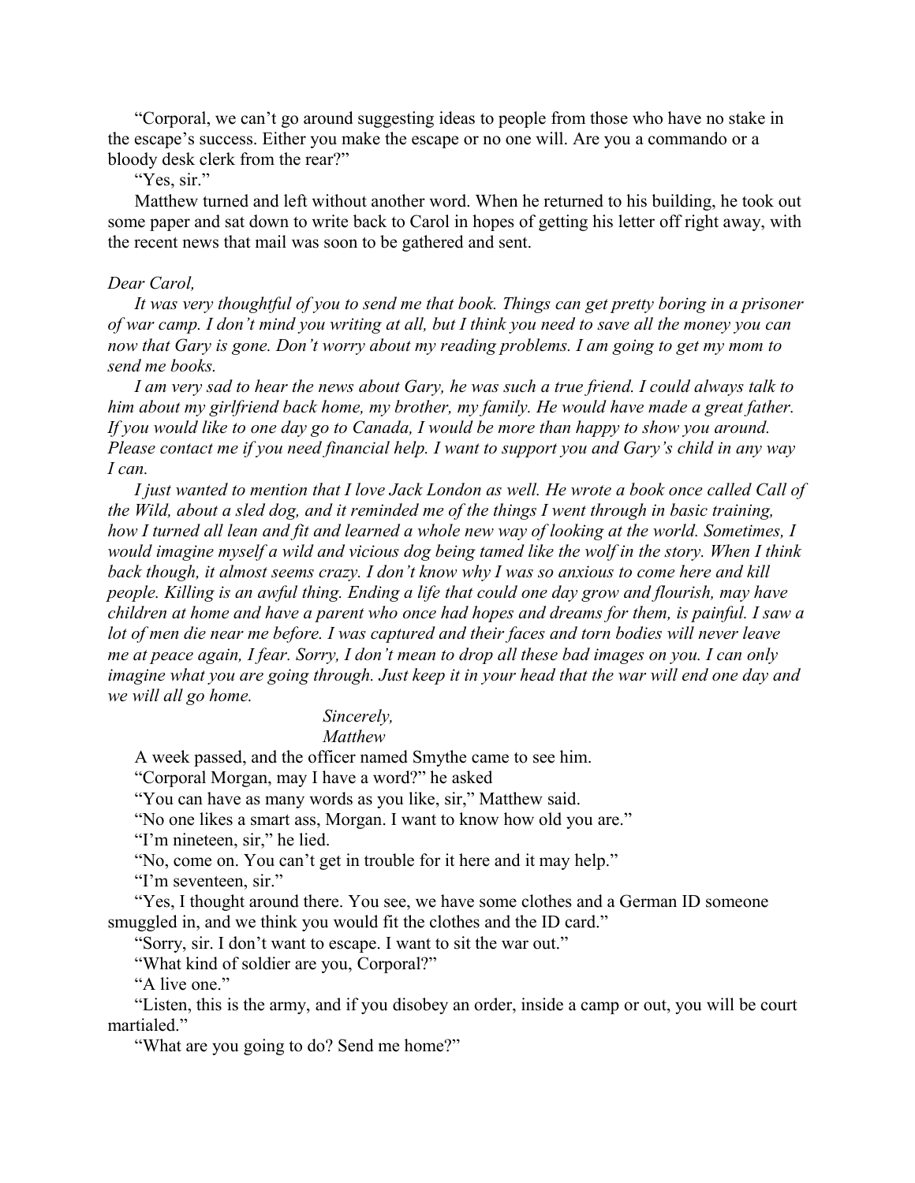"Corporal, we can't go around suggesting ideas to people from those who have no stake in the escape's success. Either you make the escape or no one will. Are you a commando or a bloody desk clerk from the rear?"

"Yes, sir."

Matthew turned and left without another word. When he returned to his building, he took out some paper and sat down to write back to Carol in hopes of getting his letter off right away, with the recent news that mail was soon to be gathered and sent.

*Dear Carol,*

*It was very thoughtful of you to send me that book. Things can get pretty boring in a prisoner of war camp. I don't mind you writing at all, but I think you need to save all the money you can now that Gary is gone. Don't worry about my reading problems. I am going to get my mom to send me books.*

*I am very sad to hear the news about Gary, he was such a true friend. I could always talk to him about my girlfriend back home, my brother, my family. He would have made a great father. If you would like to one day go to Canada, I would be more than happy to show you around. Please contact me if you need financial help. I want to support you and Gary's child in any way I can.*

*I just wanted to mention that I love Jack London as well. He wrote a book once called Call of the Wild, about a sled dog, and it reminded me of the things I went through in basic training, how I turned all lean and fit and learned a whole new way of looking at the world. Sometimes, I would imagine myself a wild and vicious dog being tamed like the wolf in the story. When I think back though, it almost seems crazy. I don't know why I was so anxious to come here and kill people. Killing is an awful thing. Ending a life that could one day grow and flourish, may have children at home and have a parent who once had hopes and dreams for them, is painful. I saw a lot of men die near me before. I was captured and their faces and torn bodies will never leave me at peace again, I fear. Sorry, I don't mean to drop all these bad images on you. I can only imagine what you are going through. Just keep it in your head that the war will end one day and we will all go home.*

*Sincerely,*
*Matthew*

A week passed, and the officer named Smythe came to see him.

"Corporal Morgan, may I have a word?" he asked

"You can have as many words as you like, sir," Matthew said.

"No one likes a smart ass, Morgan. I want to know how old you are."

"I'm nineteen, sir," he lied.

"No, come on. You can't get in trouble for it here and it may help."

"I'm seventeen, sir."

"Yes, I thought around there. You see, we have some clothes and a German ID someone smuggled in, and we think you would fit the clothes and the ID card."

"Sorry, sir. I don't want to escape. I want to sit the war out."

"What kind of soldier are you, Corporal?"

"A live one."

"Listen, this is the army, and if you disobey an order, inside a camp or out, you will be court martialed."

"What are you going to do? Send me home?"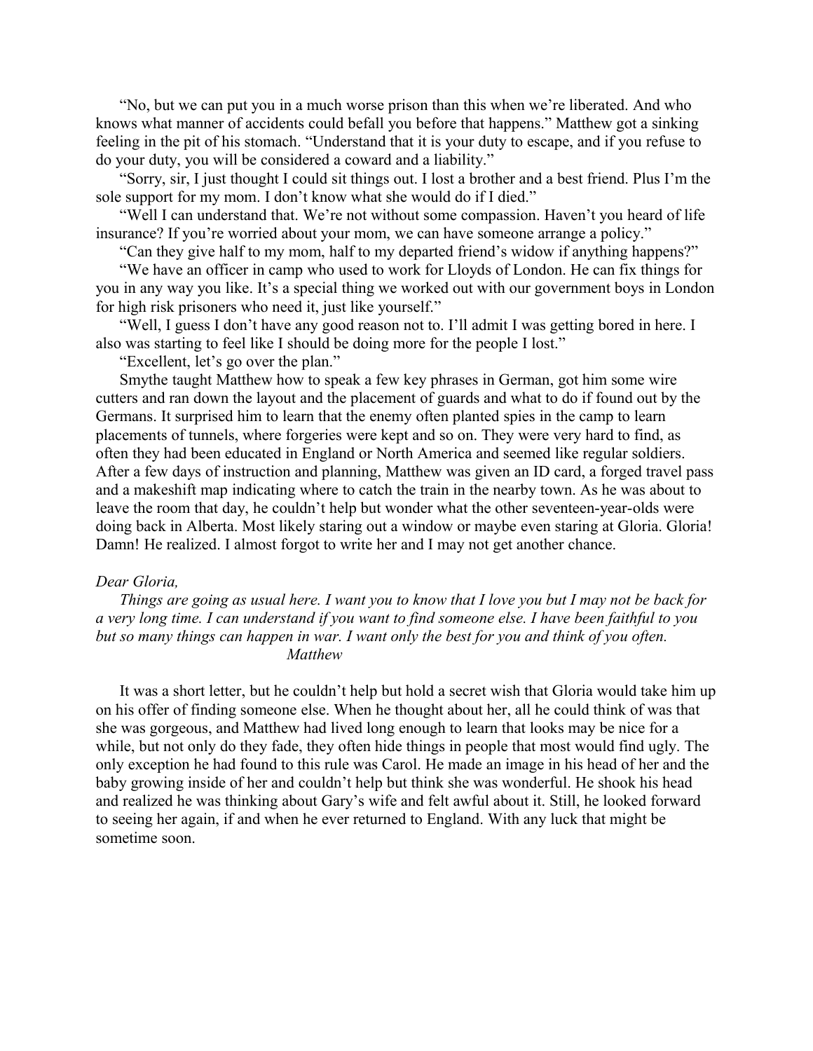"No, but we can put you in a much worse prison than this when we're liberated. And who knows what manner of accidents could befall you before that happens." Matthew got a sinking feeling in the pit of his stomach. "Understand that it is your duty to escape, and if you refuse to do your duty, you will be considered a coward and a liability."

"Sorry, sir, I just thought I could sit things out. I lost a brother and a best friend. Plus I'm the sole support for my mom. I don't know what she would do if I died."

"Well I can understand that. We're not without some compassion. Haven't you heard of life insurance? If you're worried about your mom, we can have someone arrange a policy."

"Can they give half to my mom, half to my departed friend's widow if anything happens?"

"We have an officer in camp who used to work for Lloyds of London. He can fix things for you in any way you like. It's a special thing we worked out with our government boys in London for high risk prisoners who need it, just like yourself."

"Well, I guess I don't have any good reason not to. I'll admit I was getting bored in here. I also was starting to feel like I should be doing more for the people I lost."

"Excellent, let's go over the plan."

Smythe taught Matthew how to speak a few key phrases in German, got him some wire cutters and ran down the layout and the placement of guards and what to do if found out by the Germans. It surprised him to learn that the enemy often planted spies in the camp to learn placements of tunnels, where forgeries were kept and so on. They were very hard to find, as often they had been educated in England or North America and seemed like regular soldiers. After a few days of instruction and planning, Matthew was given an ID card, a forged travel pass and a makeshift map indicating where to catch the train in the nearby town. As he was about to leave the room that day, he couldn't help but wonder what the other seventeen-year-olds were doing back in Alberta. Most likely staring out a window or maybe even staring at Gloria. Gloria! Damn! He realized. I almost forgot to write her and I may not get another chance.

*Dear Gloria,*

*Things are going as usual here. I want you to know that I love you but I may not be back for a very long time. I can understand if you want to find someone else. I have been faithful to you but so many things can happen in war. I want only the best for you and think of you often.*

*Matthew*

It was a short letter, but he couldn't help but hold a secret wish that Gloria would take him up on his offer of finding someone else. When he thought about her, all he could think of was that she was gorgeous, and Matthew had lived long enough to learn that looks may be nice for a while, but not only do they fade, they often hide things in people that most would find ugly. The only exception he had found to this rule was Carol. He made an image in his head of her and the baby growing inside of her and couldn't help but think she was wonderful. He shook his head and realized he was thinking about Gary's wife and felt awful about it. Still, he looked forward to seeing her again, if and when he ever returned to England. With any luck that might be sometime soon.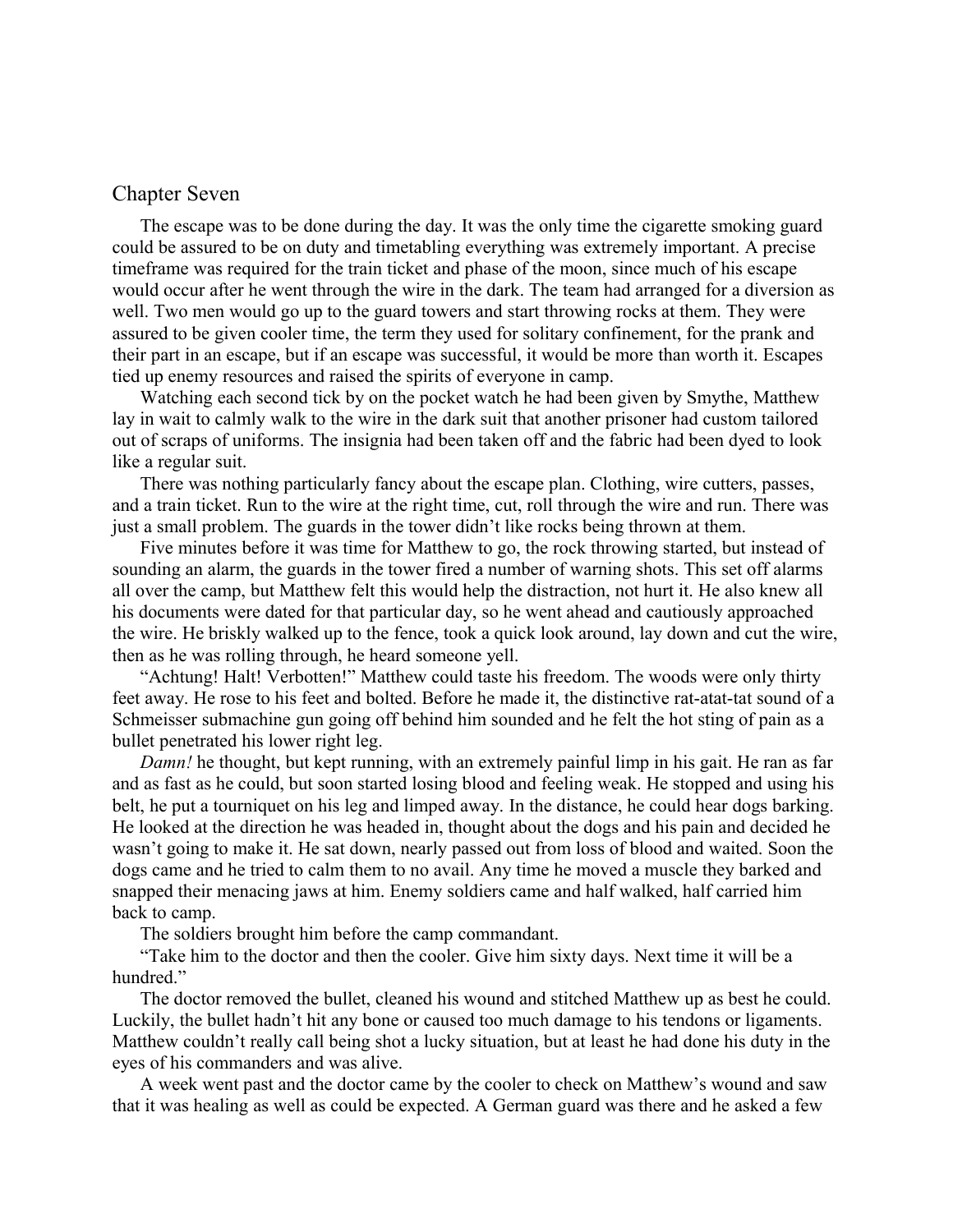## Chapter Seven

The escape was to be done during the day. It was the only time the cigarette smoking guard could be assured to be on duty and timetabling everything was extremely important. A precise timeframe was required for the train ticket and phase of the moon, since much of his escape would occur after he went through the wire in the dark. The team had arranged for a diversion as well. Two men would go up to the guard towers and start throwing rocks at them. They were assured to be given cooler time, the term they used for solitary confinement, for the prank and their part in an escape, but if an escape was successful, it would be more than worth it. Escapes tied up enemy resources and raised the spirits of everyone in camp.

Watching each second tick by on the pocket watch he had been given by Smythe, Matthew lay in wait to calmly walk to the wire in the dark suit that another prisoner had custom tailored out of scraps of uniforms. The insignia had been taken off and the fabric had been dyed to look like a regular suit.

There was nothing particularly fancy about the escape plan. Clothing, wire cutters, passes, and a train ticket. Run to the wire at the right time, cut, roll through the wire and run. There was just a small problem. The guards in the tower didn't like rocks being thrown at them.

Five minutes before it was time for Matthew to go, the rock throwing started, but instead of sounding an alarm, the guards in the tower fired a number of warning shots. This set off alarms all over the camp, but Matthew felt this would help the distraction, not hurt it. He also knew all his documents were dated for that particular day, so he went ahead and cautiously approached the wire. He briskly walked up to the fence, took a quick look around, lay down and cut the wire, then as he was rolling through, he heard someone yell.

"Achtung! Halt! Verbotten!" Matthew could taste his freedom. The woods were only thirty feet away. He rose to his feet and bolted. Before he made it, the distinctive rat-atat-tat sound of a Schmeisser submachine gun going off behind him sounded and he felt the hot sting of pain as a bullet penetrated his lower right leg.

*Damn!* he thought, but kept running, with an extremely painful limp in his gait. He ran as far and as fast as he could, but soon started losing blood and feeling weak. He stopped and using his belt, he put a tourniquet on his leg and limped away. In the distance, he could hear dogs barking. He looked at the direction he was headed in, thought about the dogs and his pain and decided he wasn't going to make it. He sat down, nearly passed out from loss of blood and waited. Soon the dogs came and he tried to calm them to no avail. Any time he moved a muscle they barked and snapped their menacing jaws at him. Enemy soldiers came and half walked, half carried him back to camp.

The soldiers brought him before the camp commandant.

"Take him to the doctor and then the cooler. Give him sixty days. Next time it will be a hundred."

The doctor removed the bullet, cleaned his wound and stitched Matthew up as best he could. Luckily, the bullet hadn't hit any bone or caused too much damage to his tendons or ligaments. Matthew couldn't really call being shot a lucky situation, but at least he had done his duty in the eyes of his commanders and was alive.

A week went past and the doctor came by the cooler to check on Matthew's wound and saw that it was healing as well as could be expected. A German guard was there and he asked a few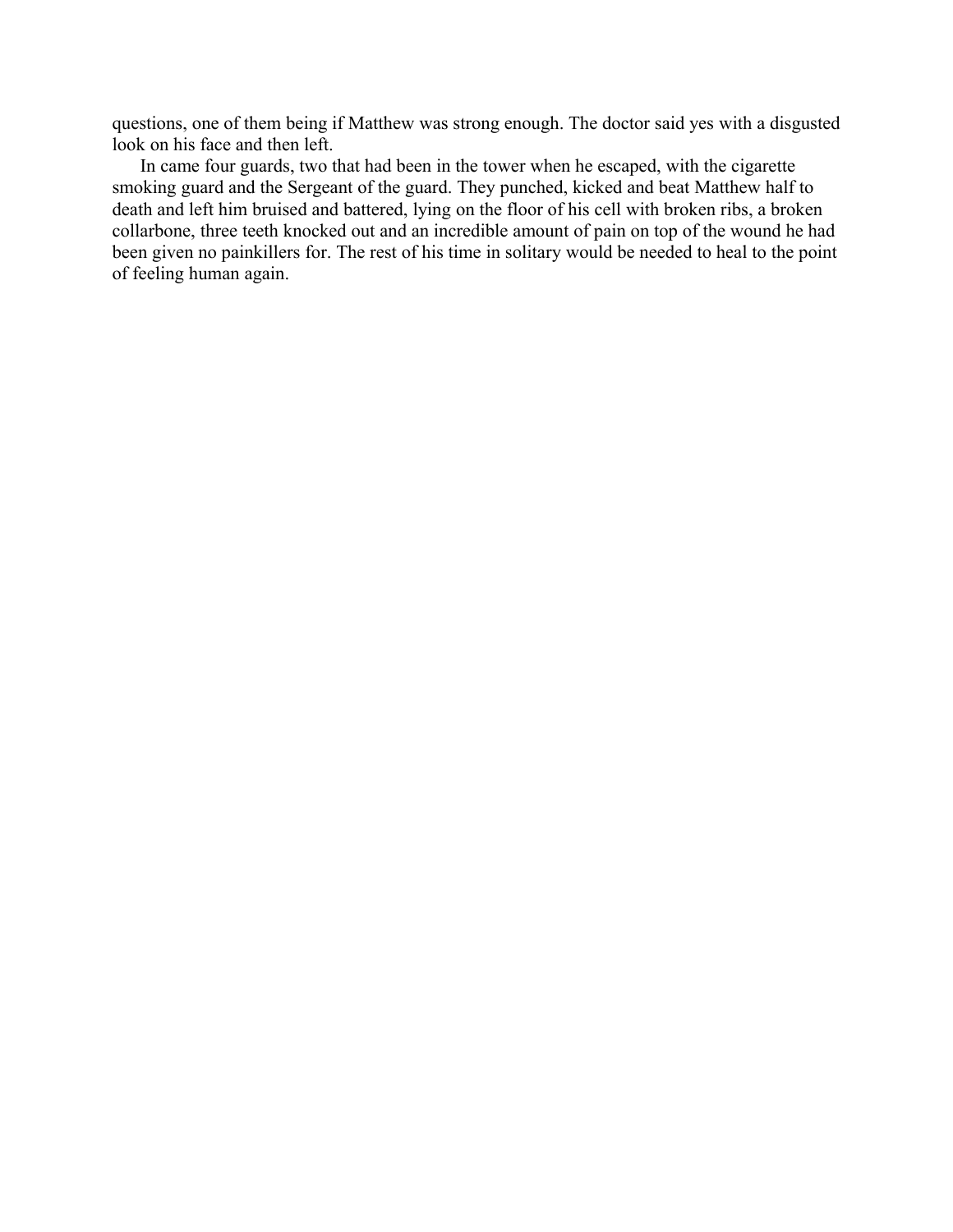questions, one of them being if Matthew was strong enough. The doctor said yes with a disgusted look on his face and then left.

In came four guards, two that had been in the tower when he escaped, with the cigarette smoking guard and the Sergeant of the guard. They punched, kicked and beat Matthew half to death and left him bruised and battered, lying on the floor of his cell with broken ribs, a broken collarbone, three teeth knocked out and an incredible amount of pain on top of the wound he had been given no painkillers for. The rest of his time in solitary would be needed to heal to the point of feeling human again.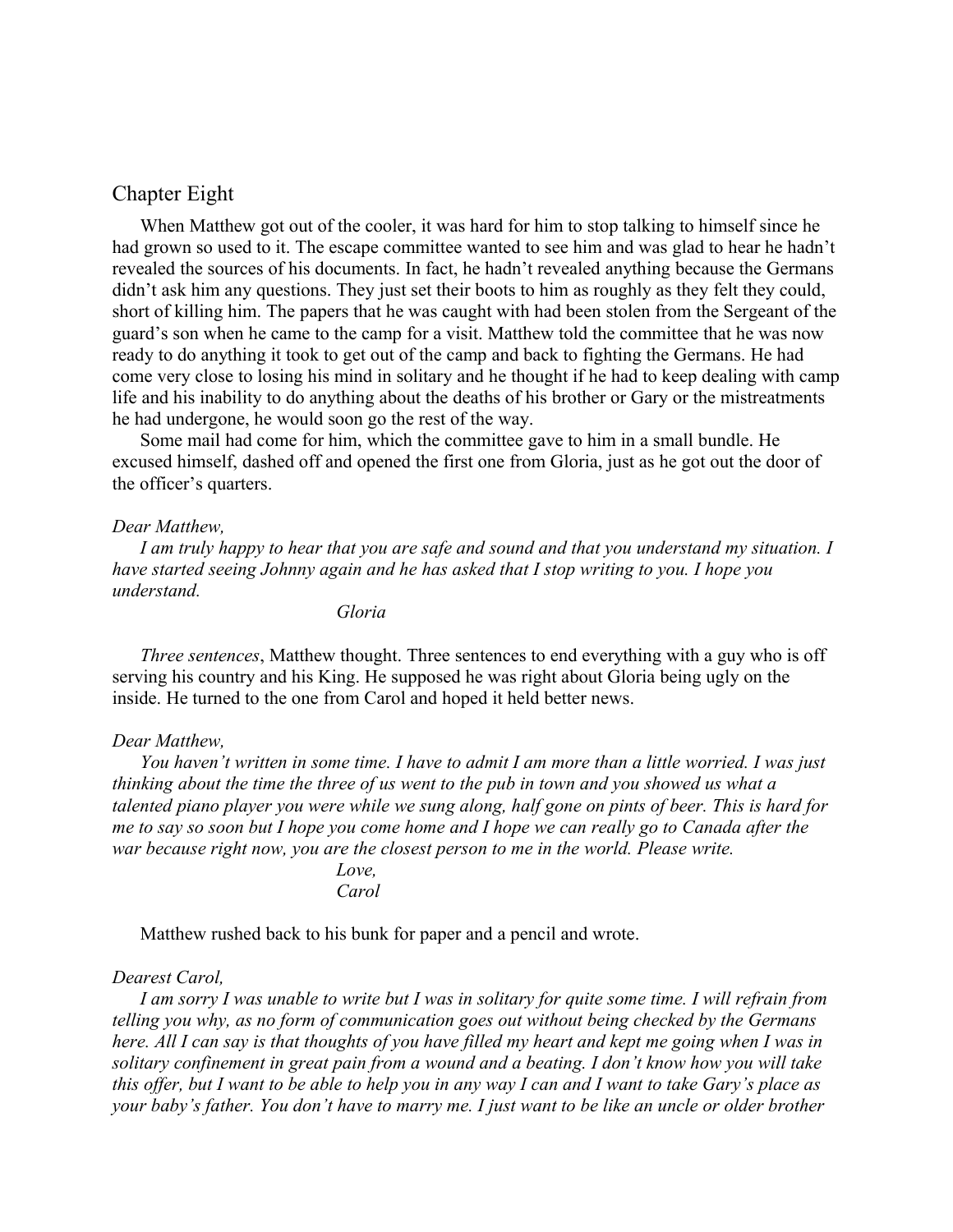## Chapter Eight

When Matthew got out of the cooler, it was hard for him to stop talking to himself since he had grown so used to it. The escape committee wanted to see him and was glad to hear he hadn't revealed the sources of his documents. In fact, he hadn't revealed anything because the Germans didn't ask him any questions. They just set their boots to him as roughly as they felt they could, short of killing him. The papers that he was caught with had been stolen from the Sergeant of the guard's son when he came to the camp for a visit. Matthew told the committee that he was now ready to do anything it took to get out of the camp and back to fighting the Germans. He had come very close to losing his mind in solitary and he thought if he had to keep dealing with camp life and his inability to do anything about the deaths of his brother or Gary or the mistreatments he had undergone, he would soon go the rest of the way.

Some mail had come for him, which the committee gave to him in a small bundle. He excused himself, dashed off and opened the first one from Gloria, just as he got out the door of the officer's quarters.

*Dear Matthew,*

*I am truly happy to hear that you are safe and sound and that you understand my situation. I have started seeing Johnny again and he has asked that I stop writing to you. I hope you understand.*

*Gloria*

*Three sentences*, Matthew thought. Three sentences to end everything with a guy who is off serving his country and his King. He supposed he was right about Gloria being ugly on the inside. He turned to the one from Carol and hoped it held better news.

*Dear Matthew,*

*You haven't written in some time. I have to admit I am more than a little worried. I was just thinking about the time the three of us went to the pub in town and you showed us what a talented piano player you were while we sung along, half gone on pints of beer. This is hard for me to say so soon but I hope you come home and I hope we can really go to Canada after the war because right now, you are the closest person to me in the world. Please write.*

*Love,*
*Carol*

Matthew rushed back to his bunk for paper and a pencil and wrote.

*Dearest Carol,*

*I am sorry I was unable to write but I was in solitary for quite some time. I will refrain from telling you why, as no form of communication goes out without being checked by the Germans here. All I can say is that thoughts of you have filled my heart and kept me going when I was in solitary confinement in great pain from a wound and a beating. I don't know how you will take this offer, but I want to be able to help you in any way I can and I want to take Gary's place as your baby's father. You don't have to marry me. I just want to be like an uncle or older brother*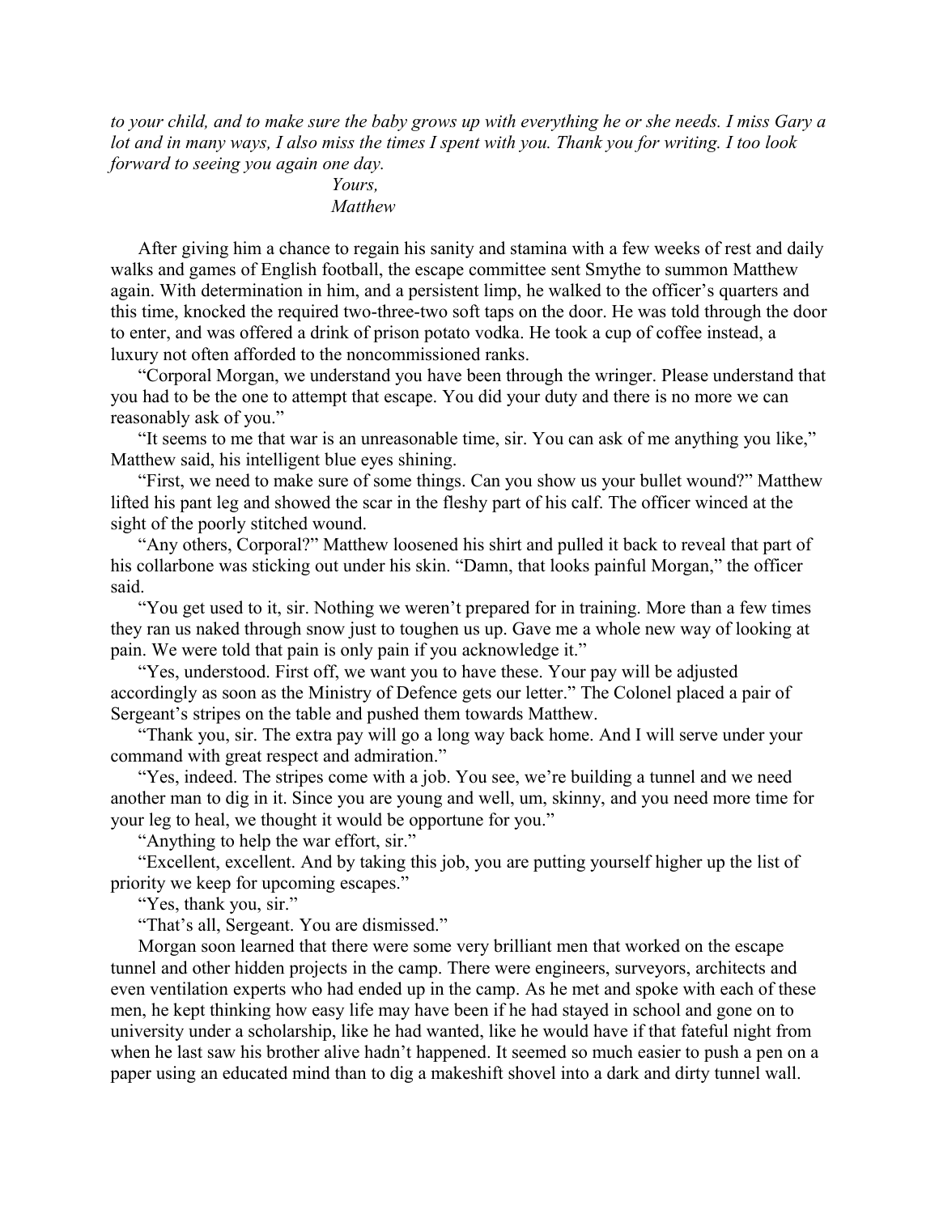*to your child, and to make sure the baby grows up with everything he or she needs. I miss Gary a lot and in many ways, I also miss the times I spent with you. Thank you for writing. I too look forward to seeing you again one day.*

*Yours,*
*Matthew*

After giving him a chance to regain his sanity and stamina with a few weeks of rest and daily walks and games of English football, the escape committee sent Smythe to summon Matthew again. With determination in him, and a persistent limp, he walked to the officer's quarters and this time, knocked the required two-three-two soft taps on the door. He was told through the door to enter, and was offered a drink of prison potato vodka. He took a cup of coffee instead, a luxury not often afforded to the noncommissioned ranks.

"Corporal Morgan, we understand you have been through the wringer. Please understand that you had to be the one to attempt that escape. You did your duty and there is no more we can reasonably ask of you."

"It seems to me that war is an unreasonable time, sir. You can ask of me anything you like," Matthew said, his intelligent blue eyes shining.

"First, we need to make sure of some things. Can you show us your bullet wound?" Matthew lifted his pant leg and showed the scar in the fleshy part of his calf. The officer winced at the sight of the poorly stitched wound.

"Any others, Corporal?" Matthew loosened his shirt and pulled it back to reveal that part of his collarbone was sticking out under his skin. "Damn, that looks painful Morgan," the officer said.

"You get used to it, sir. Nothing we weren't prepared for in training. More than a few times they ran us naked through snow just to toughen us up. Gave me a whole new way of looking at pain. We were told that pain is only pain if you acknowledge it."

"Yes, understood. First off, we want you to have these. Your pay will be adjusted accordingly as soon as the Ministry of Defence gets our letter." The Colonel placed a pair of Sergeant's stripes on the table and pushed them towards Matthew.

"Thank you, sir. The extra pay will go a long way back home. And I will serve under your command with great respect and admiration."

"Yes, indeed. The stripes come with a job. You see, we're building a tunnel and we need another man to dig in it. Since you are young and well, um, skinny, and you need more time for your leg to heal, we thought it would be opportune for you."

"Anything to help the war effort, sir."

"Excellent, excellent. And by taking this job, you are putting yourself higher up the list of priority we keep for upcoming escapes."

"Yes, thank you, sir."

"That's all, Sergeant. You are dismissed."

Morgan soon learned that there were some very brilliant men that worked on the escape tunnel and other hidden projects in the camp. There were engineers, surveyors, architects and even ventilation experts who had ended up in the camp. As he met and spoke with each of these men, he kept thinking how easy life may have been if he had stayed in school and gone on to university under a scholarship, like he had wanted, like he would have if that fateful night from when he last saw his brother alive hadn't happened. It seemed so much easier to push a pen on a paper using an educated mind than to dig a makeshift shovel into a dark and dirty tunnel wall.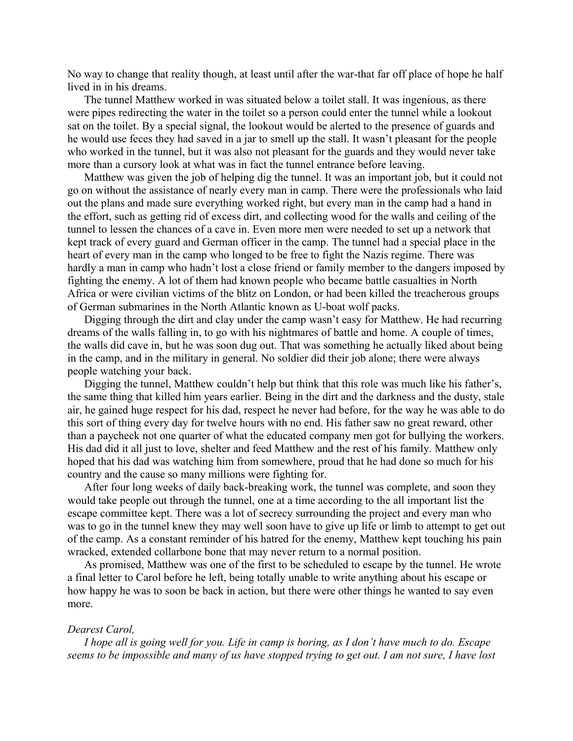No way to change that reality though, at least until after the war-that far off place of hope he half lived in in his dreams.

The tunnel Matthew worked in was situated below a toilet stall. It was ingenious, as there were pipes redirecting the water in the toilet so a person could enter the tunnel while a lookout sat on the toilet. By a special signal, the lookout would be alerted to the presence of guards and he would use feces they had saved in a jar to smell up the stall. It wasn't pleasant for the people who worked in the tunnel, but it was also not pleasant for the guards and they would never take more than a cursory look at what was in fact the tunnel entrance before leaving.

Matthew was given the job of helping dig the tunnel. It was an important job, but it could not go on without the assistance of nearly every man in camp. There were the professionals who laid out the plans and made sure everything worked right, but every man in the camp had a hand in the effort, such as getting rid of excess dirt, and collecting wood for the walls and ceiling of the tunnel to lessen the chances of a cave in. Even more men were needed to set up a network that kept track of every guard and German officer in the camp. The tunnel had a special place in the heart of every man in the camp who longed to be free to fight the Nazis regime. There was hardly a man in camp who hadn't lost a close friend or family member to the dangers imposed by fighting the enemy. A lot of them had known people who became battle casualties in North Africa or were civilian victims of the blitz on London, or had been killed the treacherous groups of German submarines in the North Atlantic known as U-boat wolf packs.

Digging through the dirt and clay under the camp wasn't easy for Matthew. He had recurring dreams of the walls falling in, to go with his nightmares of battle and home. A couple of times, the walls did cave in, but he was soon dug out. That was something he actually liked about being in the camp, and in the military in general. No soldier did their job alone; there were always people watching your back.

Digging the tunnel, Matthew couldn't help but think that this role was much like his father's, the same thing that killed him years earlier. Being in the dirt and the darkness and the dusty, stale air, he gained huge respect for his dad, respect he never had before, for the way he was able to do this sort of thing every day for twelve hours with no end. His father saw no great reward, other than a paycheck not one quarter of what the educated company men got for bullying the workers. His dad did it all just to love, shelter and feed Matthew and the rest of his family. Matthew only hoped that his dad was watching him from somewhere, proud that he had done so much for his country and the cause so many millions were fighting for.

After four long weeks of daily back-breaking work, the tunnel was complete, and soon they would take people out through the tunnel, one at a time according to the all important list the escape committee kept. There was a lot of secrecy surrounding the project and every man who was to go in the tunnel knew they may well soon have to give up life or limb to attempt to get out of the camp. As a constant reminder of his hatred for the enemy, Matthew kept touching his pain wracked, extended collarbone bone that may never return to a normal position.

As promised, Matthew was one of the first to be scheduled to escape by the tunnel. He wrote a final letter to Carol before he left, being totally unable to write anything about his escape or how happy he was to soon be back in action, but there were other things he wanted to say even more.

*Dearest Carol,*

*I hope all is going well for you. Life in camp is boring, as I don't have much to do. Escape seems to be impossible and many of us have stopped trying to get out. I am not sure, I have lost*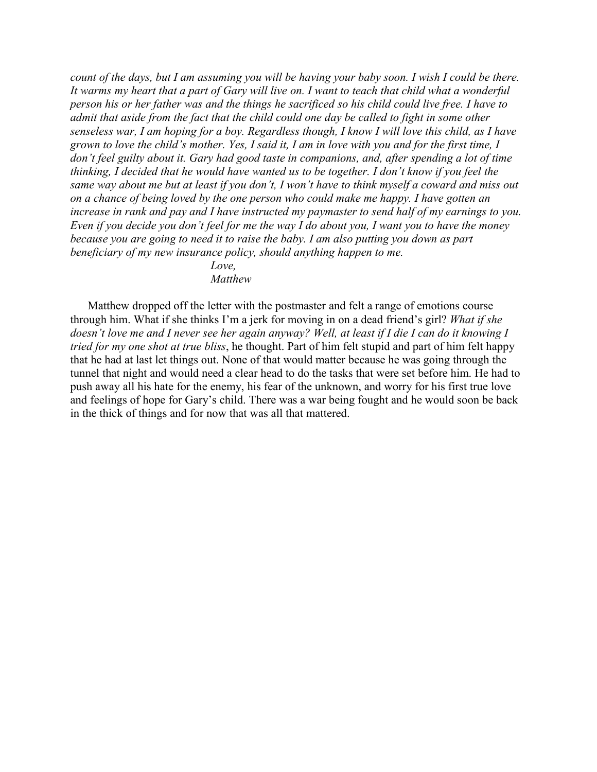*count of the days, but I am assuming you will be having your baby soon. I wish I could be there. It warms my heart that a part of Gary will live on. I want to teach that child what a wonderful person his or her father was and the things he sacrificed so his child could live free. I have to admit that aside from the fact that the child could one day be called to fight in some other senseless war, I am hoping for a boy. Regardless though, I know I will love this child, as I have grown to love the child's mother. Yes, I said it, I am in love with you and for the first time, I don't feel guilty about it. Gary had good taste in companions, and, after spending a lot of time thinking, I decided that he would have wanted us to be together. I don't know if you feel the same way about me but at least if you don't, I won't have to think myself a coward and miss out on a chance of being loved by the one person who could make me happy. I have gotten an increase in rank and pay and I have instructed my paymaster to send half of my earnings to you. Even if you decide you don't feel for me the way I do about you, I want you to have the money because you are going to need it to raise the baby. I am also putting you down as part beneficiary of my new insurance policy, should anything happen to me.*

*Love,*
*Matthew*

Matthew dropped off the letter with the postmaster and felt a range of emotions course through him. What if she thinks I'm a jerk for moving in on a dead friend's girl? *What if she doesn't love me and I never see her again anyway? Well, at least if I die I can do it knowing I tried for my one shot at true bliss*, he thought. Part of him felt stupid and part of him felt happy that he had at last let things out. None of that would matter because he was going through the tunnel that night and would need a clear head to do the tasks that were set before him. He had to push away all his hate for the enemy, his fear of the unknown, and worry for his first true love and feelings of hope for Gary's child. There was a war being fought and he would soon be back in the thick of things and for now that was all that mattered.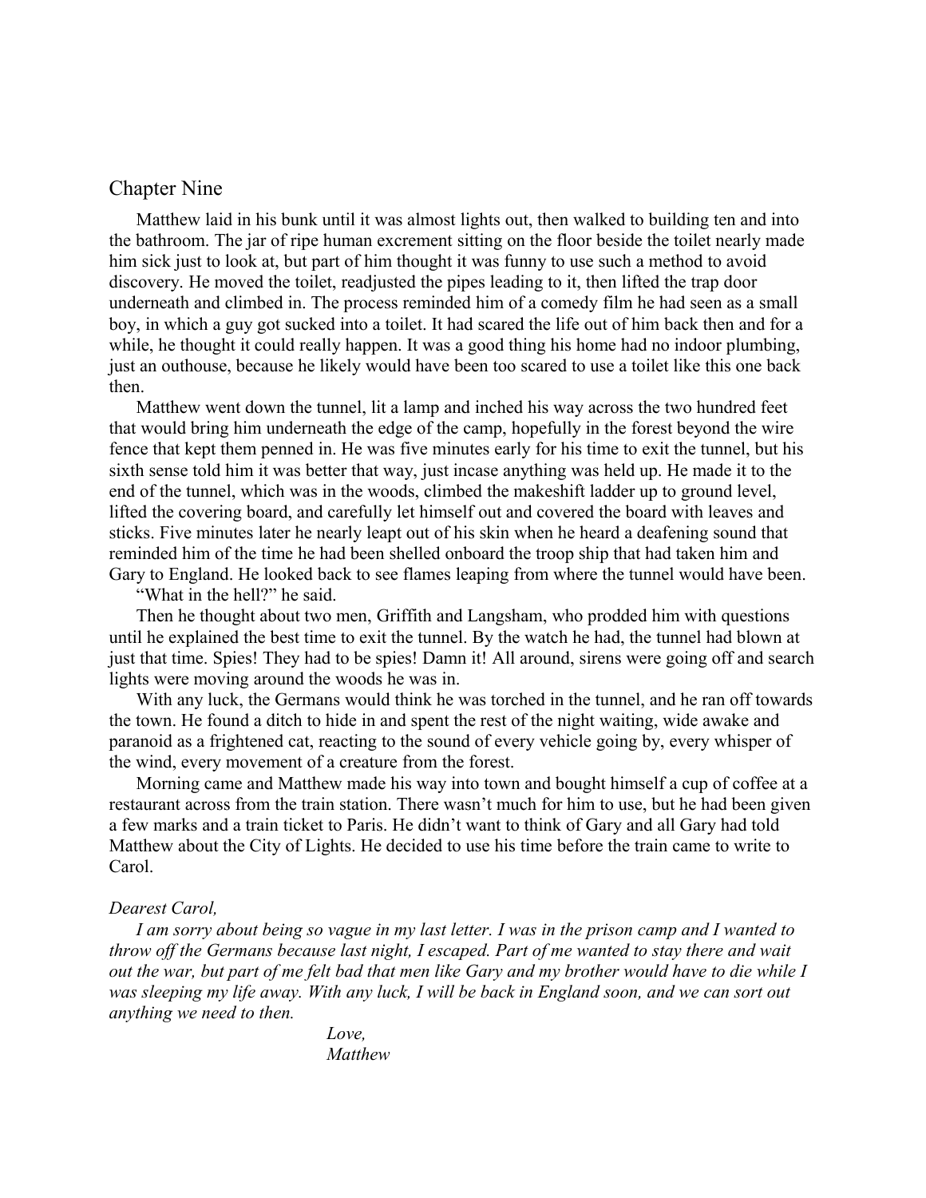## Chapter Nine

Matthew laid in his bunk until it was almost lights out, then walked to building ten and into the bathroom. The jar of ripe human excrement sitting on the floor beside the toilet nearly made him sick just to look at, but part of him thought it was funny to use such a method to avoid discovery. He moved the toilet, readjusted the pipes leading to it, then lifted the trap door underneath and climbed in. The process reminded him of a comedy film he had seen as a small boy, in which a guy got sucked into a toilet. It had scared the life out of him back then and for a while, he thought it could really happen. It was a good thing his home had no indoor plumbing, just an outhouse, because he likely would have been too scared to use a toilet like this one back then.

Matthew went down the tunnel, lit a lamp and inched his way across the two hundred feet that would bring him underneath the edge of the camp, hopefully in the forest beyond the wire fence that kept them penned in. He was five minutes early for his time to exit the tunnel, but his sixth sense told him it was better that way, just incase anything was held up. He made it to the end of the tunnel, which was in the woods, climbed the makeshift ladder up to ground level, lifted the covering board, and carefully let himself out and covered the board with leaves and sticks. Five minutes later he nearly leapt out of his skin when he heard a deafening sound that reminded him of the time he had been shelled onboard the troop ship that had taken him and Gary to England. He looked back to see flames leaping from where the tunnel would have been.

"What in the hell?" he said.

Then he thought about two men, Griffith and Langsham, who prodded him with questions until he explained the best time to exit the tunnel. By the watch he had, the tunnel had blown at just that time. Spies! They had to be spies! Damn it! All around, sirens were going off and search lights were moving around the woods he was in.

With any luck, the Germans would think he was torched in the tunnel, and he ran off towards the town. He found a ditch to hide in and spent the rest of the night waiting, wide awake and paranoid as a frightened cat, reacting to the sound of every vehicle going by, every whisper of the wind, every movement of a creature from the forest.

Morning came and Matthew made his way into town and bought himself a cup of coffee at a restaurant across from the train station. There wasn't much for him to use, but he had been given a few marks and a train ticket to Paris. He didn't want to think of Gary and all Gary had told Matthew about the City of Lights. He decided to use his time before the train came to write to Carol.

*Dearest Carol,*

*I am sorry about being so vague in my last letter. I was in the prison camp and I wanted to throw off the Germans because last night, I escaped. Part of me wanted to stay there and wait out the war, but part of me felt bad that men like Gary and my brother would have to die while I was sleeping my life away. With any luck, I will be back in England soon, and we can sort out anything we need to then.*

*Love,*
*Matthew*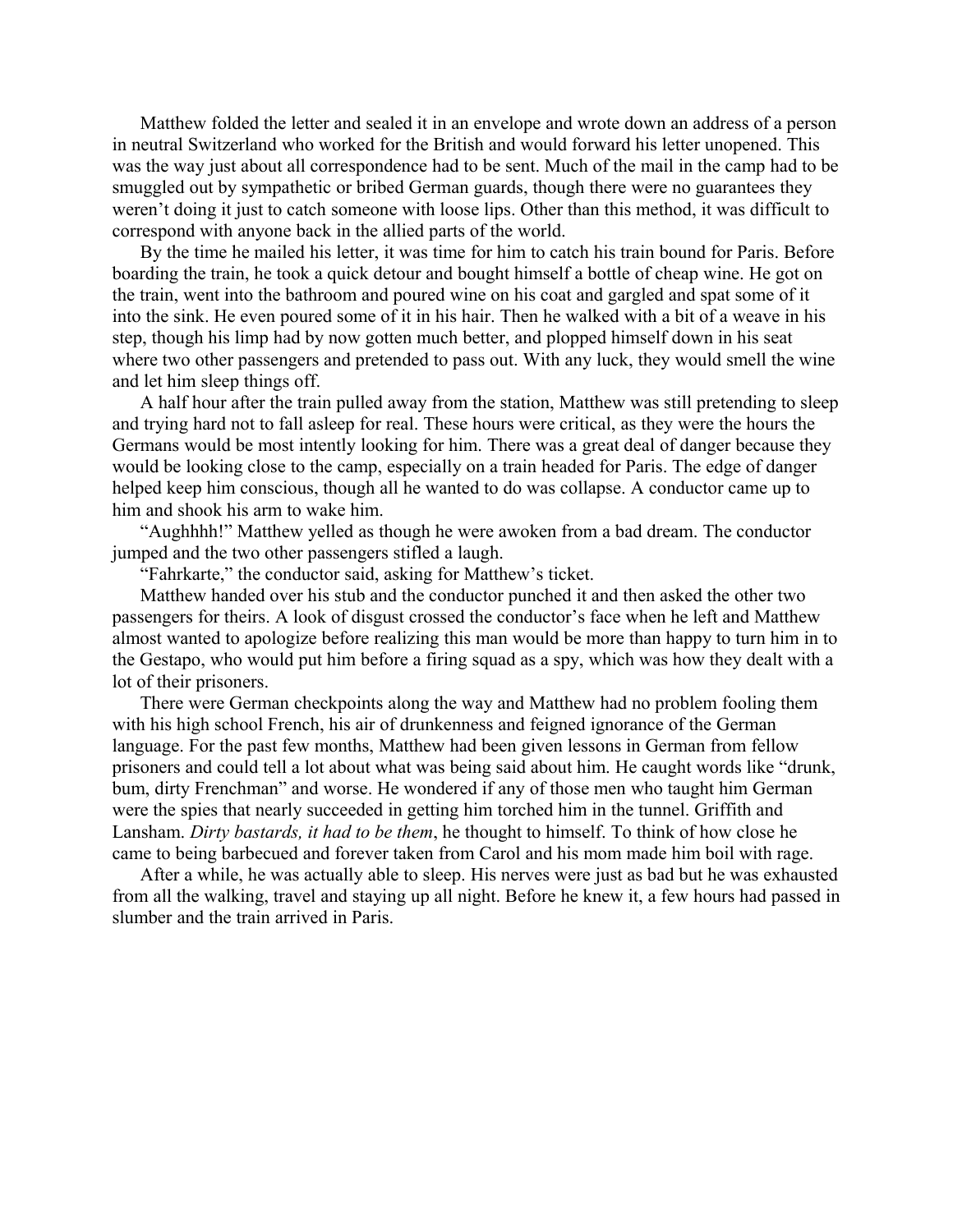Matthew folded the letter and sealed it in an envelope and wrote down an address of a person in neutral Switzerland who worked for the British and would forward his letter unopened. This was the way just about all correspondence had to be sent. Much of the mail in the camp had to be smuggled out by sympathetic or bribed German guards, though there were no guarantees they weren't doing it just to catch someone with loose lips. Other than this method, it was difficult to correspond with anyone back in the allied parts of the world.

By the time he mailed his letter, it was time for him to catch his train bound for Paris. Before boarding the train, he took a quick detour and bought himself a bottle of cheap wine. He got on the train, went into the bathroom and poured wine on his coat and gargled and spat some of it into the sink. He even poured some of it in his hair. Then he walked with a bit of a weave in his step, though his limp had by now gotten much better, and plopped himself down in his seat where two other passengers and pretended to pass out. With any luck, they would smell the wine and let him sleep things off.

A half hour after the train pulled away from the station, Matthew was still pretending to sleep and trying hard not to fall asleep for real. These hours were critical, as they were the hours the Germans would be most intently looking for him. There was a great deal of danger because they would be looking close to the camp, especially on a train headed for Paris. The edge of danger helped keep him conscious, though all he wanted to do was collapse. A conductor came up to him and shook his arm to wake him.

"Aughhhh!" Matthew yelled as though he were awoken from a bad dream. The conductor jumped and the two other passengers stifled a laugh.

"Fahrkarte," the conductor said, asking for Matthew's ticket.

Matthew handed over his stub and the conductor punched it and then asked the other two passengers for theirs. A look of disgust crossed the conductor's face when he left and Matthew almost wanted to apologize before realizing this man would be more than happy to turn him in to the Gestapo, who would put him before a firing squad as a spy, which was how they dealt with a lot of their prisoners.

There were German checkpoints along the way and Matthew had no problem fooling them with his high school French, his air of drunkenness and feigned ignorance of the German language. For the past few months, Matthew had been given lessons in German from fellow prisoners and could tell a lot about what was being said about him. He caught words like "drunk, bum, dirty Frenchman" and worse. He wondered if any of those men who taught him German were the spies that nearly succeeded in getting him torched him in the tunnel. Griffith and Lansham. *Dirty bastards, it had to be them*, he thought to himself. To think of how close he came to being barbecued and forever taken from Carol and his mom made him boil with rage.

After a while, he was actually able to sleep. His nerves were just as bad but he was exhausted from all the walking, travel and staying up all night. Before he knew it, a few hours had passed in slumber and the train arrived in Paris.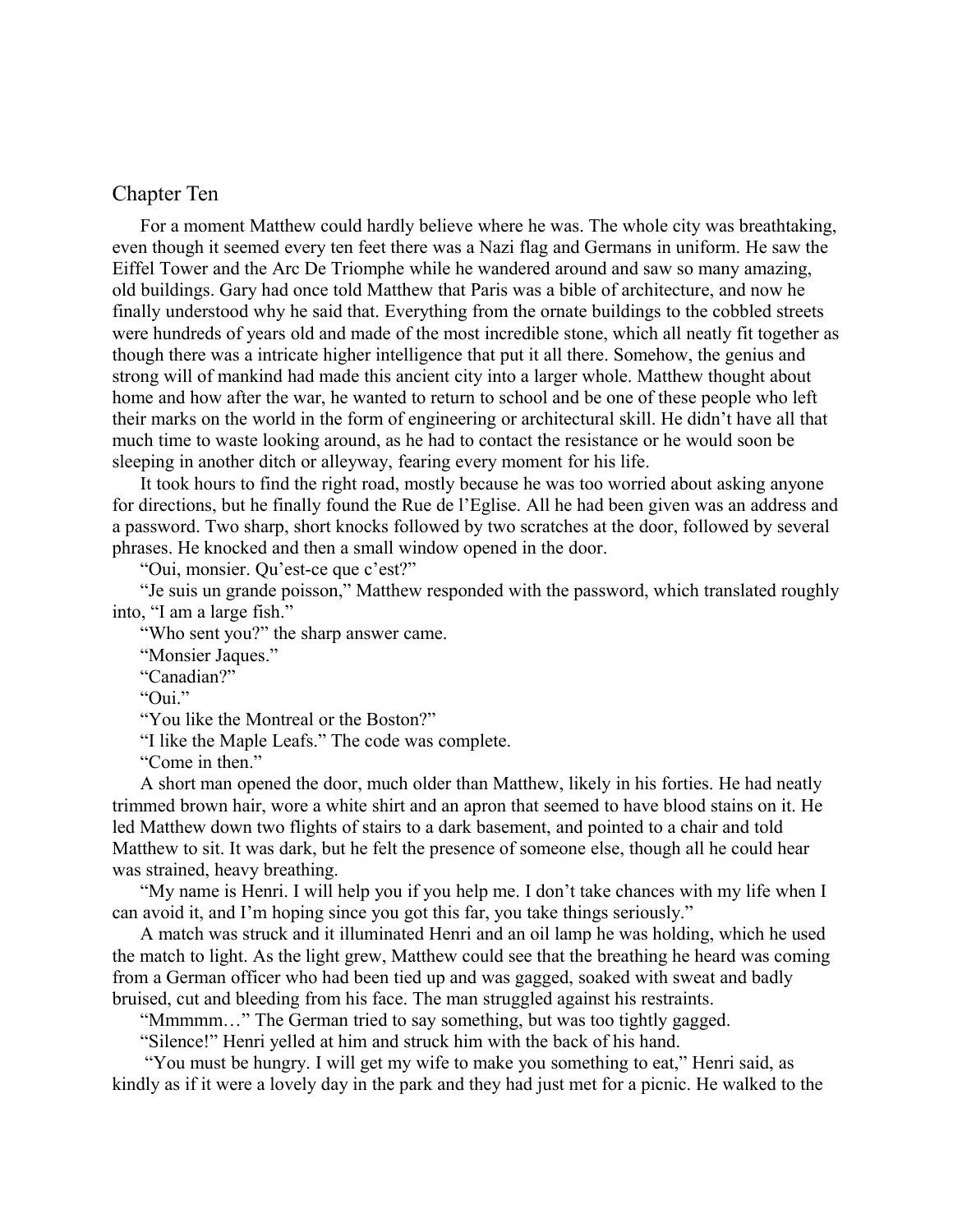## Chapter Ten

For a moment Matthew could hardly believe where he was. The whole city was breathtaking, even though it seemed every ten feet there was a Nazi flag and Germans in uniform. He saw the Eiffel Tower and the Arc De Triomphe while he wandered around and saw so many amazing, old buildings. Gary had once told Matthew that Paris was a bible of architecture, and now he finally understood why he said that. Everything from the ornate buildings to the cobbled streets were hundreds of years old and made of the most incredible stone, which all neatly fit together as though there was a intricate higher intelligence that put it all there. Somehow, the genius and strong will of mankind had made this ancient city into a larger whole. Matthew thought about home and how after the war, he wanted to return to school and be one of these people who left their marks on the world in the form of engineering or architectural skill. He didn't have all that much time to waste looking around, as he had to contact the resistance or he would soon be sleeping in another ditch or alleyway, fearing every moment for his life.

It took hours to find the right road, mostly because he was too worried about asking anyone for directions, but he finally found the Rue de l'Eglise. All he had been given was an address and a password. Two sharp, short knocks followed by two scratches at the door, followed by several phrases. He knocked and then a small window opened in the door.

"Oui, monsier. Qu'est-ce que c'est?"

"Je suis un grande poisson," Matthew responded with the password, which translated roughly into, "I am a large fish."

"Who sent you?" the sharp answer came.

"Monsier Jaques."

"Canadian?"

"Oui."

"You like the Montreal or the Boston?"

"I like the Maple Leafs." The code was complete.

"Come in then."

A short man opened the door, much older than Matthew, likely in his forties. He had neatly trimmed brown hair, wore a white shirt and an apron that seemed to have blood stains on it. He led Matthew down two flights of stairs to a dark basement, and pointed to a chair and told Matthew to sit. It was dark, but he felt the presence of someone else, though all he could hear was strained, heavy breathing.

"My name is Henri. I will help you if you help me. I don't take chances with my life when I can avoid it, and I'm hoping since you got this far, you take things seriously."

A match was struck and it illuminated Henri and an oil lamp he was holding, which he used the match to light. As the light grew, Matthew could see that the breathing he heard was coming from a German officer who had been tied up and was gagged, soaked with sweat and badly bruised, cut and bleeding from his face. The man struggled against his restraints.

"Mmmmm…" The German tried to say something, but was too tightly gagged.

"Silence!" Henri yelled at him and struck him with the back of his hand.

"You must be hungry. I will get my wife to make you something to eat," Henri said, as kindly as if it were a lovely day in the park and they had just met for a picnic. He walked to the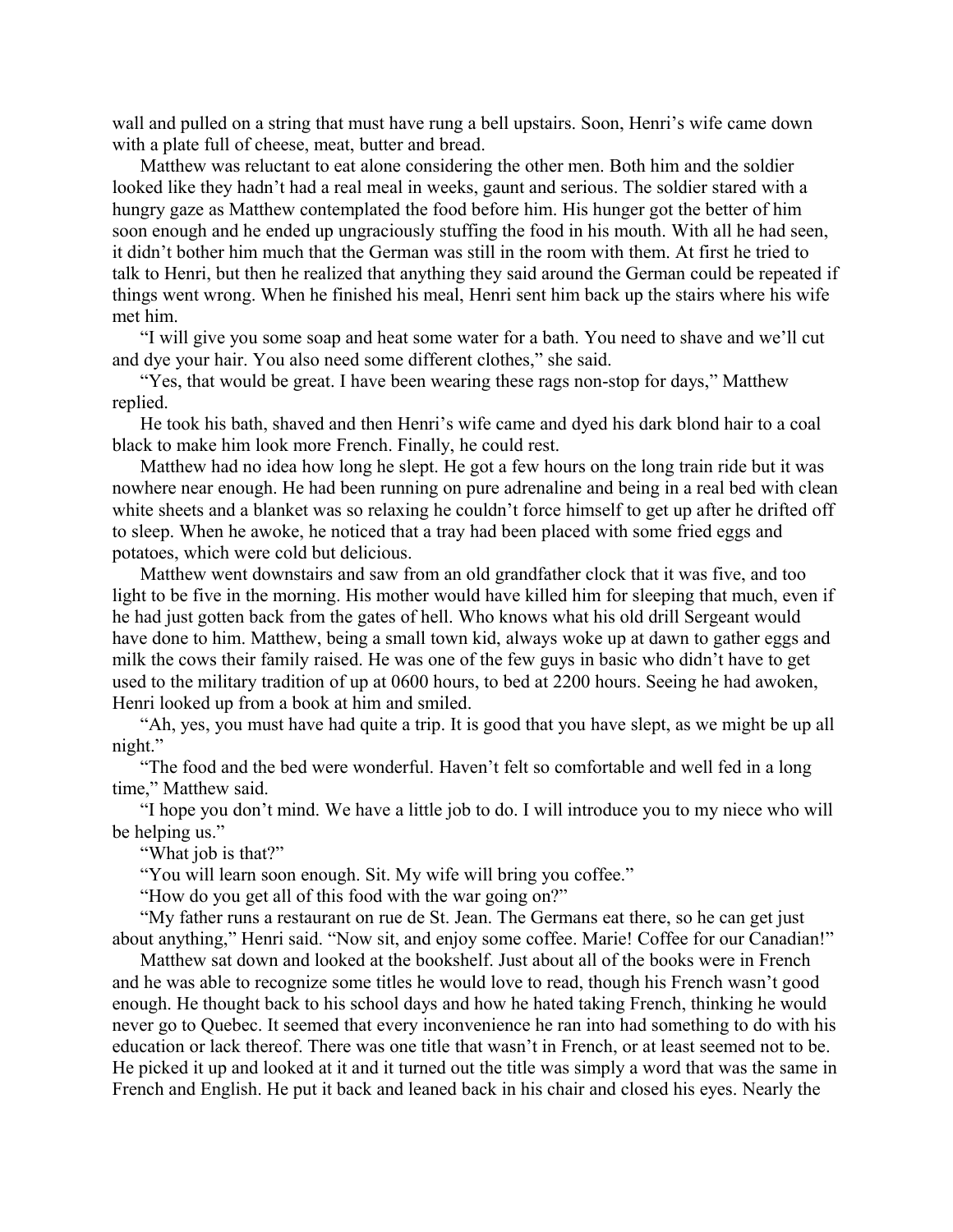wall and pulled on a string that must have rung a bell upstairs. Soon, Henri's wife came down with a plate full of cheese, meat, butter and bread.

Matthew was reluctant to eat alone considering the other men. Both him and the soldier looked like they hadn't had a real meal in weeks, gaunt and serious. The soldier stared with a hungry gaze as Matthew contemplated the food before him. His hunger got the better of him soon enough and he ended up ungraciously stuffing the food in his mouth. With all he had seen, it didn't bother him much that the German was still in the room with them. At first he tried to talk to Henri, but then he realized that anything they said around the German could be repeated if things went wrong. When he finished his meal, Henri sent him back up the stairs where his wife met him.

"I will give you some soap and heat some water for a bath. You need to shave and we'll cut and dye your hair. You also need some different clothes," she said.

"Yes, that would be great. I have been wearing these rags non-stop for days," Matthew replied.

He took his bath, shaved and then Henri's wife came and dyed his dark blond hair to a coal black to make him look more French. Finally, he could rest.

Matthew had no idea how long he slept. He got a few hours on the long train ride but it was nowhere near enough. He had been running on pure adrenaline and being in a real bed with clean white sheets and a blanket was so relaxing he couldn't force himself to get up after he drifted off to sleep. When he awoke, he noticed that a tray had been placed with some fried eggs and potatoes, which were cold but delicious.

Matthew went downstairs and saw from an old grandfather clock that it was five, and too light to be five in the morning. His mother would have killed him for sleeping that much, even if he had just gotten back from the gates of hell. Who knows what his old drill Sergeant would have done to him. Matthew, being a small town kid, always woke up at dawn to gather eggs and milk the cows their family raised. He was one of the few guys in basic who didn't have to get used to the military tradition of up at 0600 hours, to bed at 2200 hours. Seeing he had awoken, Henri looked up from a book at him and smiled.

"Ah, yes, you must have had quite a trip. It is good that you have slept, as we might be up all night."

"The food and the bed were wonderful. Haven't felt so comfortable and well fed in a long time," Matthew said.

"I hope you don't mind. We have a little job to do. I will introduce you to my niece who will be helping us."

"What job is that?"

"You will learn soon enough. Sit. My wife will bring you coffee."

"How do you get all of this food with the war going on?"

"My father runs a restaurant on rue de St. Jean. The Germans eat there, so he can get just about anything," Henri said. "Now sit, and enjoy some coffee. Marie! Coffee for our Canadian!"

Matthew sat down and looked at the bookshelf. Just about all of the books were in French and he was able to recognize some titles he would love to read, though his French wasn't good enough. He thought back to his school days and how he hated taking French, thinking he would never go to Quebec. It seemed that every inconvenience he ran into had something to do with his education or lack thereof. There was one title that wasn't in French, or at least seemed not to be. He picked it up and looked at it and it turned out the title was simply a word that was the same in French and English. He put it back and leaned back in his chair and closed his eyes. Nearly the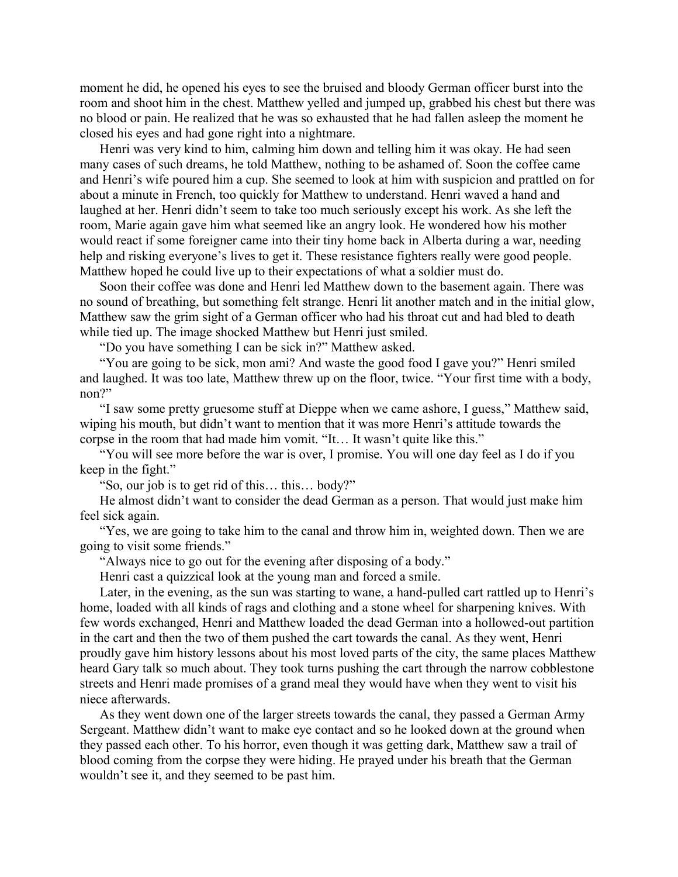moment he did, he opened his eyes to see the bruised and bloody German officer burst into the room and shoot him in the chest. Matthew yelled and jumped up, grabbed his chest but there was no blood or pain. He realized that he was so exhausted that he had fallen asleep the moment he closed his eyes and had gone right into a nightmare.

Henri was very kind to him, calming him down and telling him it was okay. He had seen many cases of such dreams, he told Matthew, nothing to be ashamed of. Soon the coffee came and Henri's wife poured him a cup. She seemed to look at him with suspicion and prattled on for about a minute in French, too quickly for Matthew to understand. Henri waved a hand and laughed at her. Henri didn't seem to take too much seriously except his work. As she left the room, Marie again gave him what seemed like an angry look. He wondered how his mother would react if some foreigner came into their tiny home back in Alberta during a war, needing help and risking everyone's lives to get it. These resistance fighters really were good people. Matthew hoped he could live up to their expectations of what a soldier must do.

Soon their coffee was done and Henri led Matthew down to the basement again. There was no sound of breathing, but something felt strange. Henri lit another match and in the initial glow, Matthew saw the grim sight of a German officer who had his throat cut and had bled to death while tied up. The image shocked Matthew but Henri just smiled.

"Do you have something I can be sick in?" Matthew asked.

"You are going to be sick, mon ami? And waste the good food I gave you?" Henri smiled and laughed. It was too late, Matthew threw up on the floor, twice. "Your first time with a body, non?"

"I saw some pretty gruesome stuff at Dieppe when we came ashore, I guess," Matthew said, wiping his mouth, but didn't want to mention that it was more Henri's attitude towards the corpse in the room that had made him vomit. "It… It wasn't quite like this."

"You will see more before the war is over, I promise. You will one day feel as I do if you keep in the fight."

"So, our job is to get rid of this… this… body?"

He almost didn't want to consider the dead German as a person. That would just make him feel sick again.

"Yes, we are going to take him to the canal and throw him in, weighted down. Then we are going to visit some friends."

"Always nice to go out for the evening after disposing of a body."

Henri cast a quizzical look at the young man and forced a smile.

Later, in the evening, as the sun was starting to wane, a hand-pulled cart rattled up to Henri's home, loaded with all kinds of rags and clothing and a stone wheel for sharpening knives. With few words exchanged, Henri and Matthew loaded the dead German into a hollowed-out partition in the cart and then the two of them pushed the cart towards the canal. As they went, Henri proudly gave him history lessons about his most loved parts of the city, the same places Matthew heard Gary talk so much about. They took turns pushing the cart through the narrow cobblestone streets and Henri made promises of a grand meal they would have when they went to visit his niece afterwards.

As they went down one of the larger streets towards the canal, they passed a German Army Sergeant. Matthew didn't want to make eye contact and so he looked down at the ground when they passed each other. To his horror, even though it was getting dark, Matthew saw a trail of blood coming from the corpse they were hiding. He prayed under his breath that the German wouldn't see it, and they seemed to be past him.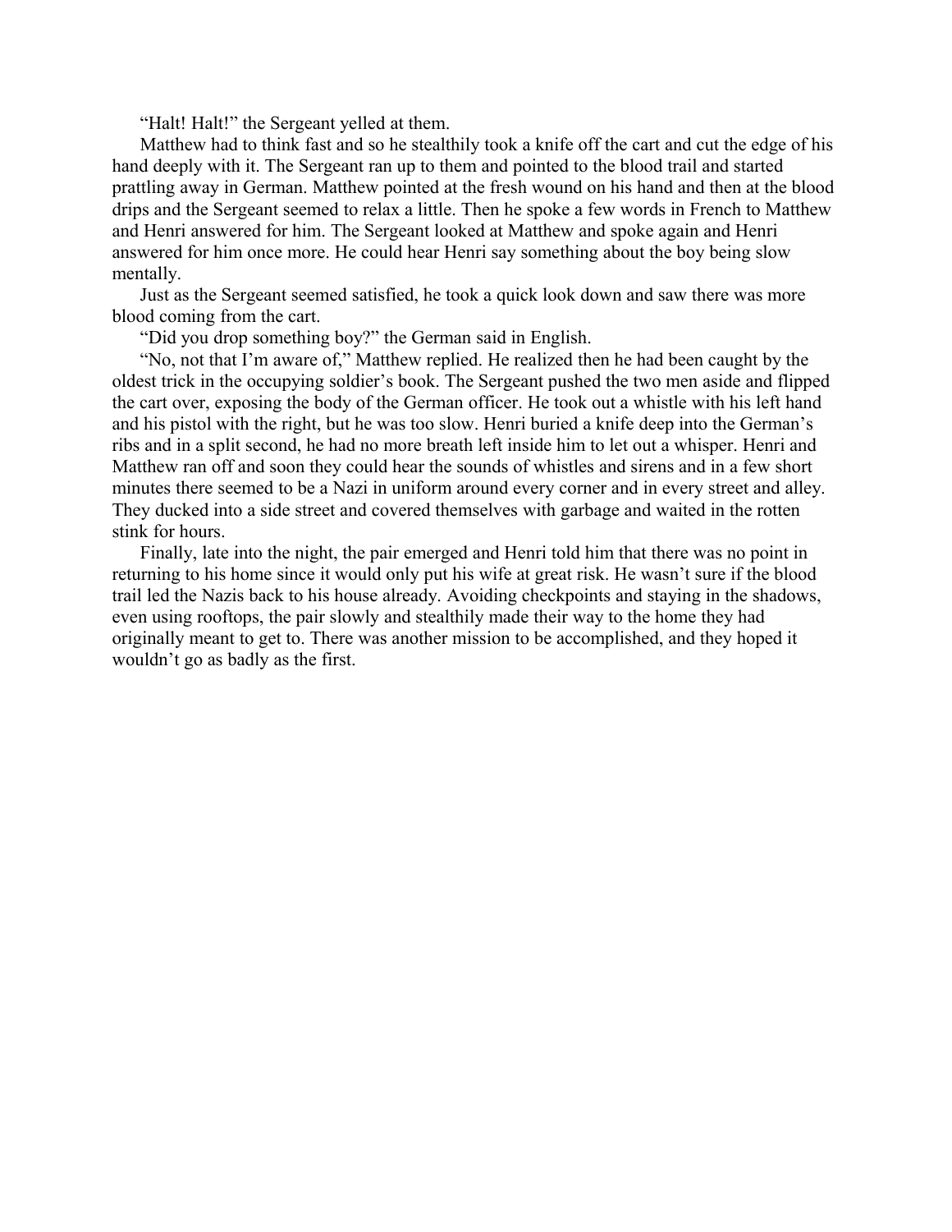"Halt! Halt!" the Sergeant yelled at them.

Matthew had to think fast and so he stealthily took a knife off the cart and cut the edge of his hand deeply with it. The Sergeant ran up to them and pointed to the blood trail and started prattling away in German. Matthew pointed at the fresh wound on his hand and then at the blood drips and the Sergeant seemed to relax a little. Then he spoke a few words in French to Matthew and Henri answered for him. The Sergeant looked at Matthew and spoke again and Henri answered for him once more. He could hear Henri say something about the boy being slow mentally.

Just as the Sergeant seemed satisfied, he took a quick look down and saw there was more blood coming from the cart.

"Did you drop something boy?" the German said in English.

"No, not that I'm aware of," Matthew replied. He realized then he had been caught by the oldest trick in the occupying soldier's book. The Sergeant pushed the two men aside and flipped the cart over, exposing the body of the German officer. He took out a whistle with his left hand and his pistol with the right, but he was too slow. Henri buried a knife deep into the German's ribs and in a split second, he had no more breath left inside him to let out a whisper. Henri and Matthew ran off and soon they could hear the sounds of whistles and sirens and in a few short minutes there seemed to be a Nazi in uniform around every corner and in every street and alley. They ducked into a side street and covered themselves with garbage and waited in the rotten stink for hours.

Finally, late into the night, the pair emerged and Henri told him that there was no point in returning to his home since it would only put his wife at great risk. He wasn't sure if the blood trail led the Nazis back to his house already. Avoiding checkpoints and staying in the shadows, even using rooftops, the pair slowly and stealthily made their way to the home they had originally meant to get to. There was another mission to be accomplished, and they hoped it wouldn't go as badly as the first.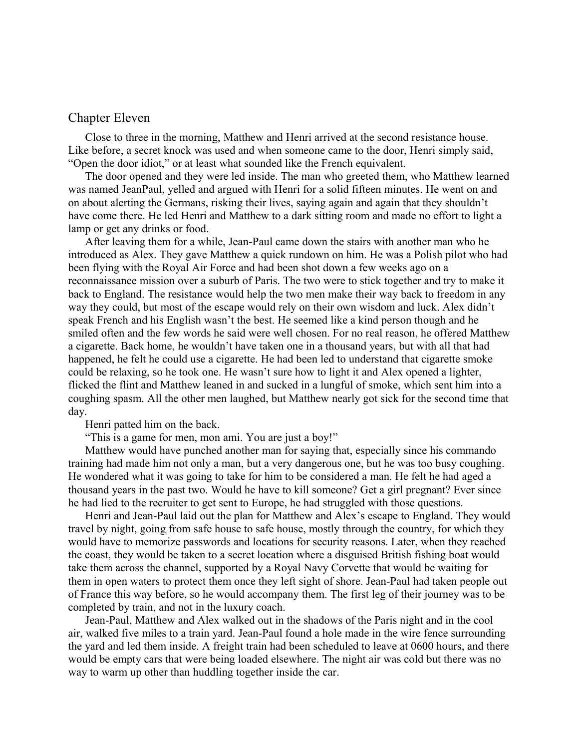## Chapter Eleven

Close to three in the morning, Matthew and Henri arrived at the second resistance house. Like before, a secret knock was used and when someone came to the door, Henri simply said, “Open the door idiot,” or at least what sounded like the French equivalent.

The door opened and they were led inside. The man who greeted them, who Matthew learned was named JeanPaul, yelled and argued with Henri for a solid fifteen minutes. He went on and on about alerting the Germans, risking their lives, saying again and again that they shouldn’t have come there. He led Henri and Matthew to a dark sitting room and made no effort to light a lamp or get any drinks or food.

After leaving them for a while, Jean-Paul came down the stairs with another man who he introduced as Alex. They gave Matthew a quick rundown on him. He was a Polish pilot who had been flying with the Royal Air Force and had been shot down a few weeks ago on a reconnaissance mission over a suburb of Paris. The two were to stick together and try to make it back to England. The resistance would help the two men make their way back to freedom in any way they could, but most of the escape would rely on their own wisdom and luck. Alex didn’t speak French and his English wasn’t the best. He seemed like a kind person though and he smiled often and the few words he said were well chosen. For no real reason, he offered Matthew a cigarette. Back home, he wouldn’t have taken one in a thousand years, but with all that had happened, he felt he could use a cigarette. He had been led to understand that cigarette smoke could be relaxing, so he took one. He wasn’t sure how to light it and Alex opened a lighter, flicked the flint and Matthew leaned in and sucked in a lungful of smoke, which sent him into a coughing spasm. All the other men laughed, but Matthew nearly got sick for the second time that day.

Henri patted him on the back.

“This is a game for men, mon ami. You are just a boy!”

Matthew would have punched another man for saying that, especially since his commando training had made him not only a man, but a very dangerous one, but he was too busy coughing. He wondered what it was going to take for him to be considered a man. He felt he had aged a thousand years in the past two. Would he have to kill someone? Get a girl pregnant? Ever since he had lied to the recruiter to get sent to Europe, he had struggled with those questions.

Henri and Jean-Paul laid out the plan for Matthew and Alex’s escape to England. They would travel by night, going from safe house to safe house, mostly through the country, for which they would have to memorize passwords and locations for security reasons. Later, when they reached the coast, they would be taken to a secret location where a disguised British fishing boat would take them across the channel, supported by a Royal Navy Corvette that would be waiting for them in open waters to protect them once they left sight of shore. Jean-Paul had taken people out of France this way before, so he would accompany them. The first leg of their journey was to be completed by train, and not in the luxury coach.

Jean-Paul, Matthew and Alex walked out in the shadows of the Paris night and in the cool air, walked five miles to a train yard. Jean-Paul found a hole made in the wire fence surrounding the yard and led them inside. A freight train had been scheduled to leave at 0600 hours, and there would be empty cars that were being loaded elsewhere. The night air was cold but there was no way to warm up other than huddling together inside the car.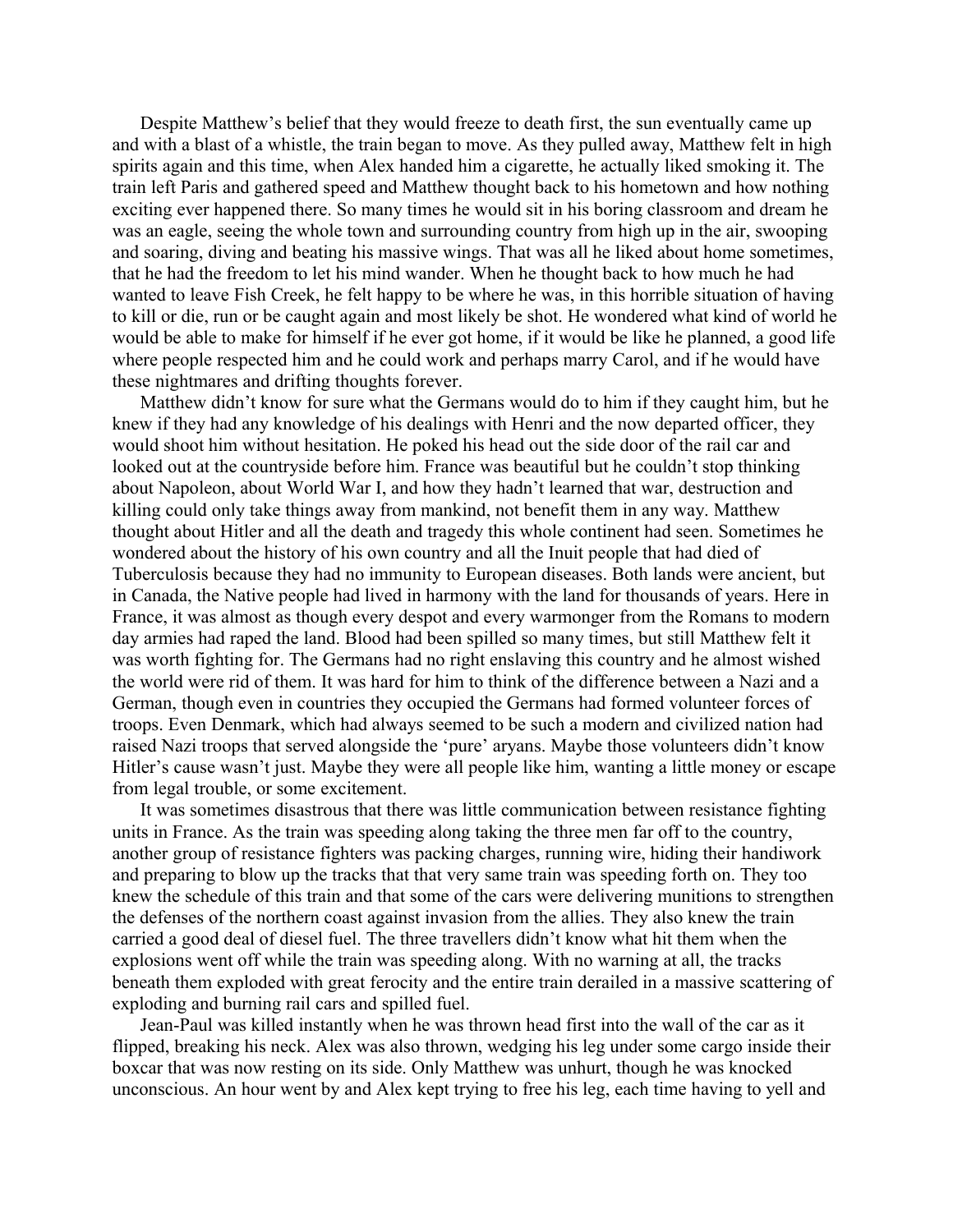Despite Matthew's belief that they would freeze to death first, the sun eventually came up and with a blast of a whistle, the train began to move. As they pulled away, Matthew felt in high spirits again and this time, when Alex handed him a cigarette, he actually liked smoking it. The train left Paris and gathered speed and Matthew thought back to his hometown and how nothing exciting ever happened there. So many times he would sit in his boring classroom and dream he was an eagle, seeing the whole town and surrounding country from high up in the air, swooping and soaring, diving and beating his massive wings. That was all he liked about home sometimes, that he had the freedom to let his mind wander. When he thought back to how much he had wanted to leave Fish Creek, he felt happy to be where he was, in this horrible situation of having to kill or die, run or be caught again and most likely be shot. He wondered what kind of world he would be able to make for himself if he ever got home, if it would be like he planned, a good life where people respected him and he could work and perhaps marry Carol, and if he would have these nightmares and drifting thoughts forever.

Matthew didn't know for sure what the Germans would do to him if they caught him, but he knew if they had any knowledge of his dealings with Henri and the now departed officer, they would shoot him without hesitation. He poked his head out the side door of the rail car and looked out at the countryside before him. France was beautiful but he couldn't stop thinking about Napoleon, about World War I, and how they hadn't learned that war, destruction and killing could only take things away from mankind, not benefit them in any way. Matthew thought about Hitler and all the death and tragedy this whole continent had seen. Sometimes he wondered about the history of his own country and all the Inuit people that had died of Tuberculosis because they had no immunity to European diseases. Both lands were ancient, but in Canada, the Native people had lived in harmony with the land for thousands of years. Here in France, it was almost as though every despot and every warmonger from the Romans to modern day armies had raped the land. Blood had been spilled so many times, but still Matthew felt it was worth fighting for. The Germans had no right enslaving this country and he almost wished the world were rid of them. It was hard for him to think of the difference between a Nazi and a German, though even in countries they occupied the Germans had formed volunteer forces of troops. Even Denmark, which had always seemed to be such a modern and civilized nation had raised Nazi troops that served alongside the 'pure' aryans. Maybe those volunteers didn't know Hitler's cause wasn't just. Maybe they were all people like him, wanting a little money or escape from legal trouble, or some excitement.

It was sometimes disastrous that there was little communication between resistance fighting units in France. As the train was speeding along taking the three men far off to the country, another group of resistance fighters was packing charges, running wire, hiding their handiwork and preparing to blow up the tracks that that very same train was speeding forth on. They too knew the schedule of this train and that some of the cars were delivering munitions to strengthen the defenses of the northern coast against invasion from the allies. They also knew the train carried a good deal of diesel fuel. The three travellers didn't know what hit them when the explosions went off while the train was speeding along. With no warning at all, the tracks beneath them exploded with great ferocity and the entire train derailed in a massive scattering of exploding and burning rail cars and spilled fuel.

Jean-Paul was killed instantly when he was thrown head first into the wall of the car as it flipped, breaking his neck. Alex was also thrown, wedging his leg under some cargo inside their boxcar that was now resting on its side. Only Matthew was unhurt, though he was knocked unconscious. An hour went by and Alex kept trying to free his leg, each time having to yell and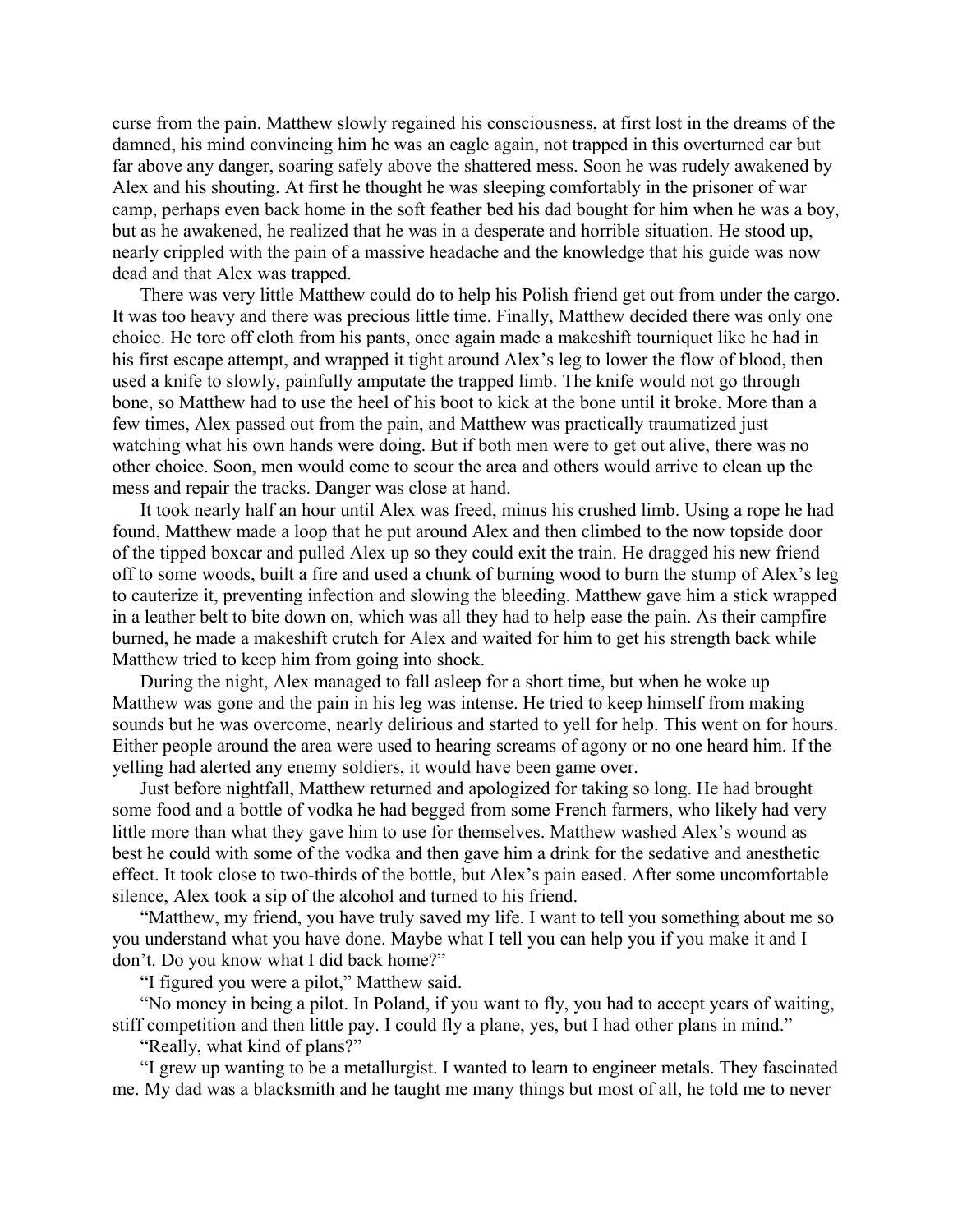curse from the pain. Matthew slowly regained his consciousness, at first lost in the dreams of the damned, his mind convincing him he was an eagle again, not trapped in this overturned car but far above any danger, soaring safely above the shattered mess. Soon he was rudely awakened by Alex and his shouting. At first he thought he was sleeping comfortably in the prisoner of war camp, perhaps even back home in the soft feather bed his dad bought for him when he was a boy, but as he awakened, he realized that he was in a desperate and horrible situation. He stood up, nearly crippled with the pain of a massive headache and the knowledge that his guide was now dead and that Alex was trapped.

There was very little Matthew could do to help his Polish friend get out from under the cargo. It was too heavy and there was precious little time. Finally, Matthew decided there was only one choice. He tore off cloth from his pants, once again made a makeshift tourniquet like he had in his first escape attempt, and wrapped it tight around Alex's leg to lower the flow of blood, then used a knife to slowly, painfully amputate the trapped limb. The knife would not go through bone, so Matthew had to use the heel of his boot to kick at the bone until it broke. More than a few times, Alex passed out from the pain, and Matthew was practically traumatized just watching what his own hands were doing. But if both men were to get out alive, there was no other choice. Soon, men would come to scour the area and others would arrive to clean up the mess and repair the tracks. Danger was close at hand.

It took nearly half an hour until Alex was freed, minus his crushed limb. Using a rope he had found, Matthew made a loop that he put around Alex and then climbed to the now topside door of the tipped boxcar and pulled Alex up so they could exit the train. He dragged his new friend off to some woods, built a fire and used a chunk of burning wood to burn the stump of Alex's leg to cauterize it, preventing infection and slowing the bleeding. Matthew gave him a stick wrapped in a leather belt to bite down on, which was all they had to help ease the pain. As their campfire burned, he made a makeshift crutch for Alex and waited for him to get his strength back while Matthew tried to keep him from going into shock.

During the night, Alex managed to fall asleep for a short time, but when he woke up Matthew was gone and the pain in his leg was intense. He tried to keep himself from making sounds but he was overcome, nearly delirious and started to yell for help. This went on for hours. Either people around the area were used to hearing screams of agony or no one heard him. If the yelling had alerted any enemy soldiers, it would have been game over.

Just before nightfall, Matthew returned and apologized for taking so long. He had brought some food and a bottle of vodka he had begged from some French farmers, who likely had very little more than what they gave him to use for themselves. Matthew washed Alex's wound as best he could with some of the vodka and then gave him a drink for the sedative and anesthetic effect. It took close to two-thirds of the bottle, but Alex's pain eased. After some uncomfortable silence, Alex took a sip of the alcohol and turned to his friend.

"Matthew, my friend, you have truly saved my life. I want to tell you something about me so you understand what you have done. Maybe what I tell you can help you if you make it and I don't. Do you know what I did back home?"

"I figured you were a pilot," Matthew said.

"No money in being a pilot. In Poland, if you want to fly, you had to accept years of waiting, stiff competition and then little pay. I could fly a plane, yes, but I had other plans in mind."

"Really, what kind of plans?"

"I grew up wanting to be a metallurgist. I wanted to learn to engineer metals. They fascinated me. My dad was a blacksmith and he taught me many things but most of all, he told me to never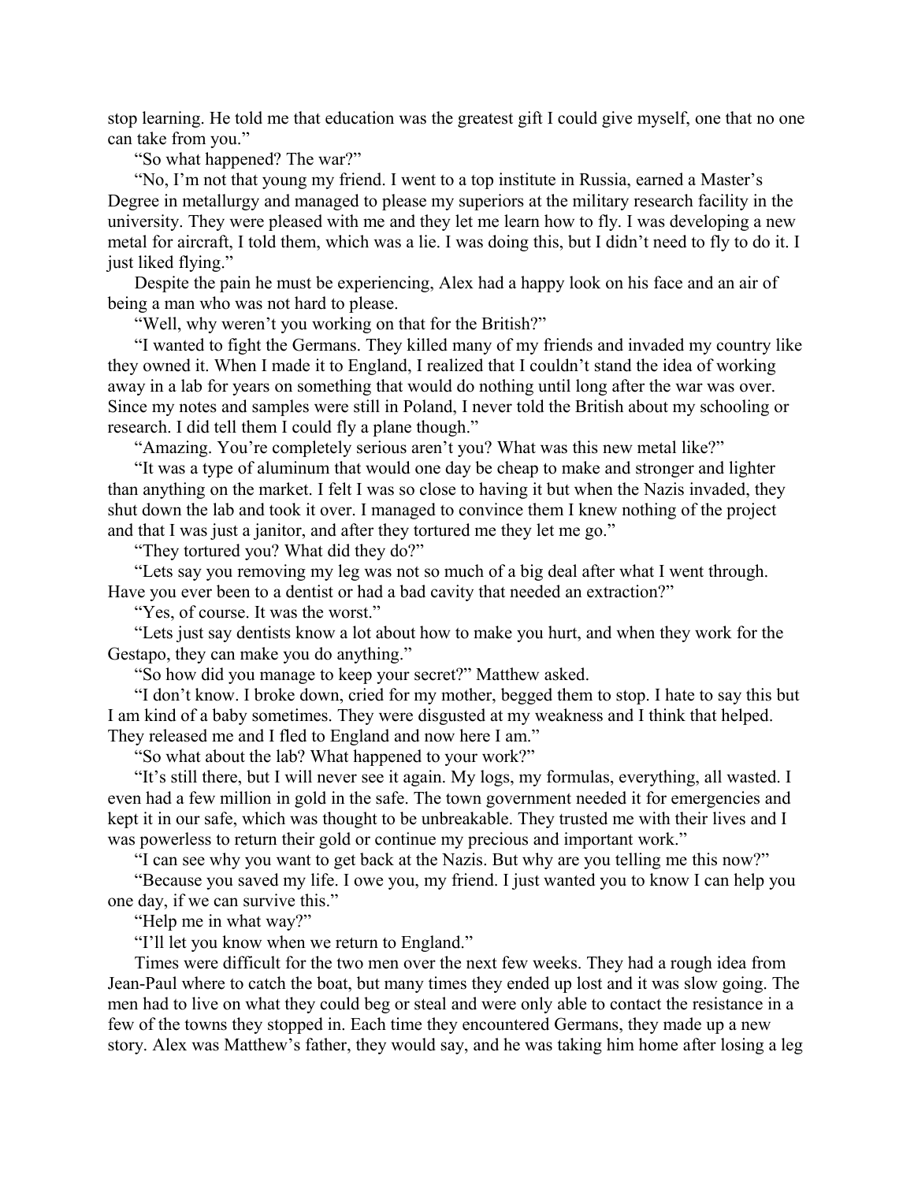stop learning. He told me that education was the greatest gift I could give myself, one that no one can take from you."

"So what happened? The war?"

"No, I'm not that young my friend. I went to a top institute in Russia, earned a Master's Degree in metallurgy and managed to please my superiors at the military research facility in the university. They were pleased with me and they let me learn how to fly. I was developing a new metal for aircraft, I told them, which was a lie. I was doing this, but I didn't need to fly to do it. I just liked flying."

Despite the pain he must be experiencing, Alex had a happy look on his face and an air of being a man who was not hard to please.

"Well, why weren't you working on that for the British?"

"I wanted to fight the Germans. They killed many of my friends and invaded my country like they owned it. When I made it to England, I realized that I couldn't stand the idea of working away in a lab for years on something that would do nothing until long after the war was over. Since my notes and samples were still in Poland, I never told the British about my schooling or research. I did tell them I could fly a plane though."

"Amazing. You're completely serious aren't you? What was this new metal like?"

"It was a type of aluminum that would one day be cheap to make and stronger and lighter than anything on the market. I felt I was so close to having it but when the Nazis invaded, they shut down the lab and took it over. I managed to convince them I knew nothing of the project and that I was just a janitor, and after they tortured me they let me go."

"They tortured you? What did they do?"

"Lets say you removing my leg was not so much of a big deal after what I went through. Have you ever been to a dentist or had a bad cavity that needed an extraction?"

"Yes, of course. It was the worst."

"Lets just say dentists know a lot about how to make you hurt, and when they work for the Gestapo, they can make you do anything."

"So how did you manage to keep your secret?" Matthew asked.

"I don't know. I broke down, cried for my mother, begged them to stop. I hate to say this but I am kind of a baby sometimes. They were disgusted at my weakness and I think that helped. They released me and I fled to England and now here I am."

"So what about the lab? What happened to your work?"

"It's still there, but I will never see it again. My logs, my formulas, everything, all wasted. I even had a few million in gold in the safe. The town government needed it for emergencies and kept it in our safe, which was thought to be unbreakable. They trusted me with their lives and I was powerless to return their gold or continue my precious and important work."

"I can see why you want to get back at the Nazis. But why are you telling me this now?"

"Because you saved my life. I owe you, my friend. I just wanted you to know I can help you one day, if we can survive this."

"Help me in what way?"

"I'll let you know when we return to England."

Times were difficult for the two men over the next few weeks. They had a rough idea from Jean-Paul where to catch the boat, but many times they ended up lost and it was slow going. The men had to live on what they could beg or steal and were only able to contact the resistance in a few of the towns they stopped in. Each time they encountered Germans, they made up a new story. Alex was Matthew's father, they would say, and he was taking him home after losing a leg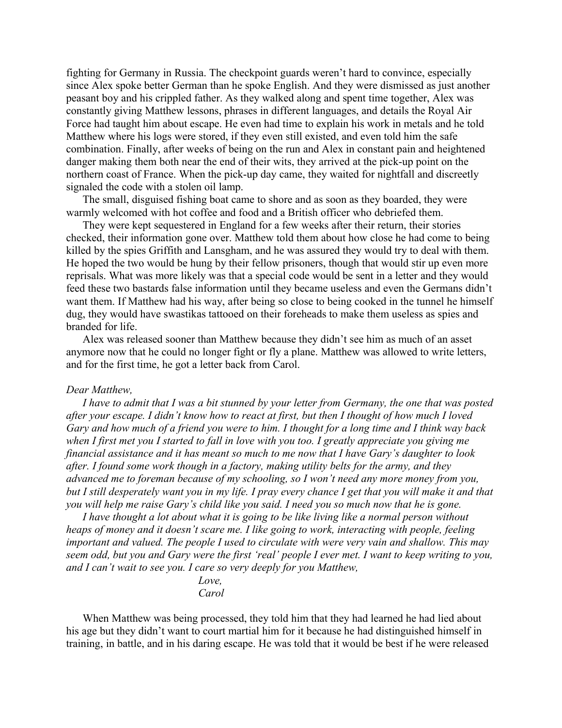fighting for Germany in Russia. The checkpoint guards weren't hard to convince, especially since Alex spoke better German than he spoke English. And they were dismissed as just another peasant boy and his crippled father. As they walked along and spent time together, Alex was constantly giving Matthew lessons, phrases in different languages, and details the Royal Air Force had taught him about escape. He even had time to explain his work in metals and he told Matthew where his logs were stored, if they even still existed, and even told him the safe combination. Finally, after weeks of being on the run and Alex in constant pain and heightened danger making them both near the end of their wits, they arrived at the pick-up point on the northern coast of France. When the pick-up day came, they waited for nightfall and discreetly signaled the code with a stolen oil lamp.

The small, disguised fishing boat came to shore and as soon as they boarded, they were warmly welcomed with hot coffee and food and a British officer who debriefed them.

They were kept sequestered in England for a few weeks after their return, their stories checked, their information gone over. Matthew told them about how close he had come to being killed by the spies Griffith and Lansgham, and he was assured they would try to deal with them. He hoped the two would be hung by their fellow prisoners, though that would stir up even more reprisals. What was more likely was that a special code would be sent in a letter and they would feed these two bastards false information until they became useless and even the Germans didn't want them. If Matthew had his way, after being so close to being cooked in the tunnel he himself dug, they would have swastikas tattooed on their foreheads to make them useless as spies and branded for life.

Alex was released sooner than Matthew because they didn't see him as much of an asset anymore now that he could no longer fight or fly a plane. Matthew was allowed to write letters, and for the first time, he got a letter back from Carol.

*Dear Matthew,*

*I have to admit that I was a bit stunned by your letter from Germany, the one that was posted after your escape. I didn't know how to react at first, but then I thought of how much I loved Gary and how much of a friend you were to him. I thought for a long time and I think way back when I first met you I started to fall in love with you too. I greatly appreciate you giving me financial assistance and it has meant so much to me now that I have Gary's daughter to look after. I found some work though in a factory, making utility belts for the army, and they advanced me to foreman because of my schooling, so I won't need any more money from you, but I still desperately want you in my life. I pray every chance I get that you will make it and that you will help me raise Gary's child like you said. I need you so much now that he is gone.*

*I have thought a lot about what it is going to be like living like a normal person without heaps of money and it doesn't scare me. I like going to work, interacting with people, feeling important and valued. The people I used to circulate with were very vain and shallow. This may seem odd, but you and Gary were the first 'real' people I ever met. I want to keep writing to you, and I can't wait to see you. I care so very deeply for you Matthew,*

*Love,*
*Carol*

When Matthew was being processed, they told him that they had learned he had lied about his age but they didn't want to court martial him for it because he had distinguished himself in training, in battle, and in his daring escape. He was told that it would be best if he were released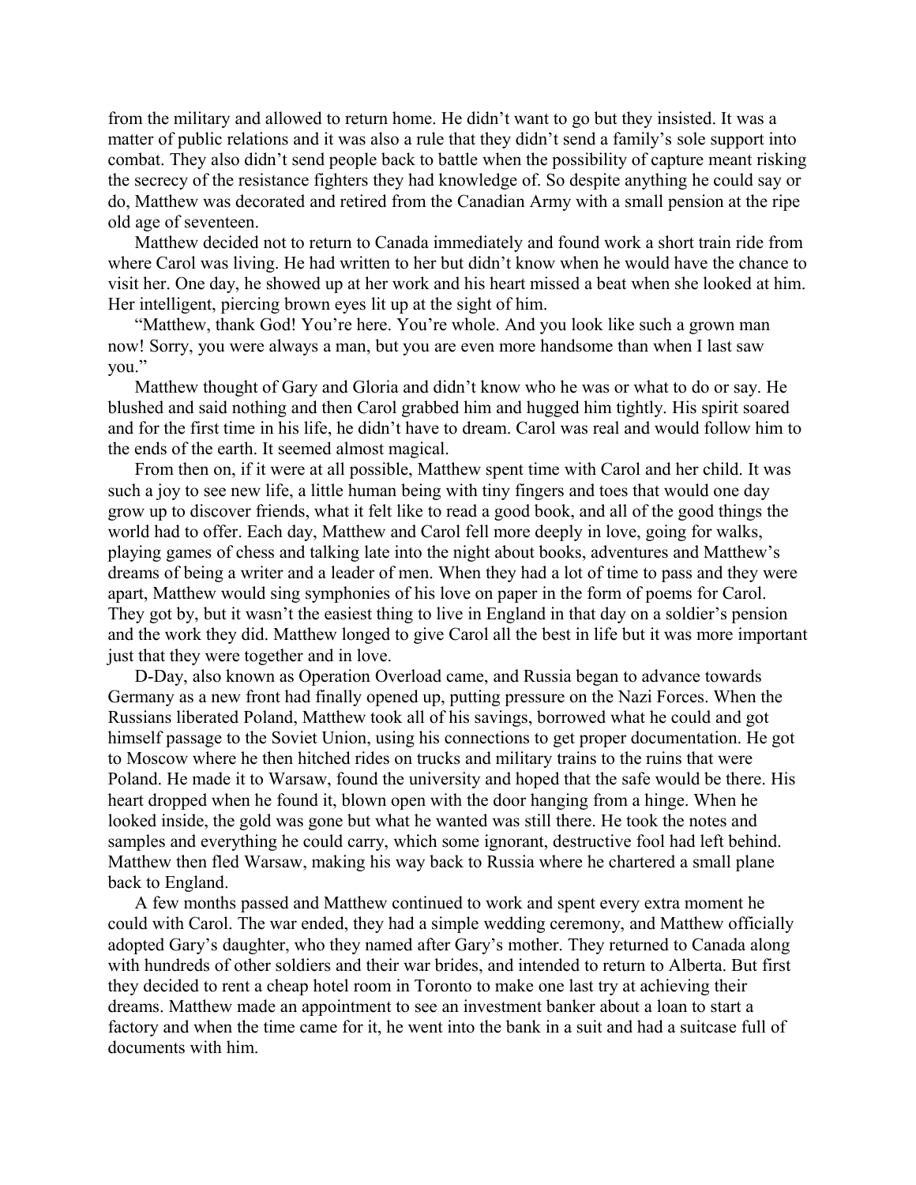from the military and allowed to return home. He didn't want to go but they insisted. It was a matter of public relations and it was also a rule that they didn't send a family's sole support into combat. They also didn't send people back to battle when the possibility of capture meant risking the secrecy of the resistance fighters they had knowledge of. So despite anything he could say or do, Matthew was decorated and retired from the Canadian Army with a small pension at the ripe old age of seventeen.

Matthew decided not to return to Canada immediately and found work a short train ride from where Carol was living. He had written to her but didn't know when he would have the chance to visit her. One day, he showed up at her work and his heart missed a beat when she looked at him. Her intelligent, piercing brown eyes lit up at the sight of him.

"Matthew, thank God! You're here. You're whole. And you look like such a grown man now! Sorry, you were always a man, but you are even more handsome than when I last saw you."

Matthew thought of Gary and Gloria and didn't know who he was or what to do or say. He blushed and said nothing and then Carol grabbed him and hugged him tightly. His spirit soared and for the first time in his life, he didn't have to dream. Carol was real and would follow him to the ends of the earth. It seemed almost magical.

From then on, if it were at all possible, Matthew spent time with Carol and her child. It was such a joy to see new life, a little human being with tiny fingers and toes that would one day grow up to discover friends, what it felt like to read a good book, and all of the good things the world had to offer. Each day, Matthew and Carol fell more deeply in love, going for walks, playing games of chess and talking late into the night about books, adventures and Matthew's dreams of being a writer and a leader of men. When they had a lot of time to pass and they were apart, Matthew would sing symphonies of his love on paper in the form of poems for Carol. They got by, but it wasn't the easiest thing to live in England in that day on a soldier's pension and the work they did. Matthew longed to give Carol all the best in life but it was more important just that they were together and in love.

D-Day, also known as Operation Overload came, and Russia began to advance towards Germany as a new front had finally opened up, putting pressure on the Nazi Forces. When the Russians liberated Poland, Matthew took all of his savings, borrowed what he could and got himself passage to the Soviet Union, using his connections to get proper documentation. He got to Moscow where he then hitched rides on trucks and military trains to the ruins that were Poland. He made it to Warsaw, found the university and hoped that the safe would be there. His heart dropped when he found it, blown open with the door hanging from a hinge. When he looked inside, the gold was gone but what he wanted was still there. He took the notes and samples and everything he could carry, which some ignorant, destructive fool had left behind. Matthew then fled Warsaw, making his way back to Russia where he chartered a small plane back to England.

A few months passed and Matthew continued to work and spent every extra moment he could with Carol. The war ended, they had a simple wedding ceremony, and Matthew officially adopted Gary's daughter, who they named after Gary's mother. They returned to Canada along with hundreds of other soldiers and their war brides, and intended to return to Alberta. But first they decided to rent a cheap hotel room in Toronto to make one last try at achieving their dreams. Matthew made an appointment to see an investment banker about a loan to start a factory and when the time came for it, he went into the bank in a suit and had a suitcase full of documents with him.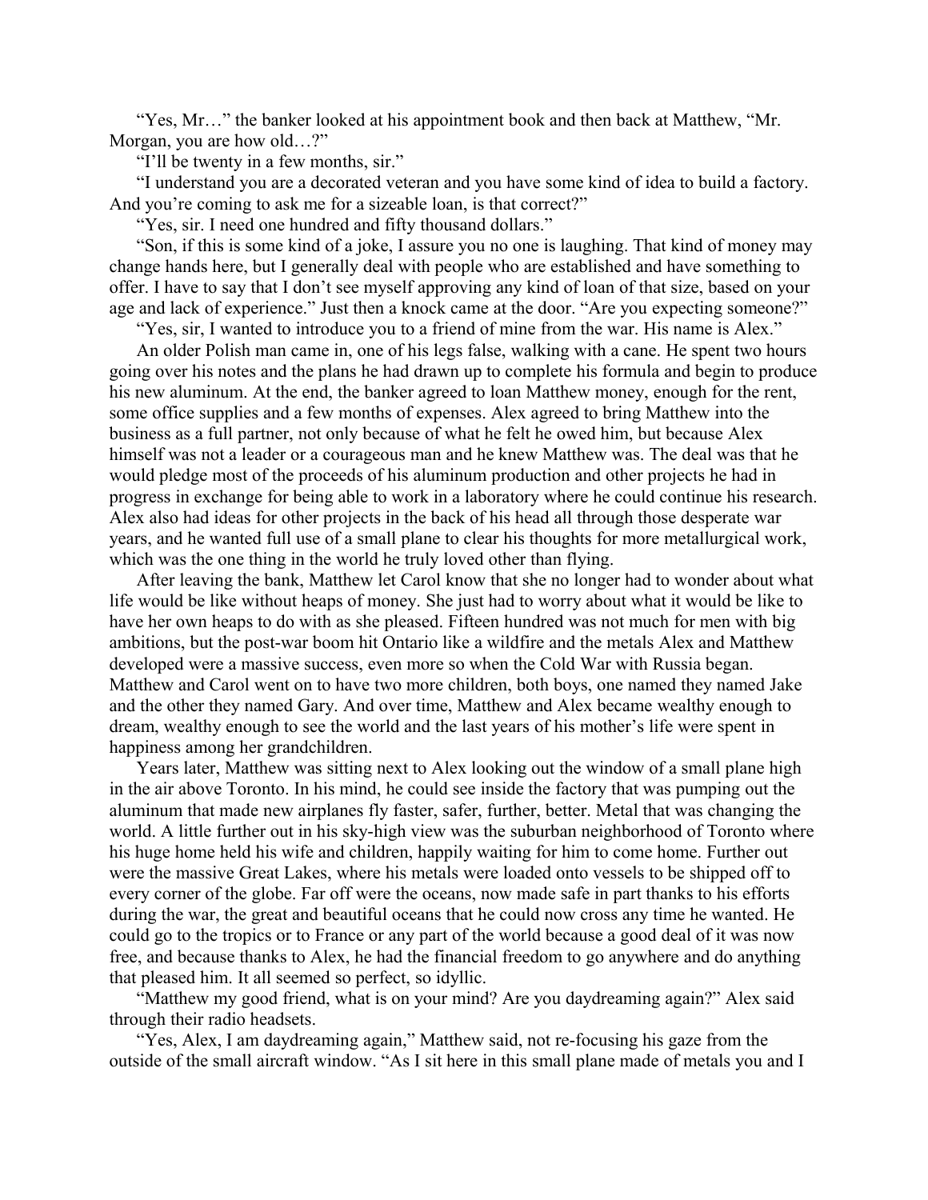"Yes, Mr…" the banker looked at his appointment book and then back at Matthew, "Mr. Morgan, you are how old…?"

"I'll be twenty in a few months, sir."

"I understand you are a decorated veteran and you have some kind of idea to build a factory. And you're coming to ask me for a sizeable loan, is that correct?"

"Yes, sir. I need one hundred and fifty thousand dollars."

"Son, if this is some kind of a joke, I assure you no one is laughing. That kind of money may change hands here, but I generally deal with people who are established and have something to offer. I have to say that I don't see myself approving any kind of loan of that size, based on your age and lack of experience." Just then a knock came at the door. "Are you expecting someone?"

"Yes, sir, I wanted to introduce you to a friend of mine from the war. His name is Alex."

An older Polish man came in, one of his legs false, walking with a cane. He spent two hours going over his notes and the plans he had drawn up to complete his formula and begin to produce his new aluminum. At the end, the banker agreed to loan Matthew money, enough for the rent, some office supplies and a few months of expenses. Alex agreed to bring Matthew into the business as a full partner, not only because of what he felt he owed him, but because Alex himself was not a leader or a courageous man and he knew Matthew was. The deal was that he would pledge most of the proceeds of his aluminum production and other projects he had in progress in exchange for being able to work in a laboratory where he could continue his research. Alex also had ideas for other projects in the back of his head all through those desperate war years, and he wanted full use of a small plane to clear his thoughts for more metallurgical work, which was the one thing in the world he truly loved other than flying.

After leaving the bank, Matthew let Carol know that she no longer had to wonder about what life would be like without heaps of money. She just had to worry about what it would be like to have her own heaps to do with as she pleased. Fifteen hundred was not much for men with big ambitions, but the post-war boom hit Ontario like a wildfire and the metals Alex and Matthew developed were a massive success, even more so when the Cold War with Russia began. Matthew and Carol went on to have two more children, both boys, one named they named Jake and the other they named Gary. And over time, Matthew and Alex became wealthy enough to dream, wealthy enough to see the world and the last years of his mother's life were spent in happiness among her grandchildren.

Years later, Matthew was sitting next to Alex looking out the window of a small plane high in the air above Toronto. In his mind, he could see inside the factory that was pumping out the aluminum that made new airplanes fly faster, safer, further, better. Metal that was changing the world. A little further out in his sky-high view was the suburban neighborhood of Toronto where his huge home held his wife and children, happily waiting for him to come home. Further out were the massive Great Lakes, where his metals were loaded onto vessels to be shipped off to every corner of the globe. Far off were the oceans, now made safe in part thanks to his efforts during the war, the great and beautiful oceans that he could now cross any time he wanted. He could go to the tropics or to France or any part of the world because a good deal of it was now free, and because thanks to Alex, he had the financial freedom to go anywhere and do anything that pleased him. It all seemed so perfect, so idyllic.

"Matthew my good friend, what is on your mind? Are you daydreaming again?" Alex said through their radio headsets.

"Yes, Alex, I am daydreaming again," Matthew said, not re-focusing his gaze from the outside of the small aircraft window. "As I sit here in this small plane made of metals you and I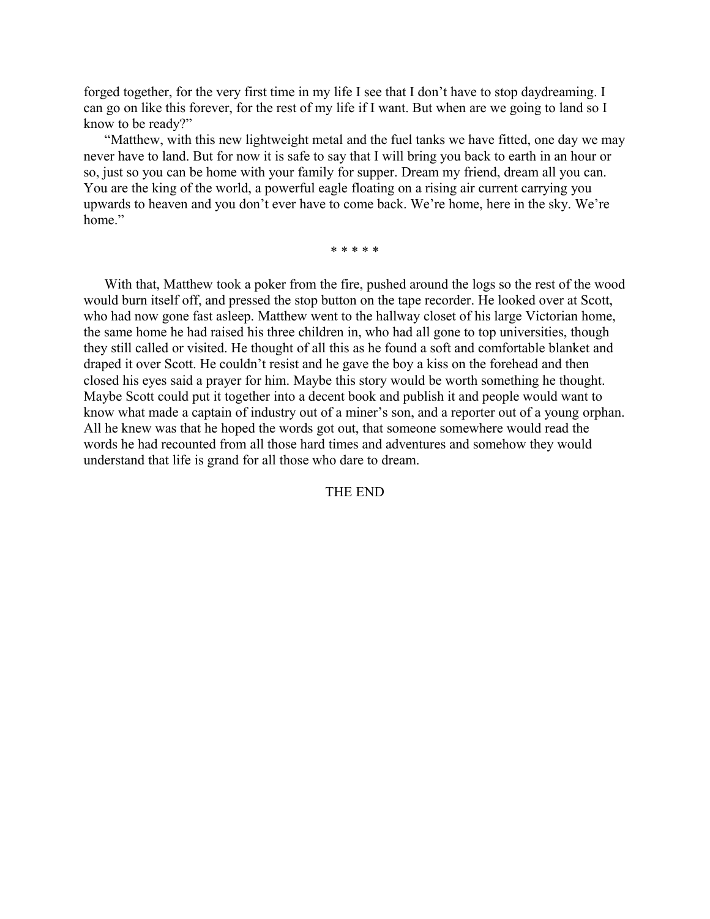forged together, for the very first time in my life I see that I don't have to stop daydreaming. I can go on like this forever, for the rest of my life if I want. But when are we going to land so I know to be ready?"

"Matthew, with this new lightweight metal and the fuel tanks we have fitted, one day we may never have to land. But for now it is safe to say that I will bring you back to earth in an hour or so, just so you can be home with your family for supper. Dream my friend, dream all you can. You are the king of the world, a powerful eagle floating on a rising air current carrying you upwards to heaven and you don't ever have to come back. We're home, here in the sky. We're home."

\* \* \* \* \*

With that, Matthew took a poker from the fire, pushed around the logs so the rest of the wood would burn itself off, and pressed the stop button on the tape recorder. He looked over at Scott, who had now gone fast asleep. Matthew went to the hallway closet of his large Victorian home, the same home he had raised his three children in, who had all gone to top universities, though they still called or visited. He thought of all this as he found a soft and comfortable blanket and draped it over Scott. He couldn't resist and he gave the boy a kiss on the forehead and then closed his eyes said a prayer for him. Maybe this story would be worth something he thought. Maybe Scott could put it together into a decent book and publish it and people would want to know what made a captain of industry out of a miner's son, and a reporter out of a young orphan. All he knew was that he hoped the words got out, that someone somewhere would read the words he had recounted from all those hard times and adventures and somehow they would understand that life is grand for all those who dare to dream.

THE END